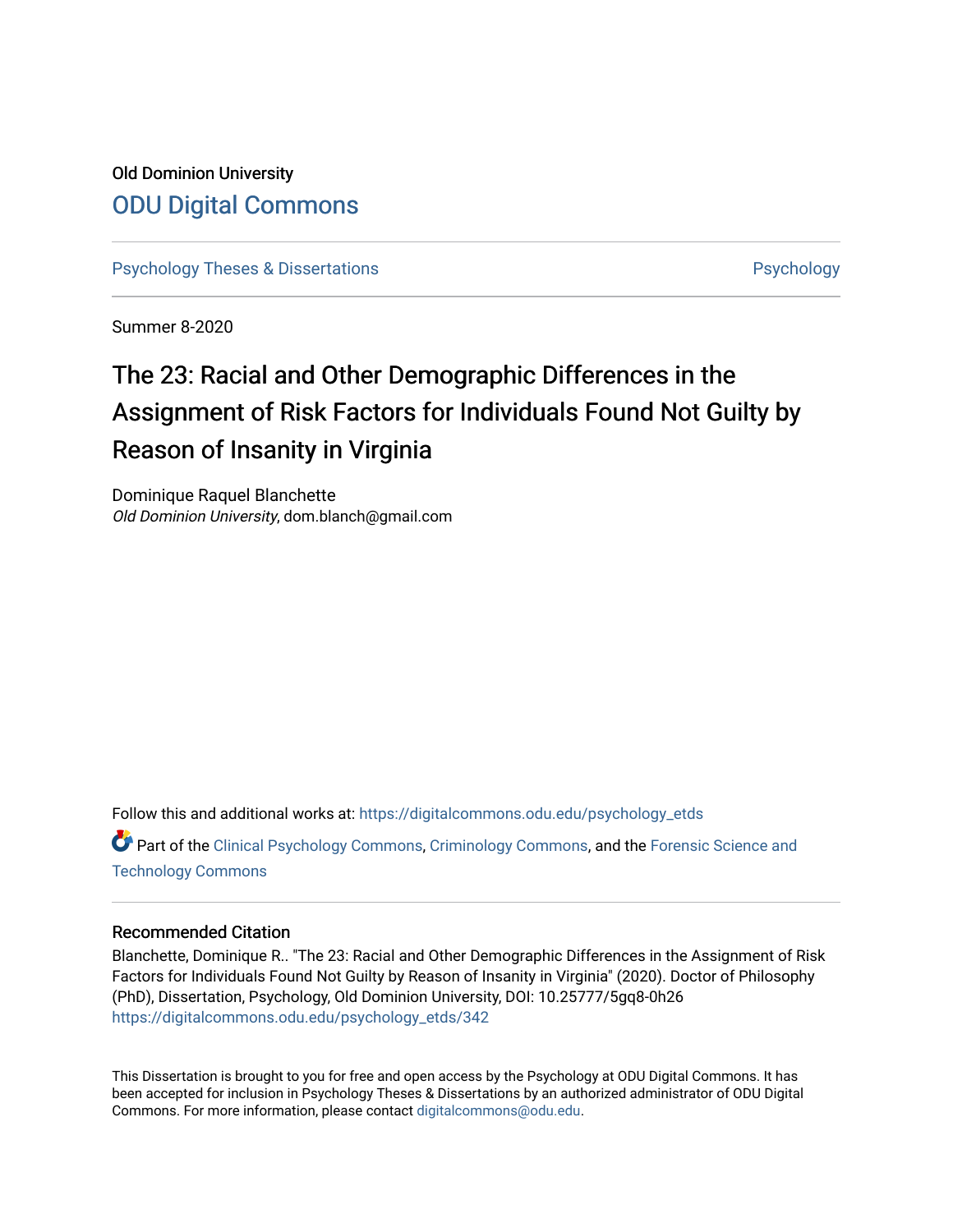Old Dominion University

# ODU Digital Commons

Psychology Theses & Dissertations | Psychology

Summer 8-2020

# The 23: Racial and Other Demographic Differences in the Assignment of Risk Factors for Individuals Found Not Guilty by Reason of Insanity in Virginia

Dominique Raquel Blanchette
*Old Dominion University*, dom.blanch@gmail.com

Follow this and additional works at: https://digitalcommons.odu.edu/psychology_etds

Part of the Clinical Psychology Commons, Criminology Commons, and the Forensic Science and Technology Commons

### Recommended Citation

Blanchette, Dominique R.. "The 23: Racial and Other Demographic Differences in the Assignment of Risk Factors for Individuals Found Not Guilty by Reason of Insanity in Virginia" (2020). Doctor of Philosophy (PhD), Dissertation, Psychology, Old Dominion University, DOI: 10.25777/5gq8-0h26
https://digitalcommons.odu.edu/psychology_etds/342

This Dissertation is brought to you for free and open access by the Psychology at ODU Digital Commons. It has been accepted for inclusion in Psychology Theses & Dissertations by an authorized administrator of ODU Digital Commons. For more information, please contact digitalcommons@odu.edu.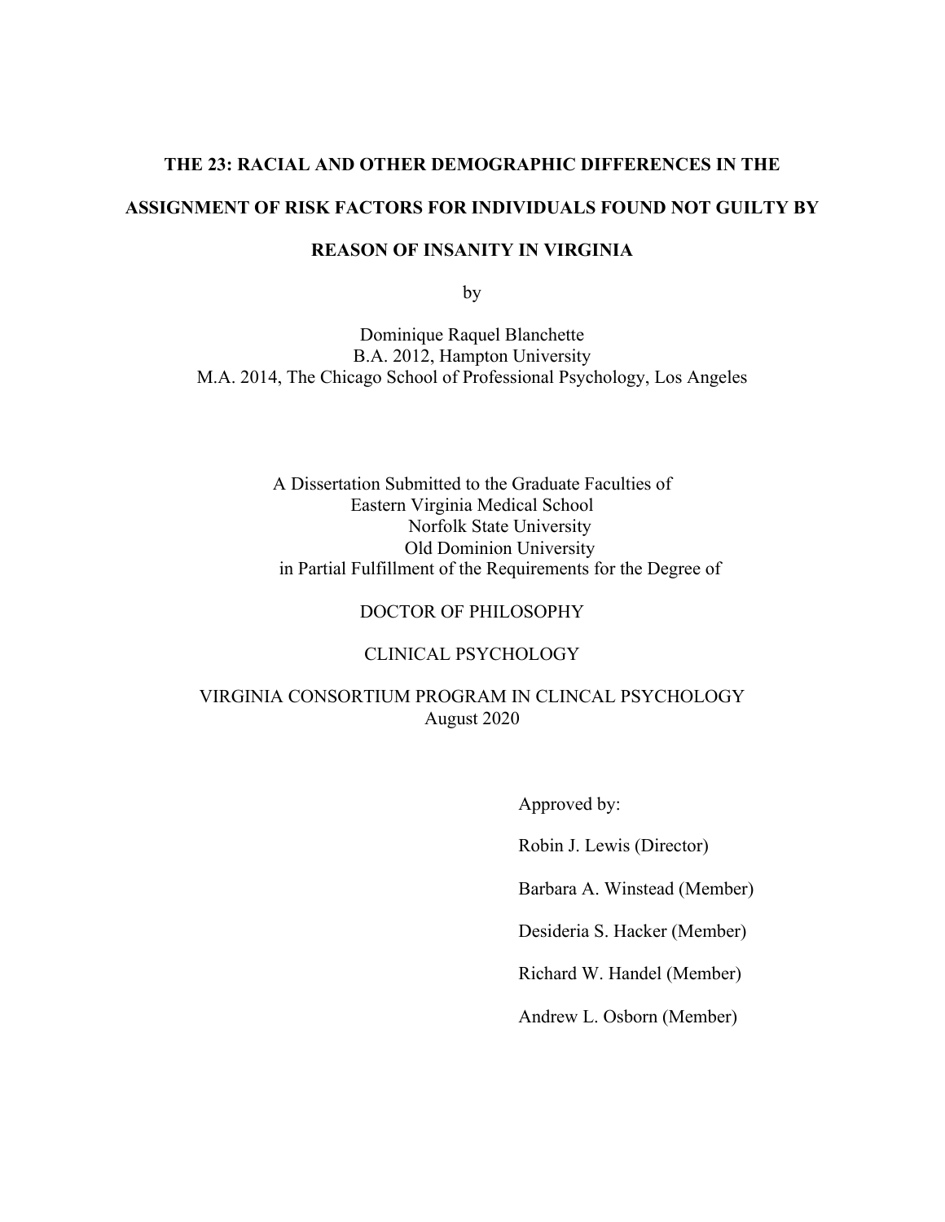# THE 23: RACIAL AND OTHER DEMOGRAPHIC DIFFERENCES IN THE ASSIGNMENT OF RISK FACTORS FOR INDIVIDUALS FOUND NOT GUILTY BY REASON OF INSANITY IN VIRGINIA

by

Dominique Raquel Blanchette
B.A. 2012, Hampton University
M.A. 2014, The Chicago School of Professional Psychology, Los Angeles

A Dissertation Submitted to the Graduate Faculties of
Eastern Virginia Medical School
Norfolk State University
Old Dominion University
in Partial Fulfillment of the Requirements for the Degree of

DOCTOR OF PHILOSOPHY

CLINICAL PSYCHOLOGY

VIRGINIA CONSORTIUM PROGRAM IN CLINCAL PSYCHOLOGY
August 2020

Approved by:

Robin J. Lewis (Director)

Barbara A. Winstead (Member)

Desideria S. Hacker (Member)

Richard W. Handel (Member)

Andrew L. Osborn (Member)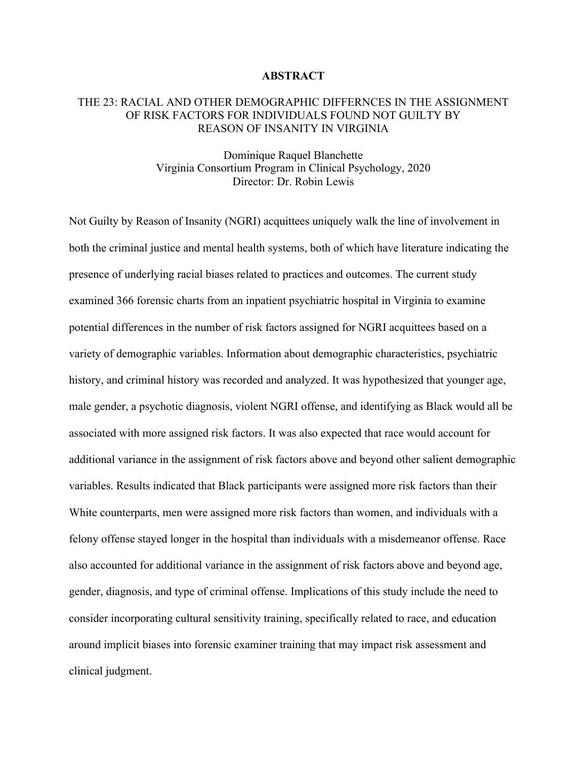## ABSTRACT

THE 23: RACIAL AND OTHER DEMOGRAPHIC DIFFERNCES IN THE ASSIGNMENT OF RISK FACTORS FOR INDIVIDUALS FOUND NOT GUILTY BY REASON OF INSANITY IN VIRGINIA

Dominique Raquel Blanchette
Virginia Consortium Program in Clinical Psychology, 2020
Director: Dr. Robin Lewis

Not Guilty by Reason of Insanity (NGRI) acquittees uniquely walk the line of involvement in both the criminal justice and mental health systems, both of which have literature indicating the presence of underlying racial biases related to practices and outcomes. The current study examined 366 forensic charts from an inpatient psychiatric hospital in Virginia to examine potential differences in the number of risk factors assigned for NGRI acquittees based on a variety of demographic variables. Information about demographic characteristics, psychiatric history, and criminal history was recorded and analyzed. It was hypothesized that younger age, male gender, a psychotic diagnosis, violent NGRI offense, and identifying as Black would all be associated with more assigned risk factors. It was also expected that race would account for additional variance in the assignment of risk factors above and beyond other salient demographic variables. Results indicated that Black participants were assigned more risk factors than their White counterparts, men were assigned more risk factors than women, and individuals with a felony offense stayed longer in the hospital than individuals with a misdemeanor offense. Race also accounted for additional variance in the assignment of risk factors above and beyond age, gender, diagnosis, and type of criminal offense. Implications of this study include the need to consider incorporating cultural sensitivity training, specifically related to race, and education around implicit biases into forensic examiner training that may impact risk assessment and clinical judgment.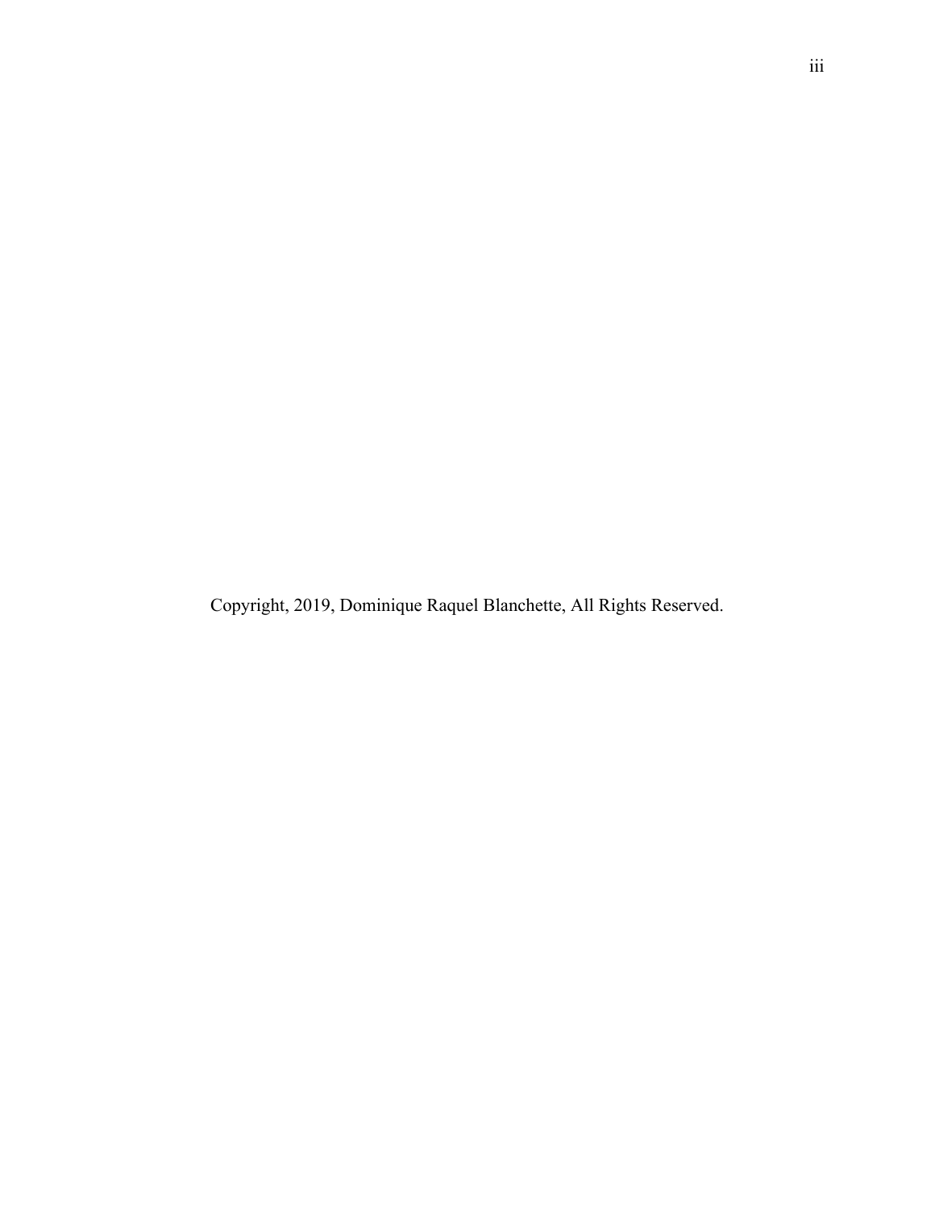Copyright, 2019, Dominique Raquel Blanchette, All Rights Reserved.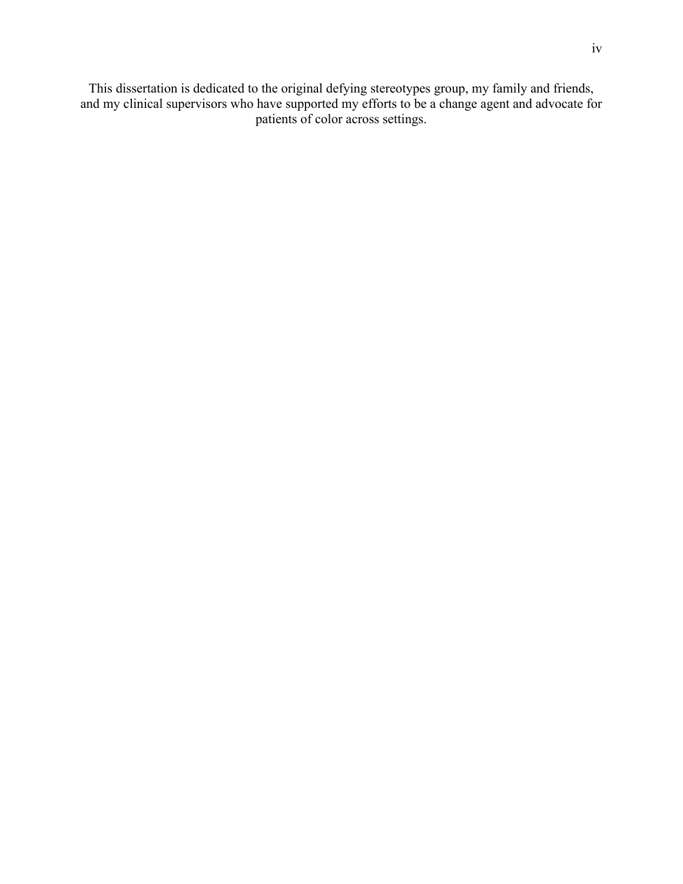This dissertation is dedicated to the original defying stereotypes group, my family and friends, and my clinical supervisors who have supported my efforts to be a change agent and advocate for patients of color across settings.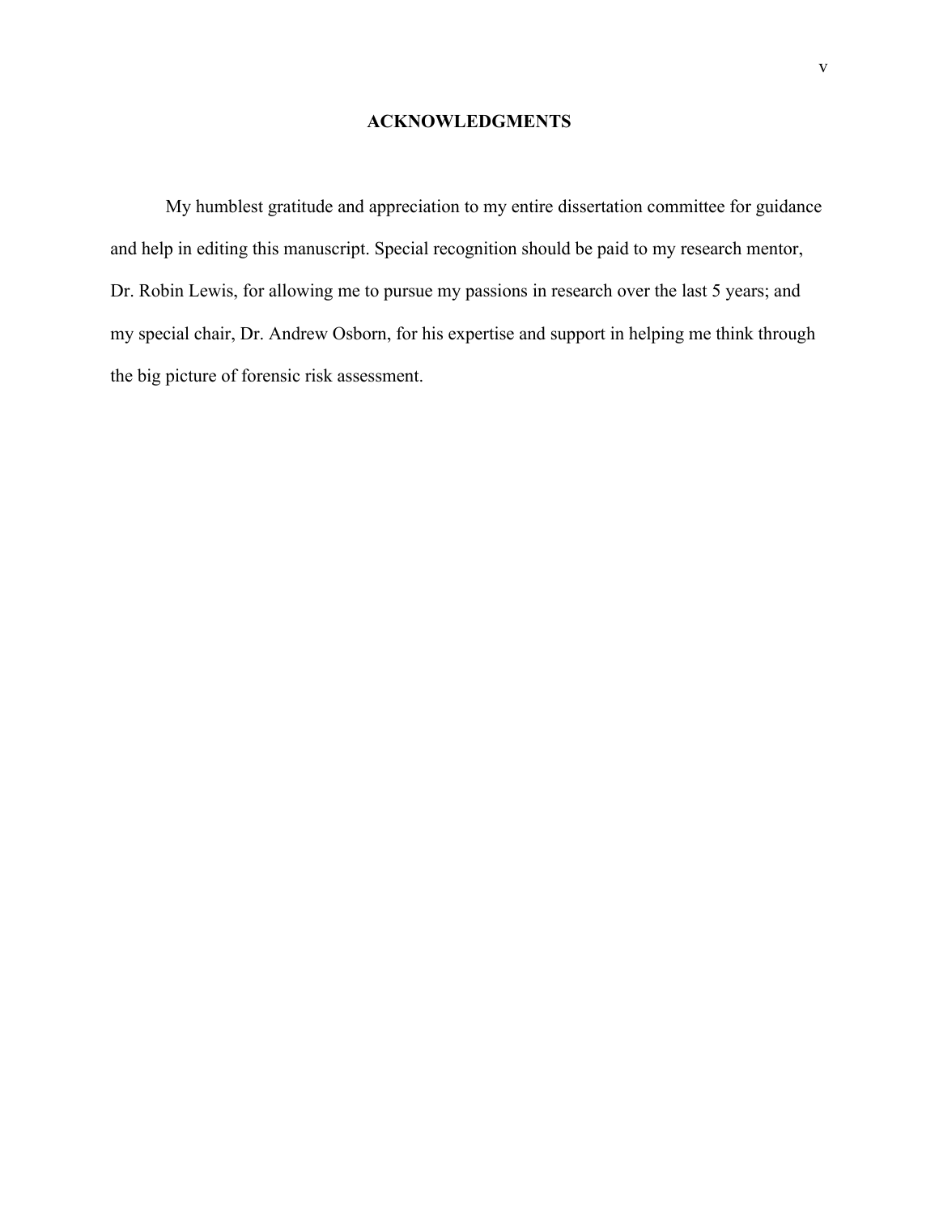## ACKNOWLEDGMENTS

My humblest gratitude and appreciation to my entire dissertation committee for guidance and help in editing this manuscript. Special recognition should be paid to my research mentor, Dr. Robin Lewis, for allowing me to pursue my passions in research over the last 5 years; and my special chair, Dr. Andrew Osborn, for his expertise and support in helping me think through the big picture of forensic risk assessment.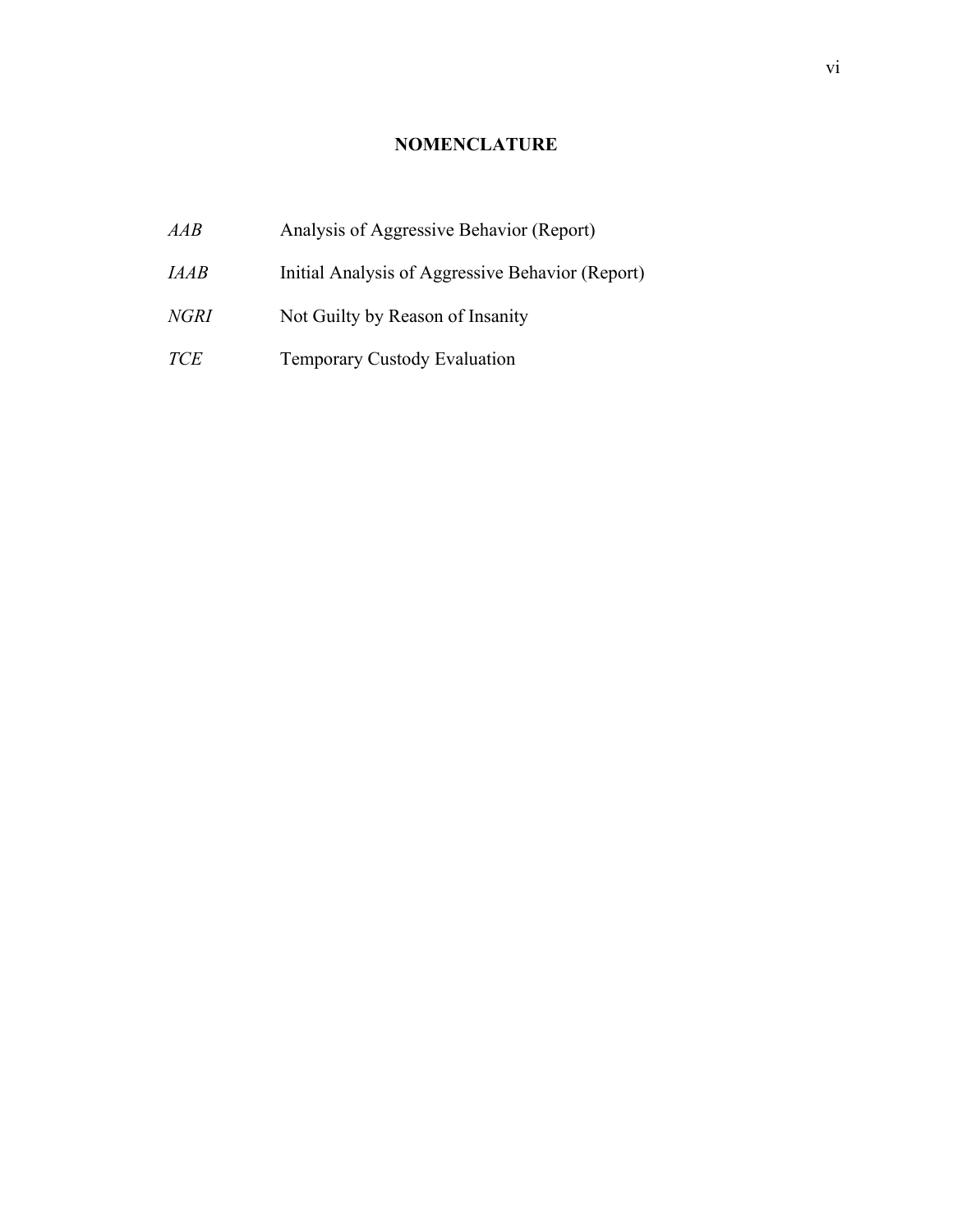# NOMENCLATURE

| | |
|---|---|
| *AAB* | Analysis of Aggressive Behavior (Report) |
| *IAAB* | Initial Analysis of Aggressive Behavior (Report) |
| *NGRI* | Not Guilty by Reason of Insanity |
| *TCE* | Temporary Custody Evaluation |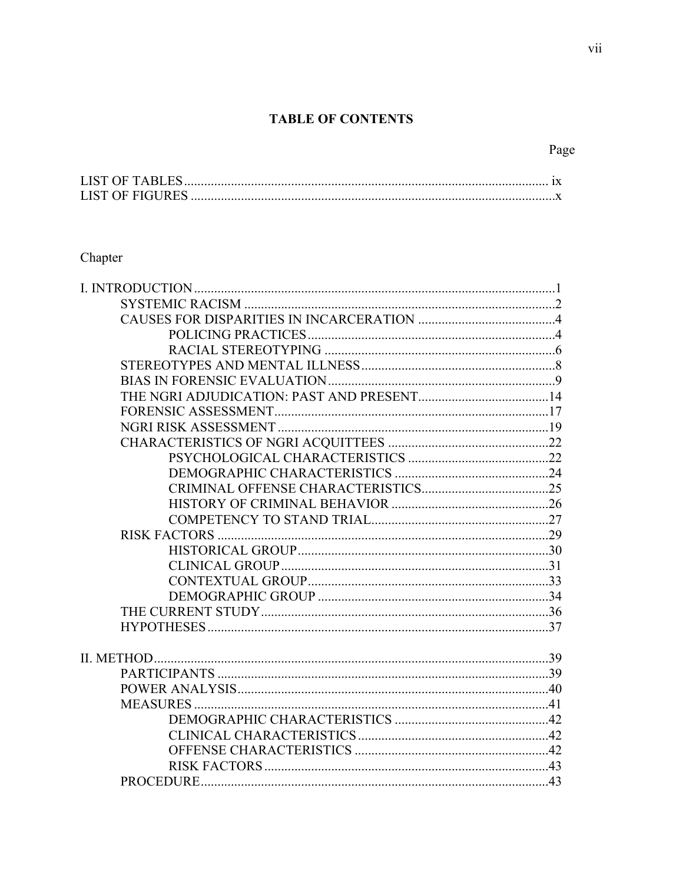# TABLE OF CONTENTS

| | Page |
|---|---|
| LIST OF TABLES | ix |
| LIST OF FIGURES | x |

Chapter

| | |
|---|---|
| I. INTRODUCTION | 1 |
| SYSTEMIC RACISM | 2 |
| CAUSES FOR DISPARITIES IN INCARCERATION | 4 |
| POLICING PRACTICES | 4 |
| RACIAL STEREOTYPING | 6 |
| STEREOTYPES AND MENTAL ILLNESS | 8 |
| BIAS IN FORENSIC EVALUATION | 9 |
| THE NGRI ADJUDICATION: PAST AND PRESENT | 14 |
| FORENSIC ASSESSMENT | 17 |
| NGRI RISK ASSESSMENT | 19 |
| CHARACTERISTICS OF NGRI ACQUITTEES | 22 |
| PSYCHOLOGICAL CHARACTERISTICS | 22 |
| DEMOGRAPHIC CHARACTERISTICS | 24 |
| CRIMINAL OFFENSE CHARACTERISTICS | 25 |
| HISTORY OF CRIMINAL BEHAVIOR | 26 |
| COMPETENCY TO STAND TRIAL | 27 |
| RISK FACTORS | 29 |
| HISTORICAL GROUP | 30 |
| CLINICAL GROUP | 31 |
| CONTEXTUAL GROUP | 33 |
| DEMOGRAPHIC GROUP | 34 |
| THE CURRENT STUDY | 36 |
| HYPOTHESES | 37 |
| II. METHOD | 39 |
| PARTICIPANTS | 39 |
| POWER ANALYSIS | 40 |
| MEASURES | 41 |
| DEMOGRAPHIC CHARACTERISTICS | 42 |
| CLINICAL CHARACTERISTICS | 42 |
| OFFENSE CHARACTERISTICS | 42 |
| RISK FACTORS | 43 |
| PROCEDURE | 43 |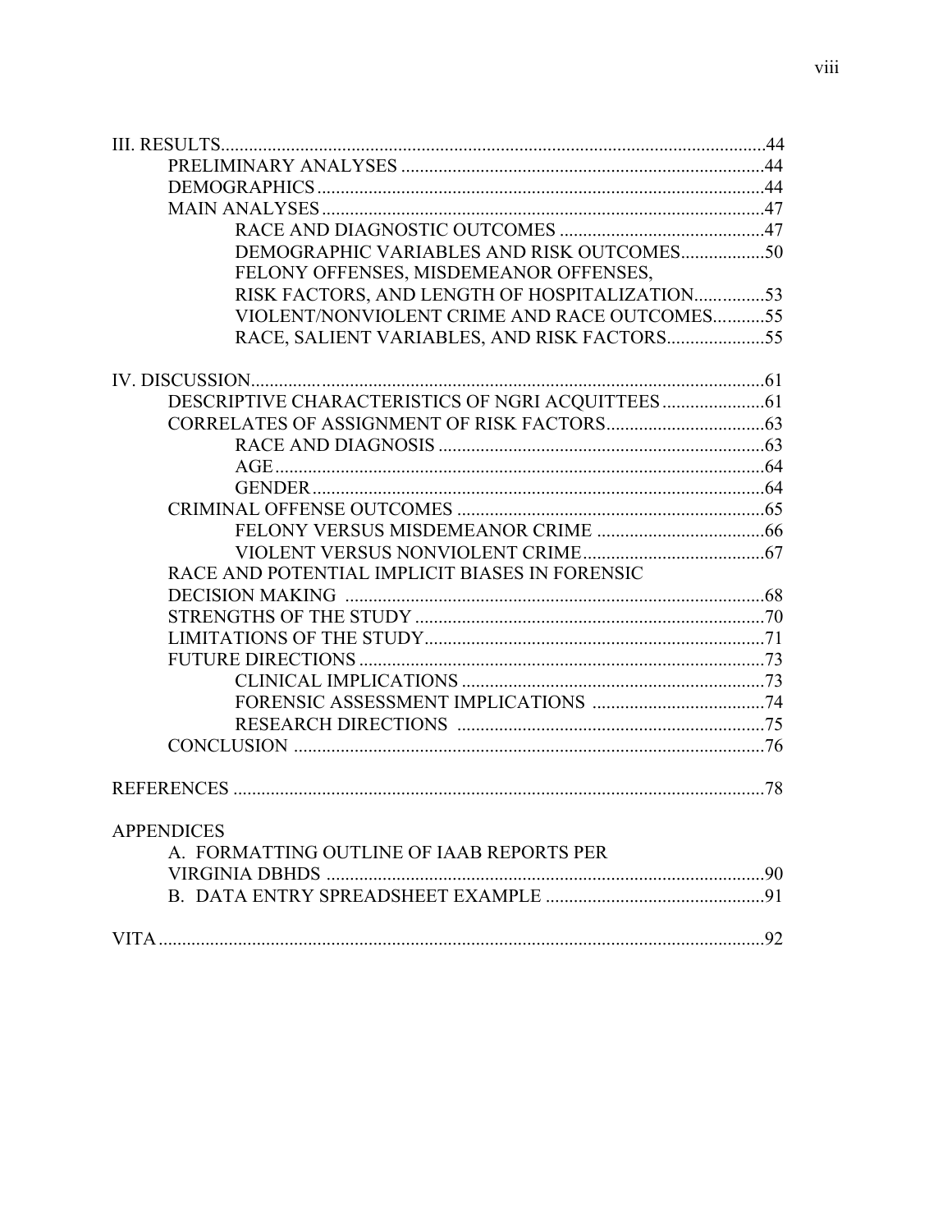III. RESULTS.....................................................................................................................44

PRELIMINARY ANALYSES ..............................................................................44

DEMOGRAPHICS ................................................................................................44

MAIN ANALYSES ...............................................................................................47

RACE AND DIAGNOSTIC OUTCOMES ............................................47

DEMOGRAPHIC VARIABLES AND RISK OUTCOMES..................50

FELONY OFFENSES, MISDEMEANOR OFFENSES, RISK FACTORS, AND LENGTH OF HOSPITALIZATION...............53

VIOLENT/NONVIOLENT CRIME AND RACE OUTCOMES...........55

RACE, SALIENT VARIABLES, AND RISK FACTORS.....................55

IV. DISCUSSION...............................................................................................................61

DESCRIPTIVE CHARACTERISTICS OF NGRI ACQUITTEES ......................61

CORRELATES OF ASSIGNMENT OF RISK FACTORS..................................63

RACE AND DIAGNOSIS ......................................................................63

AGE.........................................................................................................64

GENDER.................................................................................................64

CRIMINAL OFFENSE OUTCOMES ..................................................................65

FELONY VERSUS MISDEMEANOR CRIME ....................................66

VIOLENT VERSUS NONVIOLENT CRIME.......................................67

RACE AND POTENTIAL IMPLICIT BIASES IN FORENSIC DECISION MAKING ..........................................................................................68

STRENGTHS OF THE STUDY ...........................................................................70

LIMITATIONS OF THE STUDY.........................................................................71

FUTURE DIRECTIONS .......................................................................................73

CLINICAL IMPLICATIONS .................................................................73

FORENSIC ASSESSMENT IMPLICATIONS .....................................74

RESEARCH DIRECTIONS ..................................................................75

CONCLUSION .....................................................................................................76

REFERENCES ...................................................................................................................78

APPENDICES

A. FORMATTING OUTLINE OF IAAB REPORTS PER VIRGINIA DBHDS ...............................................................................................90

B. DATA ENTRY SPREADSHEET EXAMPLE ...............................................91

VITA..................................................................................................................................92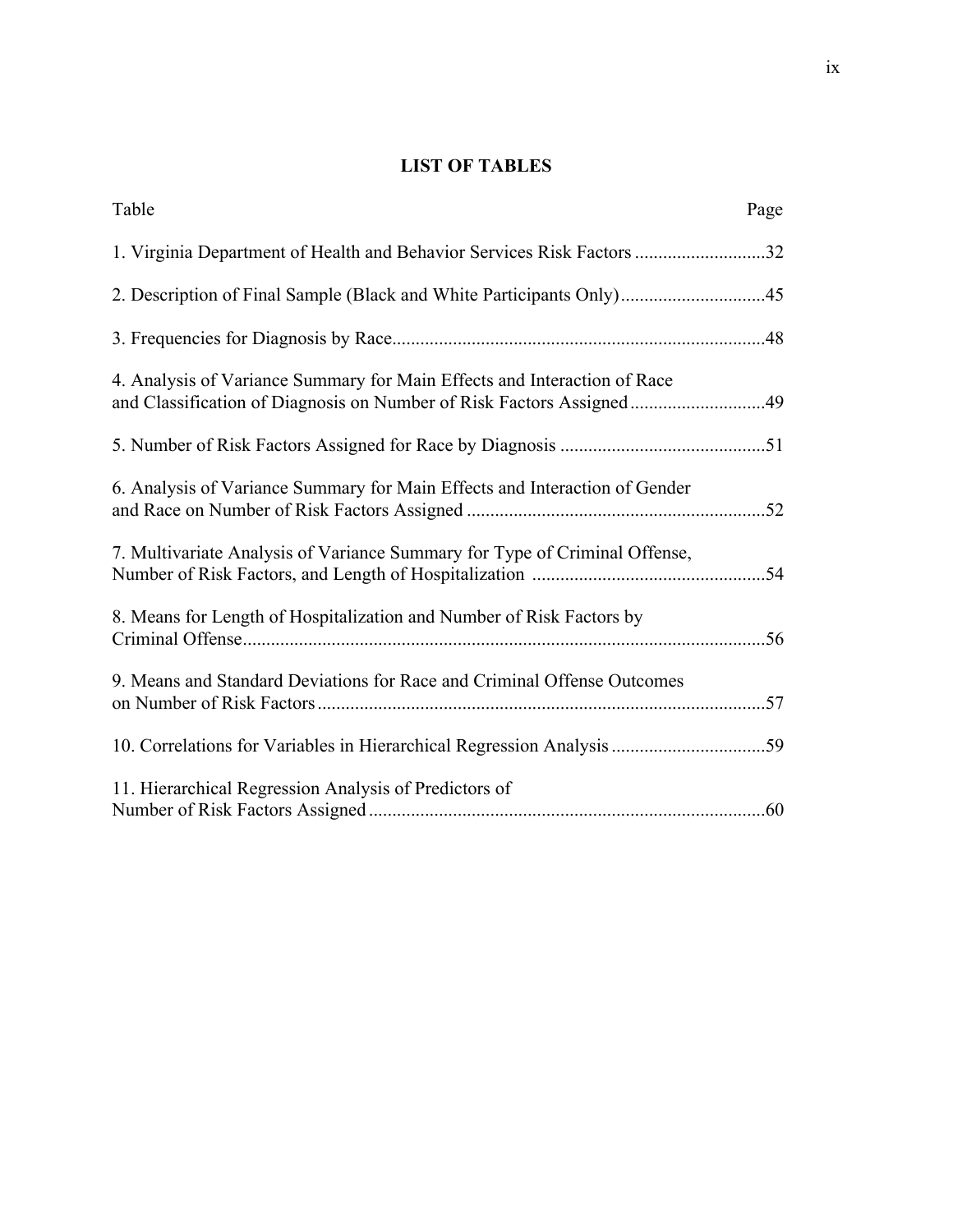## LIST OF TABLES

| Table | Page |
|---|---|
| 1. Virginia Department of Health and Behavior Services Risk Factors | 32 |
| 2. Description of Final Sample (Black and White Participants Only) | 45 |
| 3. Frequencies for Diagnosis by Race | 48 |
| 4. Analysis of Variance Summary for Main Effects and Interaction of Race and Classification of Diagnosis on Number of Risk Factors Assigned | 49 |
| 5. Number of Risk Factors Assigned for Race by Diagnosis | 51 |
| 6. Analysis of Variance Summary for Main Effects and Interaction of Gender and Race on Number of Risk Factors Assigned | 52 |
| 7. Multivariate Analysis of Variance Summary for Type of Criminal Offense, Number of Risk Factors, and Length of Hospitalization | 54 |
| 8. Means for Length of Hospitalization and Number of Risk Factors by Criminal Offense | 56 |
| 9. Means and Standard Deviations for Race and Criminal Offense Outcomes on Number of Risk Factors | 57 |
| 10. Correlations for Variables in Hierarchical Regression Analysis | 59 |
| 11. Hierarchical Regression Analysis of Predictors of Number of Risk Factors Assigned | 60 |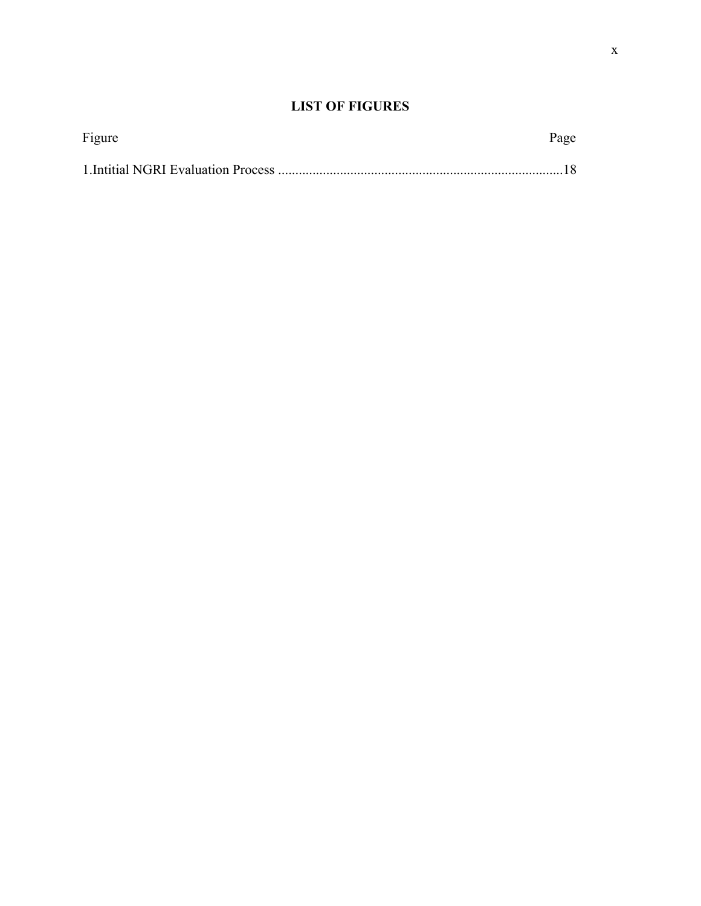## LIST OF FIGURES

Figure Page

1.Intitial NGRI Evaluation Process ..................................................................................18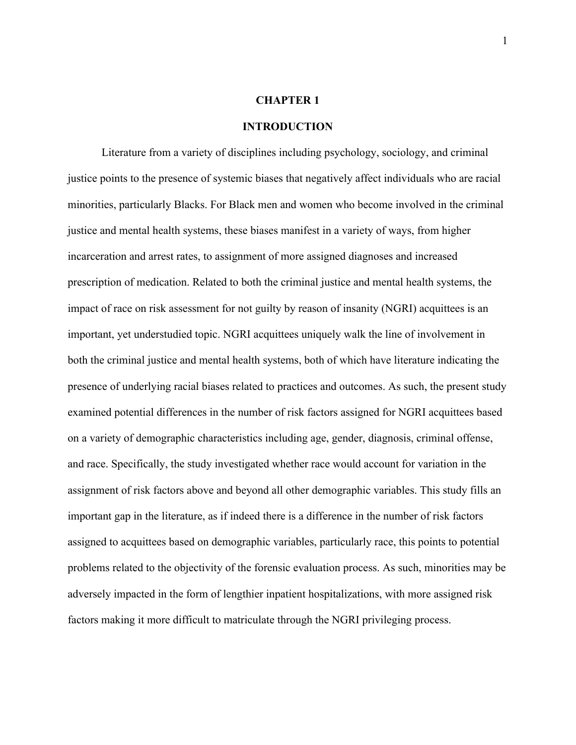# CHAPTER 1

# INTRODUCTION

Literature from a variety of disciplines including psychology, sociology, and criminal justice points to the presence of systemic biases that negatively affect individuals who are racial minorities, particularly Blacks. For Black men and women who become involved in the criminal justice and mental health systems, these biases manifest in a variety of ways, from higher incarceration and arrest rates, to assignment of more assigned diagnoses and increased prescription of medication. Related to both the criminal justice and mental health systems, the impact of race on risk assessment for not guilty by reason of insanity (NGRI) acquittees is an important, yet understudied topic. NGRI acquittees uniquely walk the line of involvement in both the criminal justice and mental health systems, both of which have literature indicating the presence of underlying racial biases related to practices and outcomes. As such, the present study examined potential differences in the number of risk factors assigned for NGRI acquittees based on a variety of demographic characteristics including age, gender, diagnosis, criminal offense, and race. Specifically, the study investigated whether race would account for variation in the assignment of risk factors above and beyond all other demographic variables. This study fills an important gap in the literature, as if indeed there is a difference in the number of risk factors assigned to acquittees based on demographic variables, particularly race, this points to potential problems related to the objectivity of the forensic evaluation process. As such, minorities may be adversely impacted in the form of lengthier inpatient hospitalizations, with more assigned risk factors making it more difficult to matriculate through the NGRI privileging process.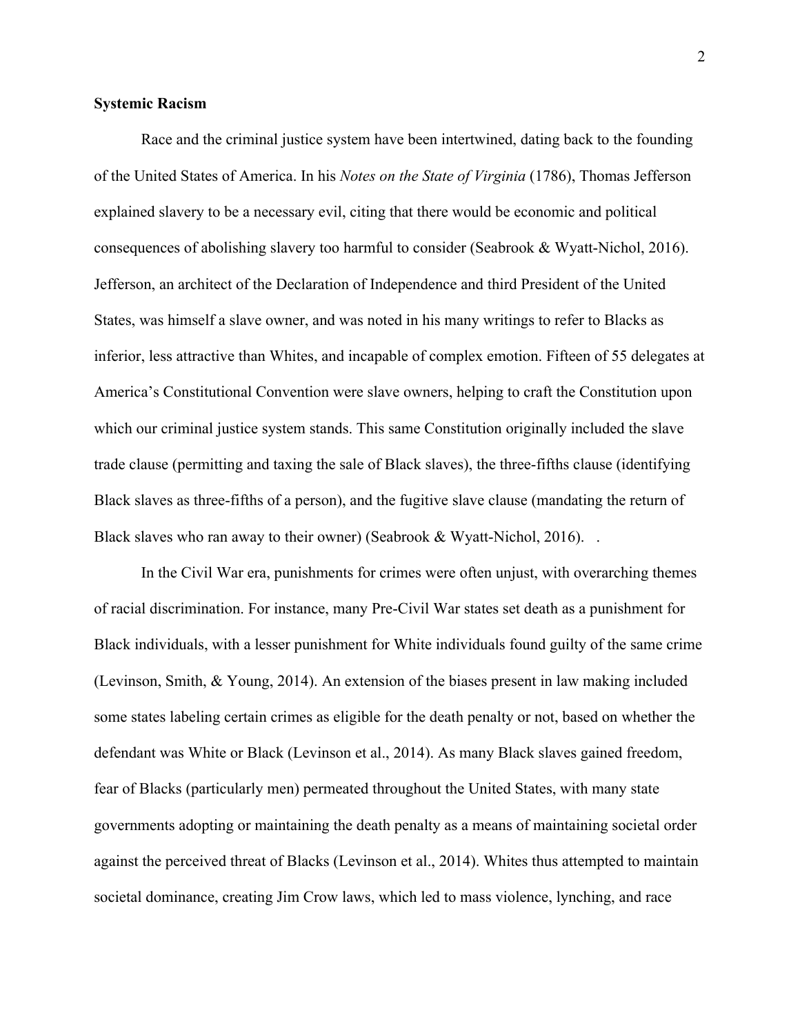**Systemic Racism**

Race and the criminal justice system have been intertwined, dating back to the founding of the United States of America. In his *Notes on the State of Virginia* (1786), Thomas Jefferson explained slavery to be a necessary evil, citing that there would be economic and political consequences of abolishing slavery too harmful to consider (Seabrook & Wyatt-Nichol, 2016). Jefferson, an architect of the Declaration of Independence and third President of the United States, was himself a slave owner, and was noted in his many writings to refer to Blacks as inferior, less attractive than Whites, and incapable of complex emotion. Fifteen of 55 delegates at America's Constitutional Convention were slave owners, helping to craft the Constitution upon which our criminal justice system stands. This same Constitution originally included the slave trade clause (permitting and taxing the sale of Black slaves), the three-fifths clause (identifying Black slaves as three-fifths of a person), and the fugitive slave clause (mandating the return of Black slaves who ran away to their owner) (Seabrook & Wyatt-Nichol, 2016). .

In the Civil War era, punishments for crimes were often unjust, with overarching themes of racial discrimination. For instance, many Pre-Civil War states set death as a punishment for Black individuals, with a lesser punishment for White individuals found guilty of the same crime (Levinson, Smith, & Young, 2014). An extension of the biases present in law making included some states labeling certain crimes as eligible for the death penalty or not, based on whether the defendant was White or Black (Levinson et al., 2014). As many Black slaves gained freedom, fear of Blacks (particularly men) permeated throughout the United States, with many state governments adopting or maintaining the death penalty as a means of maintaining societal order against the perceived threat of Blacks (Levinson et al., 2014). Whites thus attempted to maintain societal dominance, creating Jim Crow laws, which led to mass violence, lynching, and race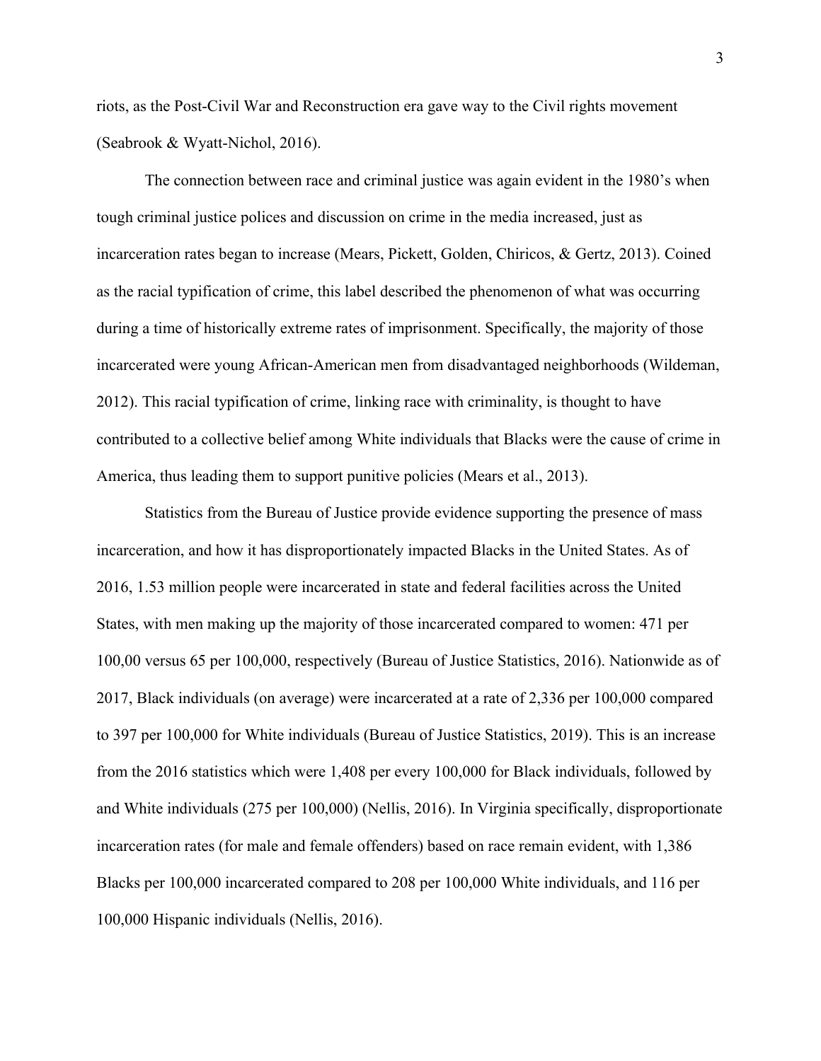riots, as the Post-Civil War and Reconstruction era gave way to the Civil rights movement (Seabrook & Wyatt-Nichol, 2016).

The connection between race and criminal justice was again evident in the 1980's when tough criminal justice polices and discussion on crime in the media increased, just as incarceration rates began to increase (Mears, Pickett, Golden, Chiricos, & Gertz, 2013). Coined as the racial typification of crime, this label described the phenomenon of what was occurring during a time of historically extreme rates of imprisonment. Specifically, the majority of those incarcerated were young African-American men from disadvantaged neighborhoods (Wildeman, 2012). This racial typification of crime, linking race with criminality, is thought to have contributed to a collective belief among White individuals that Blacks were the cause of crime in America, thus leading them to support punitive policies (Mears et al., 2013).

Statistics from the Bureau of Justice provide evidence supporting the presence of mass incarceration, and how it has disproportionately impacted Blacks in the United States. As of 2016, 1.53 million people were incarcerated in state and federal facilities across the United States, with men making up the majority of those incarcerated compared to women: 471 per 100,00 versus 65 per 100,000, respectively (Bureau of Justice Statistics, 2016). Nationwide as of 2017, Black individuals (on average) were incarcerated at a rate of 2,336 per 100,000 compared to 397 per 100,000 for White individuals (Bureau of Justice Statistics, 2019). This is an increase from the 2016 statistics which were 1,408 per every 100,000 for Black individuals, followed by and White individuals (275 per 100,000) (Nellis, 2016). In Virginia specifically, disproportionate incarceration rates (for male and female offenders) based on race remain evident, with 1,386 Blacks per 100,000 incarcerated compared to 208 per 100,000 White individuals, and 116 per 100,000 Hispanic individuals (Nellis, 2016).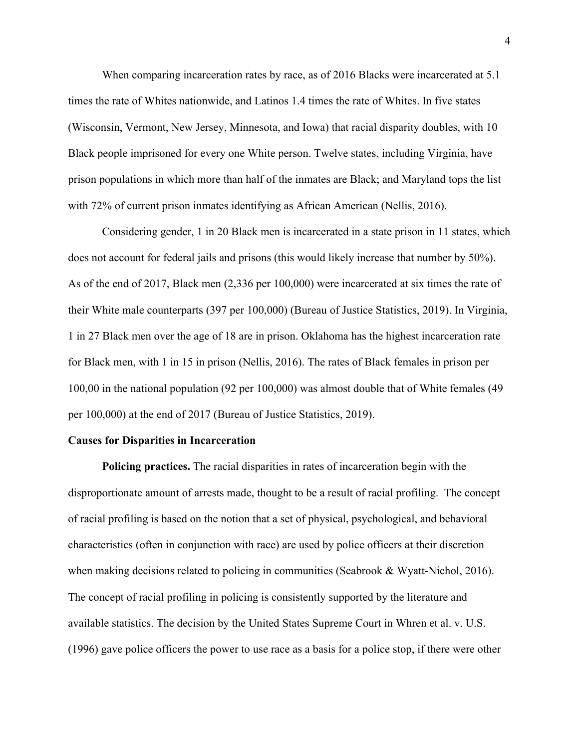When comparing incarceration rates by race, as of 2016 Blacks were incarcerated at 5.1 times the rate of Whites nationwide, and Latinos 1.4 times the rate of Whites. In five states (Wisconsin, Vermont, New Jersey, Minnesota, and Iowa) that racial disparity doubles, with 10 Black people imprisoned for every one White person. Twelve states, including Virginia, have prison populations in which more than half of the inmates are Black; and Maryland tops the list with 72% of current prison inmates identifying as African American (Nellis, 2016).

Considering gender, 1 in 20 Black men is incarcerated in a state prison in 11 states, which does not account for federal jails and prisons (this would likely increase that number by 50%). As of the end of 2017, Black men (2,336 per 100,000) were incarcerated at six times the rate of their White male counterparts (397 per 100,000) (Bureau of Justice Statistics, 2019). In Virginia, 1 in 27 Black men over the age of 18 are in prison. Oklahoma has the highest incarceration rate for Black men, with 1 in 15 in prison (Nellis, 2016). The rates of Black females in prison per 100,00 in the national population (92 per 100,000) was almost double that of White females (49 per 100,000) at the end of 2017 (Bureau of Justice Statistics, 2019).

**Causes for Disparities in Incarceration**

**Policing practices.** The racial disparities in rates of incarceration begin with the disproportionate amount of arrests made, thought to be a result of racial profiling. The concept of racial profiling is based on the notion that a set of physical, psychological, and behavioral characteristics (often in conjunction with race) are used by police officers at their discretion when making decisions related to policing in communities (Seabrook & Wyatt-Nichol, 2016). The concept of racial profiling in policing is consistently supported by the literature and available statistics. The decision by the United States Supreme Court in Whren et al. v. U.S. (1996) gave police officers the power to use race as a basis for a police stop, if there were other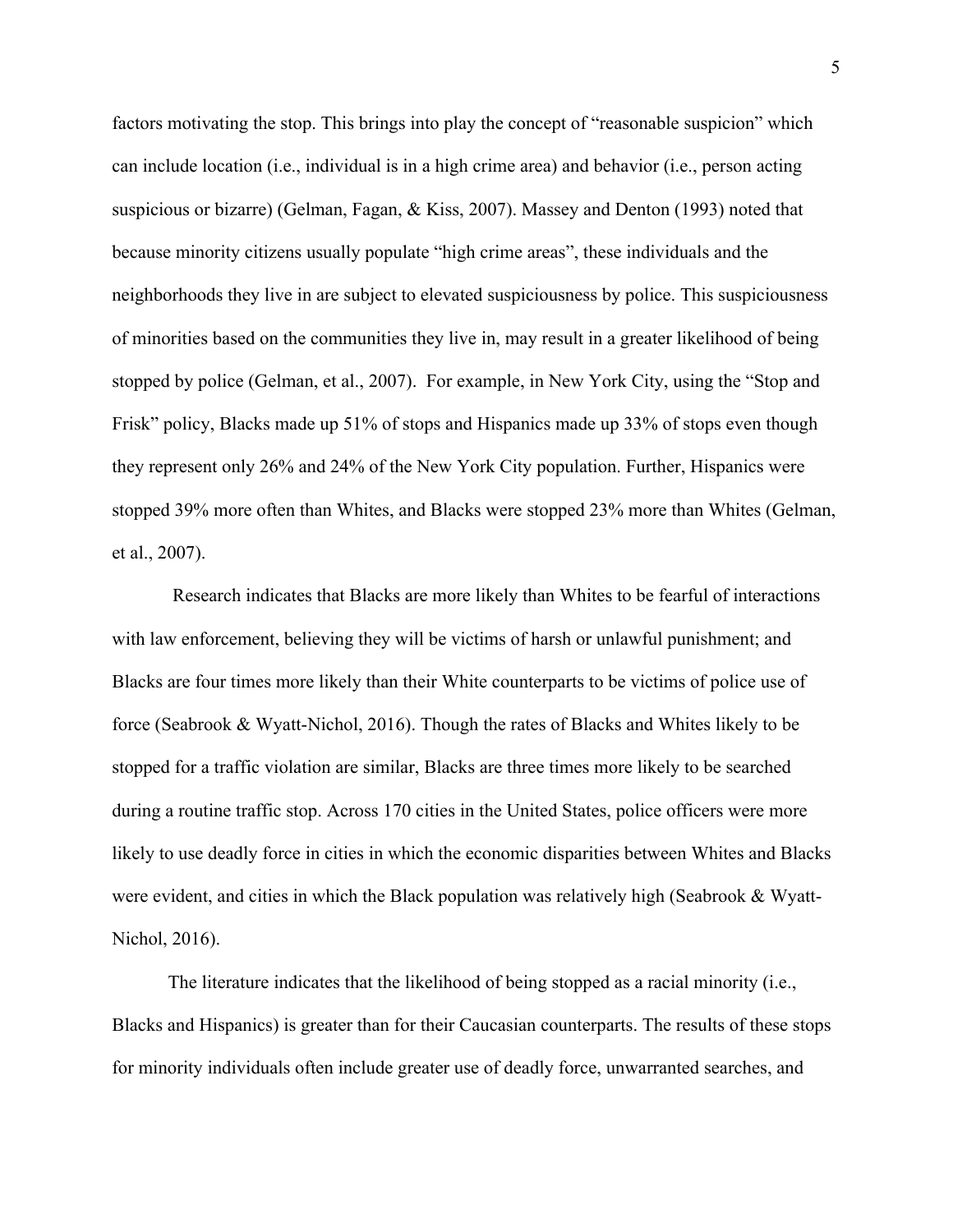factors motivating the stop. This brings into play the concept of "reasonable suspicion" which can include location (i.e., individual is in a high crime area) and behavior (i.e., person acting suspicious or bizarre) (Gelman, Fagan, & Kiss, 2007). Massey and Denton (1993) noted that because minority citizens usually populate "high crime areas", these individuals and the neighborhoods they live in are subject to elevated suspiciousness by police. This suspiciousness of minorities based on the communities they live in, may result in a greater likelihood of being stopped by police (Gelman, et al., 2007). For example, in New York City, using the "Stop and Frisk" policy, Blacks made up 51% of stops and Hispanics made up 33% of stops even though they represent only 26% and 24% of the New York City population. Further, Hispanics were stopped 39% more often than Whites, and Blacks were stopped 23% more than Whites (Gelman, et al., 2007).

Research indicates that Blacks are more likely than Whites to be fearful of interactions with law enforcement, believing they will be victims of harsh or unlawful punishment; and Blacks are four times more likely than their White counterparts to be victims of police use of force (Seabrook & Wyatt-Nichol, 2016). Though the rates of Blacks and Whites likely to be stopped for a traffic violation are similar, Blacks are three times more likely to be searched during a routine traffic stop. Across 170 cities in the United States, police officers were more likely to use deadly force in cities in which the economic disparities between Whites and Blacks were evident, and cities in which the Black population was relatively high (Seabrook & Wyatt-Nichol, 2016).

The literature indicates that the likelihood of being stopped as a racial minority (i.e., Blacks and Hispanics) is greater than for their Caucasian counterparts. The results of these stops for minority individuals often include greater use of deadly force, unwarranted searches, and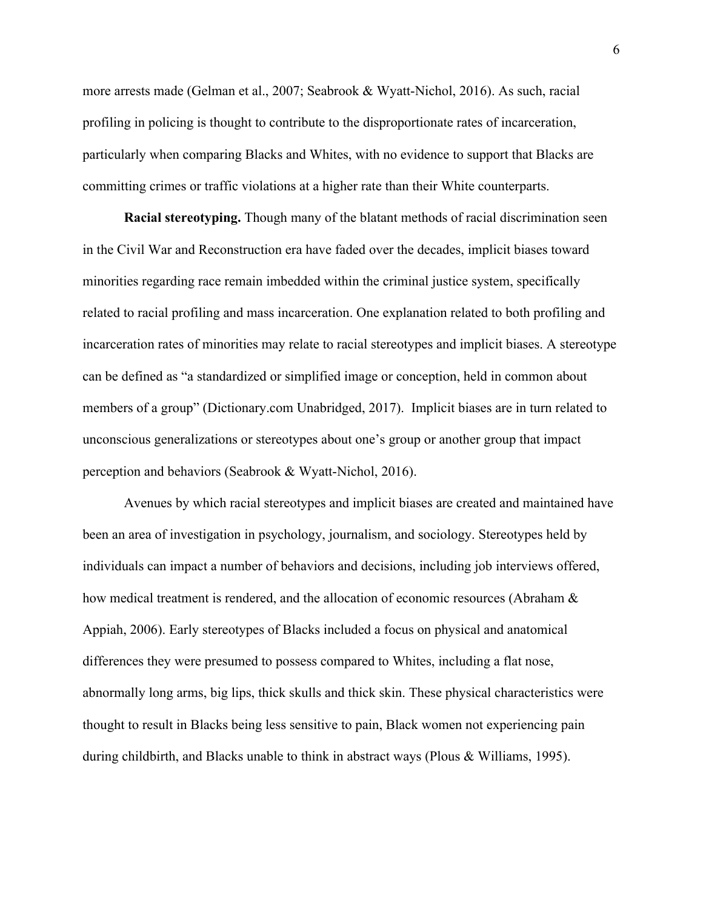more arrests made (Gelman et al., 2007; Seabrook & Wyatt-Nichol, 2016). As such, racial profiling in policing is thought to contribute to the disproportionate rates of incarceration, particularly when comparing Blacks and Whites, with no evidence to support that Blacks are committing crimes or traffic violations at a higher rate than their White counterparts.

**Racial stereotyping.** Though many of the blatant methods of racial discrimination seen in the Civil War and Reconstruction era have faded over the decades, implicit biases toward minorities regarding race remain imbedded within the criminal justice system, specifically related to racial profiling and mass incarceration. One explanation related to both profiling and incarceration rates of minorities may relate to racial stereotypes and implicit biases. A stereotype can be defined as "a standardized or simplified image or conception, held in common about members of a group" (Dictionary.com Unabridged, 2017). Implicit biases are in turn related to unconscious generalizations or stereotypes about one's group or another group that impact perception and behaviors (Seabrook & Wyatt-Nichol, 2016).

Avenues by which racial stereotypes and implicit biases are created and maintained have been an area of investigation in psychology, journalism, and sociology. Stereotypes held by individuals can impact a number of behaviors and decisions, including job interviews offered, how medical treatment is rendered, and the allocation of economic resources (Abraham & Appiah, 2006). Early stereotypes of Blacks included a focus on physical and anatomical differences they were presumed to possess compared to Whites, including a flat nose, abnormally long arms, big lips, thick skulls and thick skin. These physical characteristics were thought to result in Blacks being less sensitive to pain, Black women not experiencing pain during childbirth, and Blacks unable to think in abstract ways (Plous & Williams, 1995).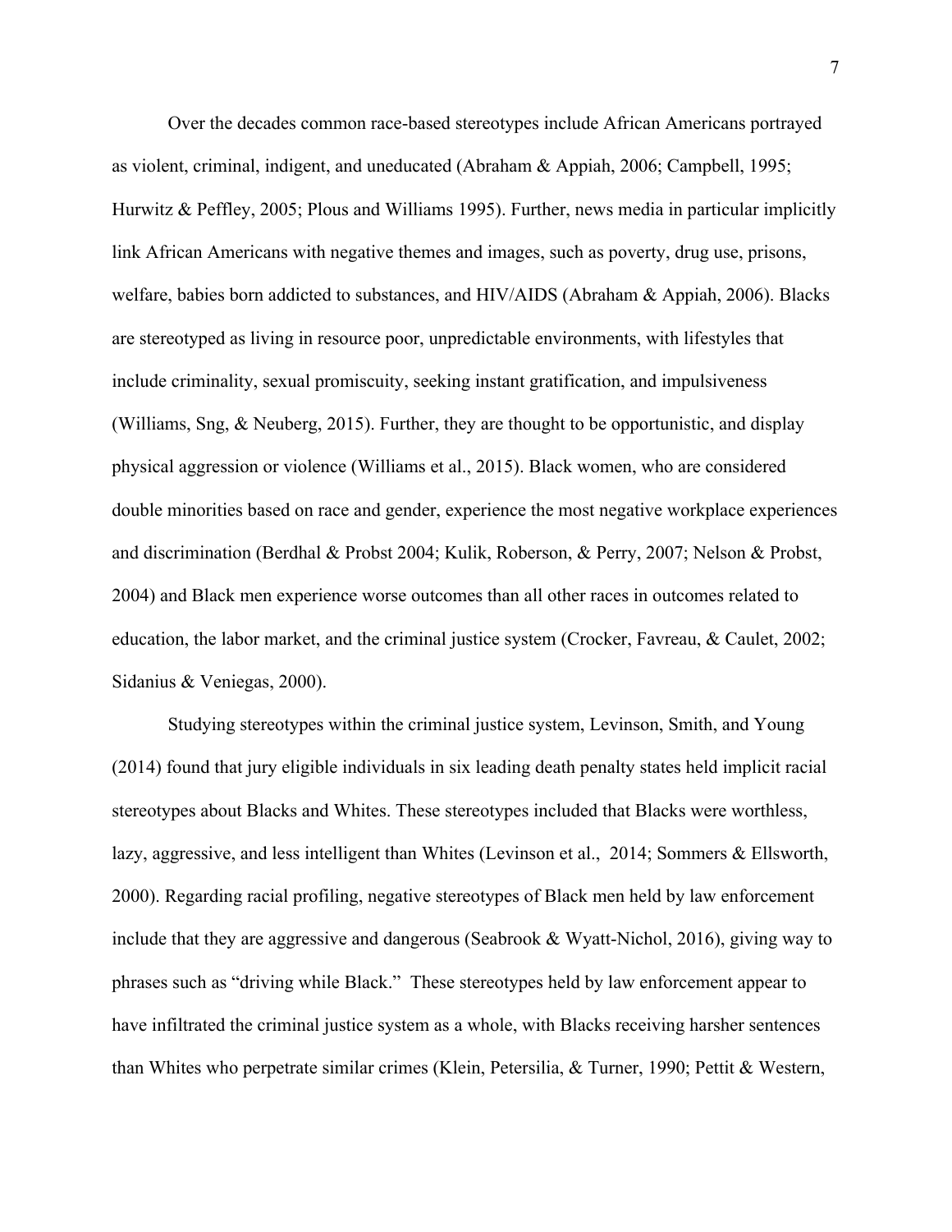Over the decades common race-based stereotypes include African Americans portrayed as violent, criminal, indigent, and uneducated (Abraham & Appiah, 2006; Campbell, 1995; Hurwitz & Peffley, 2005; Plous and Williams 1995). Further, news media in particular implicitly link African Americans with negative themes and images, such as poverty, drug use, prisons, welfare, babies born addicted to substances, and HIV/AIDS (Abraham & Appiah, 2006). Blacks are stereotyped as living in resource poor, unpredictable environments, with lifestyles that include criminality, sexual promiscuity, seeking instant gratification, and impulsiveness (Williams, Sng, & Neuberg, 2015). Further, they are thought to be opportunistic, and display physical aggression or violence (Williams et al., 2015). Black women, who are considered double minorities based on race and gender, experience the most negative workplace experiences and discrimination (Berdhal & Probst 2004; Kulik, Roberson, & Perry, 2007; Nelson & Probst, 2004) and Black men experience worse outcomes than all other races in outcomes related to education, the labor market, and the criminal justice system (Crocker, Favreau, & Caulet, 2002; Sidanius & Veniegas, 2000).

Studying stereotypes within the criminal justice system, Levinson, Smith, and Young (2014) found that jury eligible individuals in six leading death penalty states held implicit racial stereotypes about Blacks and Whites. These stereotypes included that Blacks were worthless, lazy, aggressive, and less intelligent than Whites (Levinson et al., 2014; Sommers & Ellsworth, 2000). Regarding racial profiling, negative stereotypes of Black men held by law enforcement include that they are aggressive and dangerous (Seabrook & Wyatt-Nichol, 2016), giving way to phrases such as "driving while Black." These stereotypes held by law enforcement appear to have infiltrated the criminal justice system as a whole, with Blacks receiving harsher sentences than Whites who perpetrate similar crimes (Klein, Petersilia, & Turner, 1990; Pettit & Western,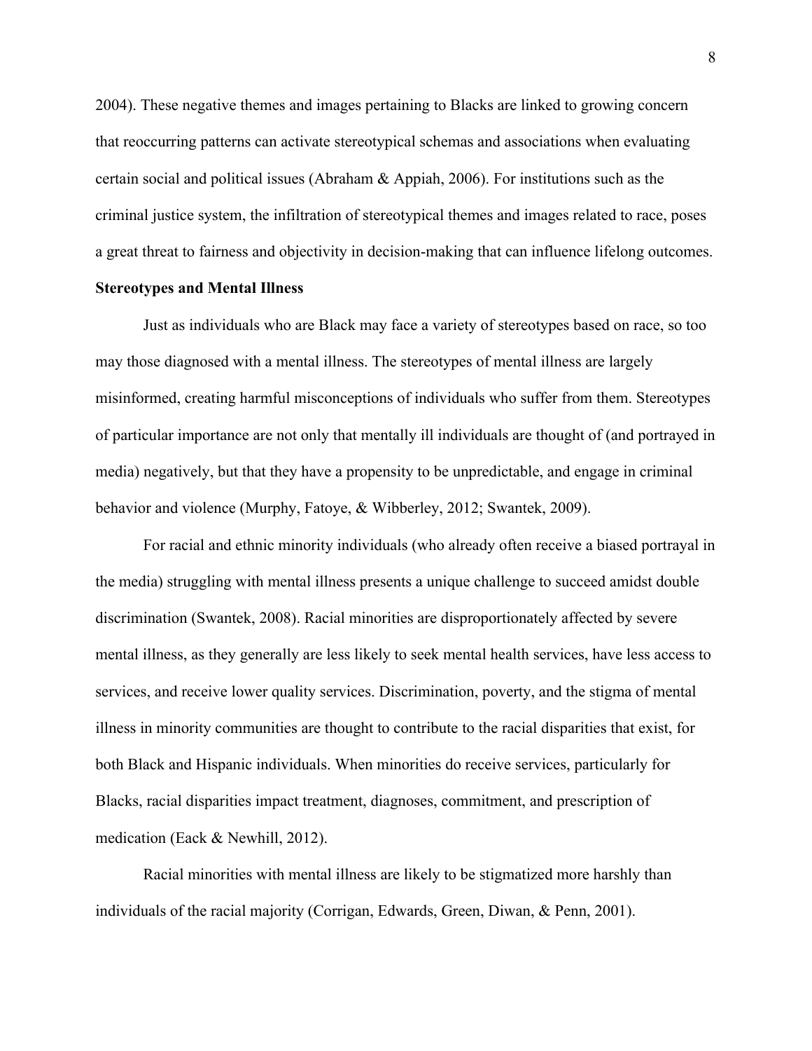2004). These negative themes and images pertaining to Blacks are linked to growing concern that reoccurring patterns can activate stereotypical schemas and associations when evaluating certain social and political issues (Abraham & Appiah, 2006). For institutions such as the criminal justice system, the infiltration of stereotypical themes and images related to race, poses a great threat to fairness and objectivity in decision-making that can influence lifelong outcomes.

**Stereotypes and Mental Illness**

Just as individuals who are Black may face a variety of stereotypes based on race, so too may those diagnosed with a mental illness. The stereotypes of mental illness are largely misinformed, creating harmful misconceptions of individuals who suffer from them. Stereotypes of particular importance are not only that mentally ill individuals are thought of (and portrayed in media) negatively, but that they have a propensity to be unpredictable, and engage in criminal behavior and violence (Murphy, Fatoye, & Wibberley, 2012; Swantek, 2009).

For racial and ethnic minority individuals (who already often receive a biased portrayal in the media) struggling with mental illness presents a unique challenge to succeed amidst double discrimination (Swantek, 2008). Racial minorities are disproportionately affected by severe mental illness, as they generally are less likely to seek mental health services, have less access to services, and receive lower quality services. Discrimination, poverty, and the stigma of mental illness in minority communities are thought to contribute to the racial disparities that exist, for both Black and Hispanic individuals. When minorities do receive services, particularly for Blacks, racial disparities impact treatment, diagnoses, commitment, and prescription of medication (Eack & Newhill, 2012).

Racial minorities with mental illness are likely to be stigmatized more harshly than individuals of the racial majority (Corrigan, Edwards, Green, Diwan, & Penn, 2001).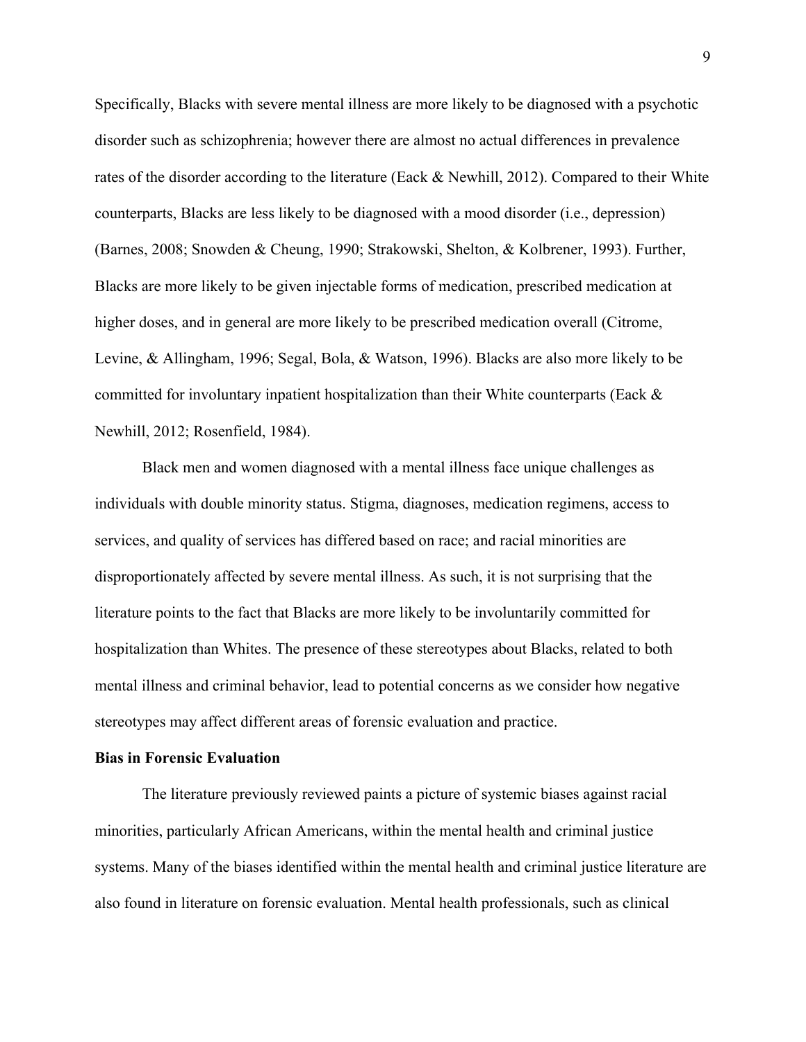Specifically, Blacks with severe mental illness are more likely to be diagnosed with a psychotic disorder such as schizophrenia; however there are almost no actual differences in prevalence rates of the disorder according to the literature (Eack & Newhill, 2012). Compared to their White counterparts, Blacks are less likely to be diagnosed with a mood disorder (i.e., depression) (Barnes, 2008; Snowden & Cheung, 1990; Strakowski, Shelton, & Kolbrener, 1993). Further, Blacks are more likely to be given injectable forms of medication, prescribed medication at higher doses, and in general are more likely to be prescribed medication overall (Citrome, Levine, & Allingham, 1996; Segal, Bola, & Watson, 1996). Blacks are also more likely to be committed for involuntary inpatient hospitalization than their White counterparts (Eack & Newhill, 2012; Rosenfield, 1984).

Black men and women diagnosed with a mental illness face unique challenges as individuals with double minority status. Stigma, diagnoses, medication regimens, access to services, and quality of services has differed based on race; and racial minorities are disproportionately affected by severe mental illness. As such, it is not surprising that the literature points to the fact that Blacks are more likely to be involuntarily committed for hospitalization than Whites. The presence of these stereotypes about Blacks, related to both mental illness and criminal behavior, lead to potential concerns as we consider how negative stereotypes may affect different areas of forensic evaluation and practice.

**Bias in Forensic Evaluation**

The literature previously reviewed paints a picture of systemic biases against racial minorities, particularly African Americans, within the mental health and criminal justice systems. Many of the biases identified within the mental health and criminal justice literature are also found in literature on forensic evaluation. Mental health professionals, such as clinical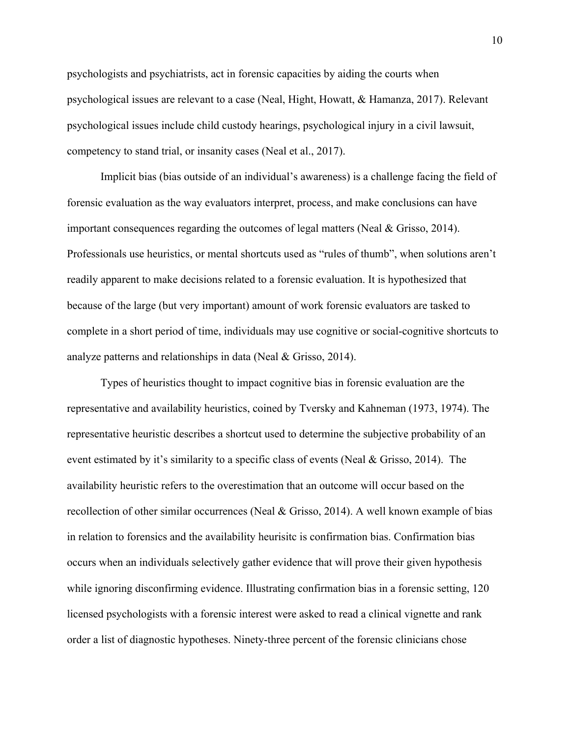psychologists and psychiatrists, act in forensic capacities by aiding the courts when psychological issues are relevant to a case (Neal, Hight, Howatt, & Hamanza, 2017). Relevant psychological issues include child custody hearings, psychological injury in a civil lawsuit, competency to stand trial, or insanity cases (Neal et al., 2017).

Implicit bias (bias outside of an individual's awareness) is a challenge facing the field of forensic evaluation as the way evaluators interpret, process, and make conclusions can have important consequences regarding the outcomes of legal matters (Neal & Grisso, 2014). Professionals use heuristics, or mental shortcuts used as "rules of thumb", when solutions aren't readily apparent to make decisions related to a forensic evaluation. It is hypothesized that because of the large (but very important) amount of work forensic evaluators are tasked to complete in a short period of time, individuals may use cognitive or social-cognitive shortcuts to analyze patterns and relationships in data (Neal & Grisso, 2014).

Types of heuristics thought to impact cognitive bias in forensic evaluation are the representative and availability heuristics, coined by Tversky and Kahneman (1973, 1974). The representative heuristic describes a shortcut used to determine the subjective probability of an event estimated by it's similarity to a specific class of events (Neal & Grisso, 2014). The availability heuristic refers to the overestimation that an outcome will occur based on the recollection of other similar occurrences (Neal & Grisso, 2014). A well known example of bias in relation to forensics and the availability heurisitc is confirmation bias. Confirmation bias occurs when an individuals selectively gather evidence that will prove their given hypothesis while ignoring disconfirming evidence. Illustrating confirmation bias in a forensic setting, 120 licensed psychologists with a forensic interest were asked to read a clinical vignette and rank order a list of diagnostic hypotheses. Ninety-three percent of the forensic clinicians chose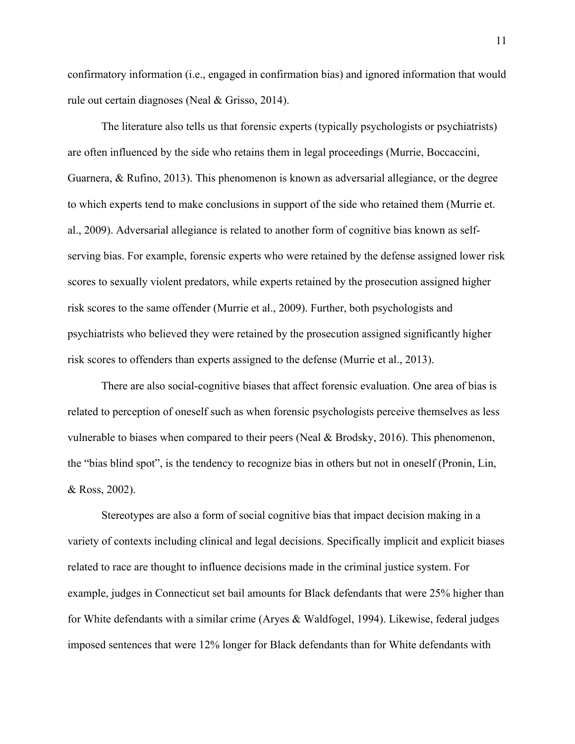confirmatory information (i.e., engaged in confirmation bias) and ignored information that would rule out certain diagnoses (Neal & Grisso, 2014).

The literature also tells us that forensic experts (typically psychologists or psychiatrists) are often influenced by the side who retains them in legal proceedings (Murrie, Boccaccini, Guarnera, & Rufino, 2013). This phenomenon is known as adversarial allegiance, or the degree to which experts tend to make conclusions in support of the side who retained them (Murrie et. al., 2009). Adversarial allegiance is related to another form of cognitive bias known as self-serving bias. For example, forensic experts who were retained by the defense assigned lower risk scores to sexually violent predators, while experts retained by the prosecution assigned higher risk scores to the same offender (Murrie et al., 2009). Further, both psychologists and psychiatrists who believed they were retained by the prosecution assigned significantly higher risk scores to offenders than experts assigned to the defense (Murrie et al., 2013).

There are also social-cognitive biases that affect forensic evaluation. One area of bias is related to perception of oneself such as when forensic psychologists perceive themselves as less vulnerable to biases when compared to their peers (Neal & Brodsky, 2016). This phenomenon, the "bias blind spot", is the tendency to recognize bias in others but not in oneself (Pronin, Lin, & Ross, 2002).

Stereotypes are also a form of social cognitive bias that impact decision making in a variety of contexts including clinical and legal decisions. Specifically implicit and explicit biases related to race are thought to influence decisions made in the criminal justice system. For example, judges in Connecticut set bail amounts for Black defendants that were 25% higher than for White defendants with a similar crime (Aryes & Waldfogel, 1994). Likewise, federal judges imposed sentences that were 12% longer for Black defendants than for White defendants with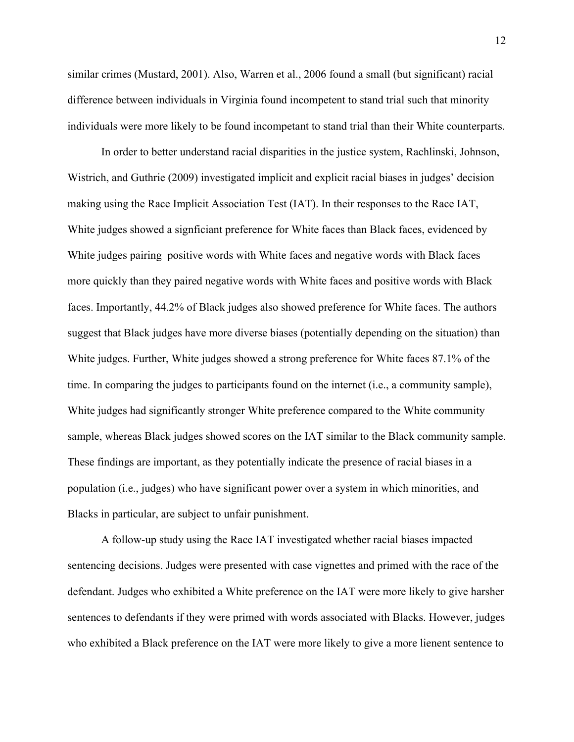similar crimes (Mustard, 2001). Also, Warren et al., 2006 found a small (but significant) racial difference between individuals in Virginia found incompetent to stand trial such that minority individuals were more likely to be found incompetant to stand trial than their White counterparts.

In order to better understand racial disparities in the justice system, Rachlinski, Johnson, Wistrich, and Guthrie (2009) investigated implicit and explicit racial biases in judges' decision making using the Race Implicit Association Test (IAT). In their responses to the Race IAT, White judges showed a signficiant preference for White faces than Black faces, evidenced by White judges pairing positive words with White faces and negative words with Black faces more quickly than they paired negative words with White faces and positive words with Black faces. Importantly, 44.2% of Black judges also showed preference for White faces. The authors suggest that Black judges have more diverse biases (potentially depending on the situation) than White judges. Further, White judges showed a strong preference for White faces 87.1% of the time. In comparing the judges to participants found on the internet (i.e., a community sample), White judges had significantly stronger White preference compared to the White community sample, whereas Black judges showed scores on the IAT similar to the Black community sample. These findings are important, as they potentially indicate the presence of racial biases in a population (i.e., judges) who have significant power over a system in which minorities, and Blacks in particular, are subject to unfair punishment.

A follow-up study using the Race IAT investigated whether racial biases impacted sentencing decisions. Judges were presented with case vignettes and primed with the race of the defendant. Judges who exhibited a White preference on the IAT were more likely to give harsher sentences to defendants if they were primed with words associated with Blacks. However, judges who exhibited a Black preference on the IAT were more likely to give a more lienent sentence to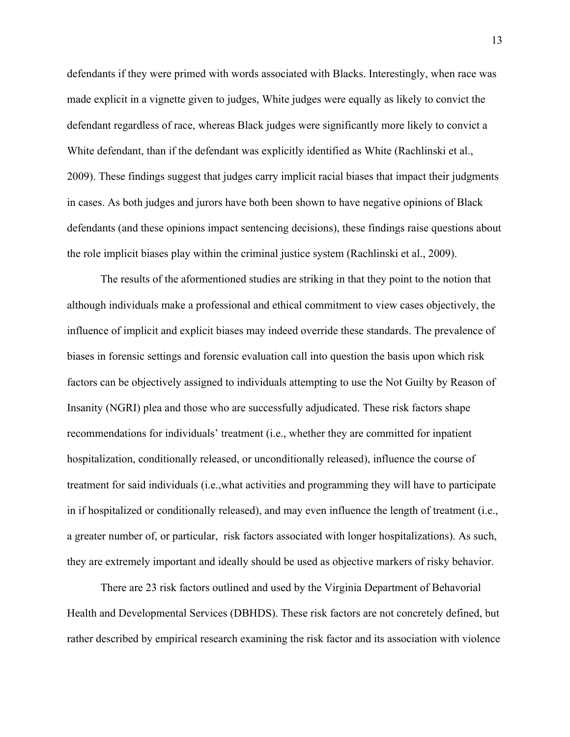defendants if they were primed with words associated with Blacks. Interestingly, when race was made explicit in a vignette given to judges, White judges were equally as likely to convict the defendant regardless of race, whereas Black judges were significantly more likely to convict a White defendant, than if the defendant was explicitly identified as White (Rachlinski et al., 2009). These findings suggest that judges carry implicit racial biases that impact their judgments in cases. As both judges and jurors have both been shown to have negative opinions of Black defendants (and these opinions impact sentencing decisions), these findings raise questions about the role implicit biases play within the criminal justice system (Rachlinski et al., 2009).

The results of the aformentioned studies are striking in that they point to the notion that although individuals make a professional and ethical commitment to view cases objectively, the influence of implicit and explicit biases may indeed override these standards. The prevalence of biases in forensic settings and forensic evaluation call into question the basis upon which risk factors can be objectively assigned to individuals attempting to use the Not Guilty by Reason of Insanity (NGRI) plea and those who are successfully adjudicated. These risk factors shape recommendations for individuals' treatment (i.e., whether they are committed for inpatient hospitalization, conditionally released, or unconditionally released), influence the course of treatment for said individuals (i.e.,what activities and programming they will have to participate in if hospitalized or conditionally released), and may even influence the length of treatment (i.e., a greater number of, or particular, risk factors associated with longer hospitalizations). As such, they are extremely important and ideally should be used as objective markers of risky behavior.

There are 23 risk factors outlined and used by the Virginia Department of Behavorial Health and Developmental Services (DBHDS). These risk factors are not concretely defined, but rather described by empirical research examining the risk factor and its association with violence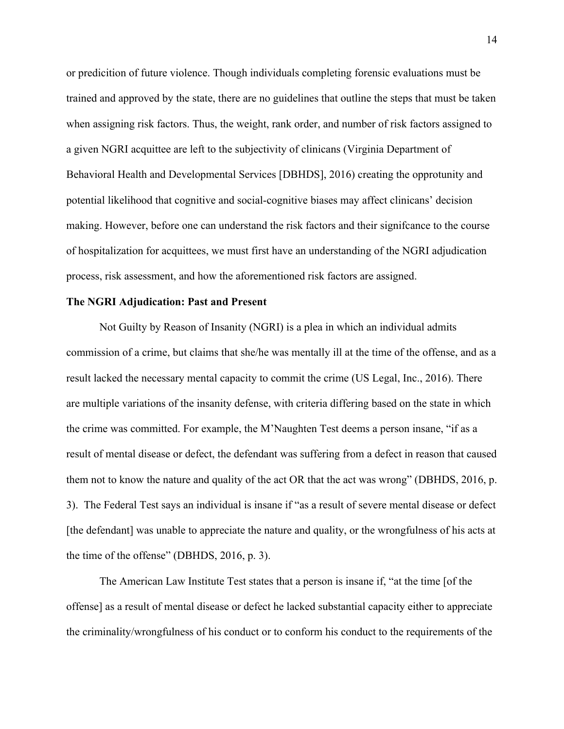or predicition of future violence. Though individuals completing forensic evaluations must be trained and approved by the state, there are no guidelines that outline the steps that must be taken when assigning risk factors. Thus, the weight, rank order, and number of risk factors assigned to a given NGRI acquittee are left to the subjectivity of clinicans (Virginia Department of Behavioral Health and Developmental Services [DBHDS], 2016) creating the opprotunity and potential likelihood that cognitive and social-cognitive biases may affect clinicans' decision making. However, before one can understand the risk factors and their signifcance to the course of hospitalization for acquittees, we must first have an understanding of the NGRI adjudication process, risk assessment, and how the aforementioned risk factors are assigned.

**The NGRI Adjudication: Past and Present**

Not Guilty by Reason of Insanity (NGRI) is a plea in which an individual admits commission of a crime, but claims that she/he was mentally ill at the time of the offense, and as a result lacked the necessary mental capacity to commit the crime (US Legal, Inc., 2016). There are multiple variations of the insanity defense, with criteria differing based on the state in which the crime was committed. For example, the M'Naughten Test deems a person insane, "if as a result of mental disease or defect, the defendant was suffering from a defect in reason that caused them not to know the nature and quality of the act OR that the act was wrong" (DBHDS, 2016, p. 3). The Federal Test says an individual is insane if "as a result of severe mental disease or defect [the defendant] was unable to appreciate the nature and quality, or the wrongfulness of his acts at the time of the offense" (DBHDS, 2016, p. 3).

The American Law Institute Test states that a person is insane if, "at the time [of the offense] as a result of mental disease or defect he lacked substantial capacity either to appreciate the criminality/wrongfulness of his conduct or to conform his conduct to the requirements of the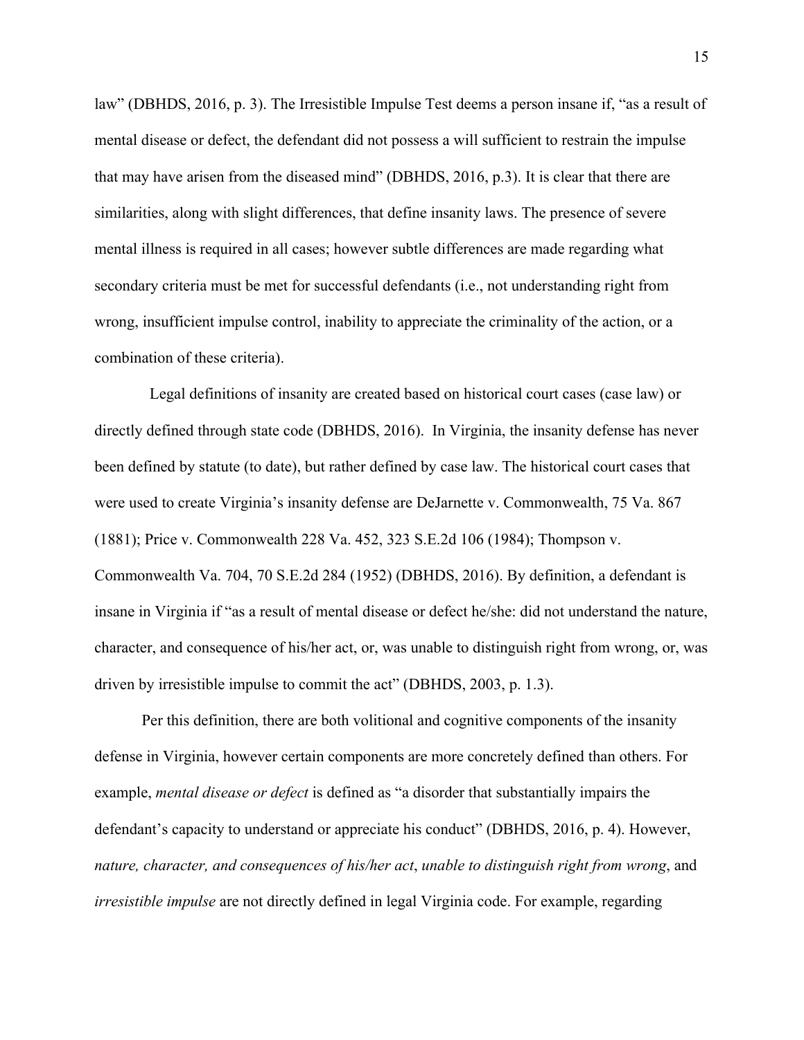law" (DBHDS, 2016, p. 3). The Irresistible Impulse Test deems a person insane if, "as a result of mental disease or defect, the defendant did not possess a will sufficient to restrain the impulse that may have arisen from the diseased mind" (DBHDS, 2016, p.3). It is clear that there are similarities, along with slight differences, that define insanity laws. The presence of severe mental illness is required in all cases; however subtle differences are made regarding what secondary criteria must be met for successful defendants (i.e., not understanding right from wrong, insufficient impulse control, inability to appreciate the criminality of the action, or a combination of these criteria).

Legal definitions of insanity are created based on historical court cases (case law) or directly defined through state code (DBHDS, 2016). In Virginia, the insanity defense has never been defined by statute (to date), but rather defined by case law. The historical court cases that were used to create Virginia's insanity defense are DeJarnette v. Commonwealth, 75 Va. 867 (1881); Price v. Commonwealth 228 Va. 452, 323 S.E.2d 106 (1984); Thompson v. Commonwealth Va. 704, 70 S.E.2d 284 (1952) (DBHDS, 2016). By definition, a defendant is insane in Virginia if "as a result of mental disease or defect he/she: did not understand the nature, character, and consequence of his/her act, or, was unable to distinguish right from wrong, or, was driven by irresistible impulse to commit the act" (DBHDS, 2003, p. 1.3).

Per this definition, there are both volitional and cognitive components of the insanity defense in Virginia, however certain components are more concretely defined than others. For example, *mental disease or defect* is defined as "a disorder that substantially impairs the defendant's capacity to understand or appreciate his conduct" (DBHDS, 2016, p. 4). However, *nature, character, and consequences of his/her act*, *unable to distinguish right from wrong*, and *irresistible impulse* are not directly defined in legal Virginia code. For example, regarding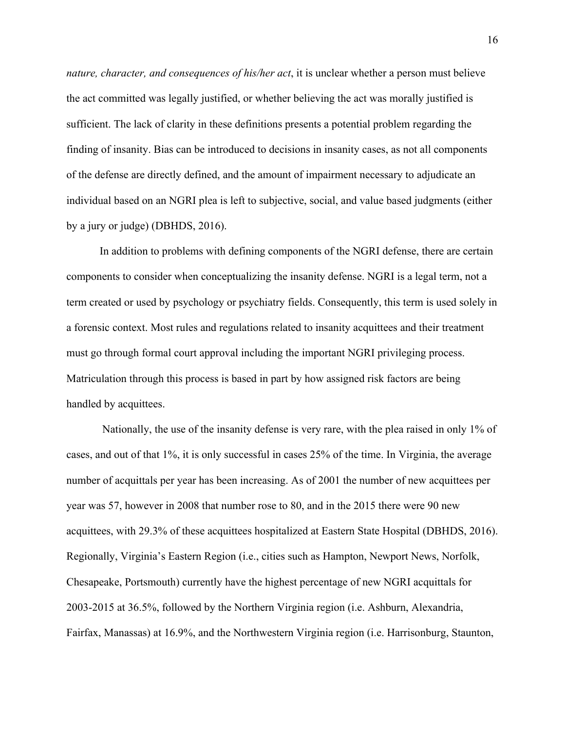*nature, character, and consequences of his/her act*, it is unclear whether a person must believe the act committed was legally justified, or whether believing the act was morally justified is sufficient. The lack of clarity in these definitions presents a potential problem regarding the finding of insanity. Bias can be introduced to decisions in insanity cases, as not all components of the defense are directly defined, and the amount of impairment necessary to adjudicate an individual based on an NGRI plea is left to subjective, social, and value based judgments (either by a jury or judge) (DBHDS, 2016).

In addition to problems with defining components of the NGRI defense, there are certain components to consider when conceptualizing the insanity defense. NGRI is a legal term, not a term created or used by psychology or psychiatry fields. Consequently, this term is used solely in a forensic context. Most rules and regulations related to insanity acquittees and their treatment must go through formal court approval including the important NGRI privileging process. Matriculation through this process is based in part by how assigned risk factors are being handled by acquittees.

Nationally, the use of the insanity defense is very rare, with the plea raised in only 1% of cases, and out of that 1%, it is only successful in cases 25% of the time. In Virginia, the average number of acquittals per year has been increasing. As of 2001 the number of new acquittees per year was 57, however in 2008 that number rose to 80, and in the 2015 there were 90 new acquittees, with 29.3% of these acquittees hospitalized at Eastern State Hospital (DBHDS, 2016). Regionally, Virginia's Eastern Region (i.e., cities such as Hampton, Newport News, Norfolk, Chesapeake, Portsmouth) currently have the highest percentage of new NGRI acquittals for 2003-2015 at 36.5%, followed by the Northern Virginia region (i.e. Ashburn, Alexandria, Fairfax, Manassas) at 16.9%, and the Northwestern Virginia region (i.e. Harrisonburg, Staunton,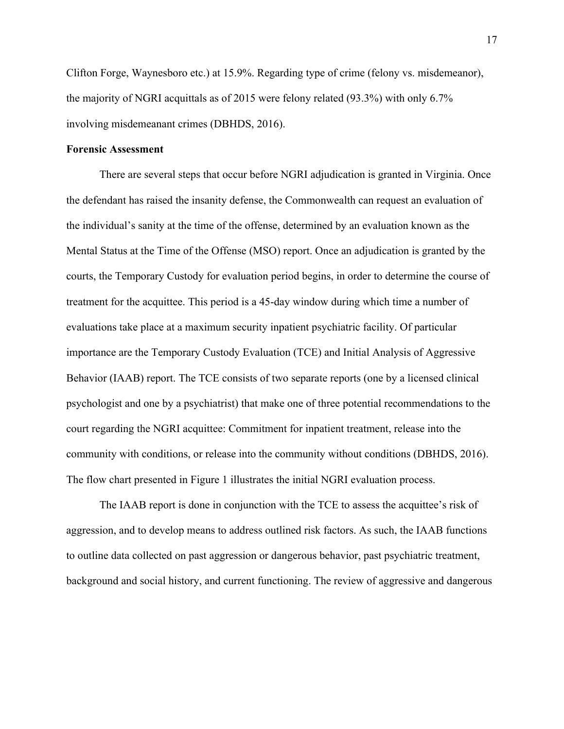Clifton Forge, Waynesboro etc.) at 15.9%. Regarding type of crime (felony vs. misdemeanor), the majority of NGRI acquittals as of 2015 were felony related (93.3%) with only 6.7% involving misdemeanant crimes (DBHDS, 2016).

**Forensic Assessment**

There are several steps that occur before NGRI adjudication is granted in Virginia. Once the defendant has raised the insanity defense, the Commonwealth can request an evaluation of the individual's sanity at the time of the offense, determined by an evaluation known as the Mental Status at the Time of the Offense (MSO) report. Once an adjudication is granted by the courts, the Temporary Custody for evaluation period begins, in order to determine the course of treatment for the acquittee. This period is a 45-day window during which time a number of evaluations take place at a maximum security inpatient psychiatric facility. Of particular importance are the Temporary Custody Evaluation (TCE) and Initial Analysis of Aggressive Behavior (IAAB) report. The TCE consists of two separate reports (one by a licensed clinical psychologist and one by a psychiatrist) that make one of three potential recommendations to the court regarding the NGRI acquittee: Commitment for inpatient treatment, release into the community with conditions, or release into the community without conditions (DBHDS, 2016). The flow chart presented in Figure 1 illustrates the initial NGRI evaluation process.

The IAAB report is done in conjunction with the TCE to assess the acquittee's risk of aggression, and to develop means to address outlined risk factors. As such, the IAAB functions to outline data collected on past aggression or dangerous behavior, past psychiatric treatment, background and social history, and current functioning. The review of aggressive and dangerous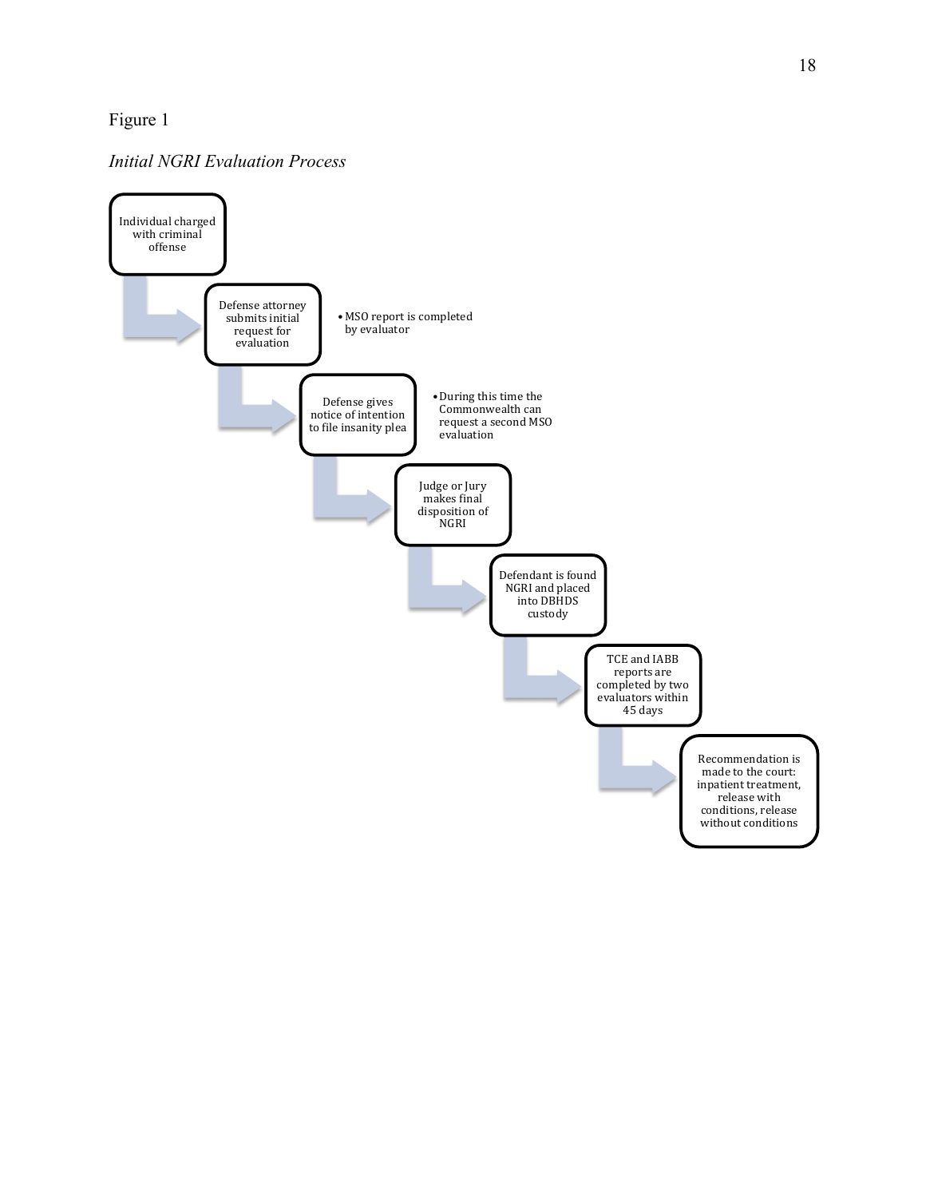Figure 1

*Initial NGRI Evaluation Process*

1. Individual charged with criminal offense
2. Defense attorney submits initial request for evaluation
   - MSO report is completed by evaluator
3. Defense gives notice of intention to file insanity plea
   - During this time the Commonwealth can request a second MSO evaluation
4. Judge or Jury makes final disposition of NGRI
5. Defendant is found NGRI and placed into DBHDS custody
6. TCE and IABB reports are completed by two evaluators within 45 days
7. Recommendation is made to the court: inpatient treatment, release with conditions, release without conditions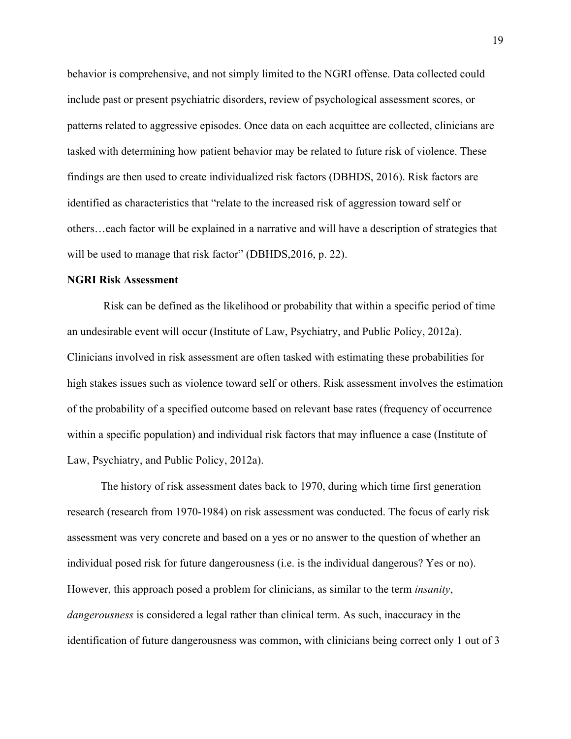behavior is comprehensive, and not simply limited to the NGRI offense. Data collected could include past or present psychiatric disorders, review of psychological assessment scores, or patterns related to aggressive episodes. Once data on each acquittee are collected, clinicians are tasked with determining how patient behavior may be related to future risk of violence. These findings are then used to create individualized risk factors (DBHDS, 2016). Risk factors are identified as characteristics that "relate to the increased risk of aggression toward self or others…each factor will be explained in a narrative and will have a description of strategies that will be used to manage that risk factor" (DBHDS,2016, p. 22).

**NGRI Risk Assessment**

Risk can be defined as the likelihood or probability that within a specific period of time an undesirable event will occur (Institute of Law, Psychiatry, and Public Policy, 2012a). Clinicians involved in risk assessment are often tasked with estimating these probabilities for high stakes issues such as violence toward self or others. Risk assessment involves the estimation of the probability of a specified outcome based on relevant base rates (frequency of occurrence within a specific population) and individual risk factors that may influence a case (Institute of Law, Psychiatry, and Public Policy, 2012a).

The history of risk assessment dates back to 1970, during which time first generation research (research from 1970-1984) on risk assessment was conducted. The focus of early risk assessment was very concrete and based on a yes or no answer to the question of whether an individual posed risk for future dangerousness (i.e. is the individual dangerous? Yes or no). However, this approach posed a problem for clinicians, as similar to the term *insanity*, *dangerousness* is considered a legal rather than clinical term. As such, inaccuracy in the identification of future dangerousness was common, with clinicians being correct only 1 out of 3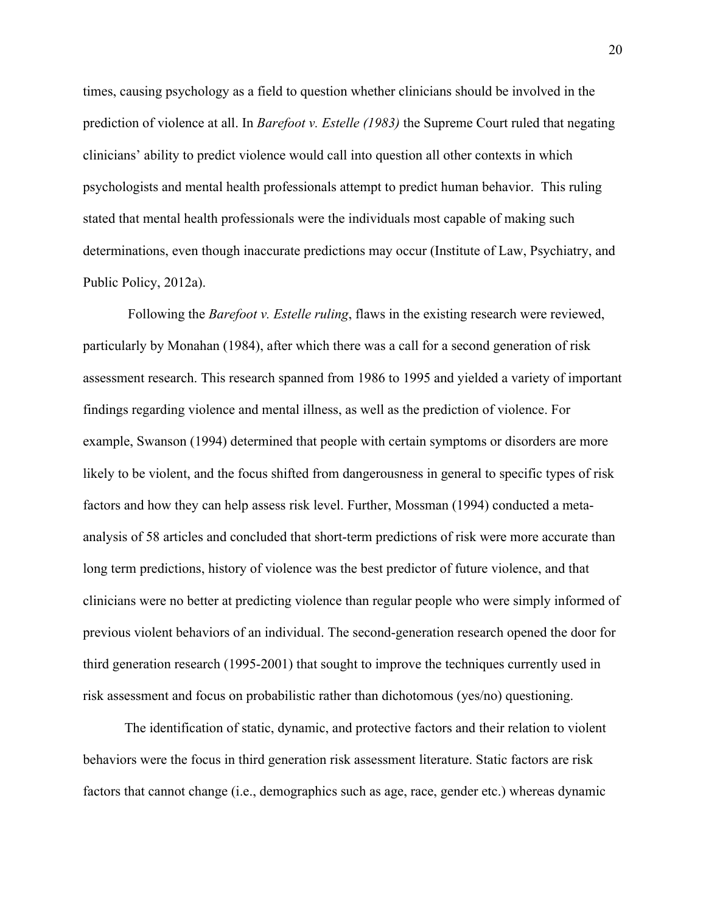times, causing psychology as a field to question whether clinicians should be involved in the prediction of violence at all. In *Barefoot v. Estelle (1983)* the Supreme Court ruled that negating clinicians' ability to predict violence would call into question all other contexts in which psychologists and mental health professionals attempt to predict human behavior. This ruling stated that mental health professionals were the individuals most capable of making such determinations, even though inaccurate predictions may occur (Institute of Law, Psychiatry, and Public Policy, 2012a).

Following the *Barefoot v. Estelle ruling*, flaws in the existing research were reviewed, particularly by Monahan (1984), after which there was a call for a second generation of risk assessment research. This research spanned from 1986 to 1995 and yielded a variety of important findings regarding violence and mental illness, as well as the prediction of violence. For example, Swanson (1994) determined that people with certain symptoms or disorders are more likely to be violent, and the focus shifted from dangerousness in general to specific types of risk factors and how they can help assess risk level. Further, Mossman (1994) conducted a meta-analysis of 58 articles and concluded that short-term predictions of risk were more accurate than long term predictions, history of violence was the best predictor of future violence, and that clinicians were no better at predicting violence than regular people who were simply informed of previous violent behaviors of an individual. The second-generation research opened the door for third generation research (1995-2001) that sought to improve the techniques currently used in risk assessment and focus on probabilistic rather than dichotomous (yes/no) questioning.

The identification of static, dynamic, and protective factors and their relation to violent behaviors were the focus in third generation risk assessment literature. Static factors are risk factors that cannot change (i.e., demographics such as age, race, gender etc.) whereas dynamic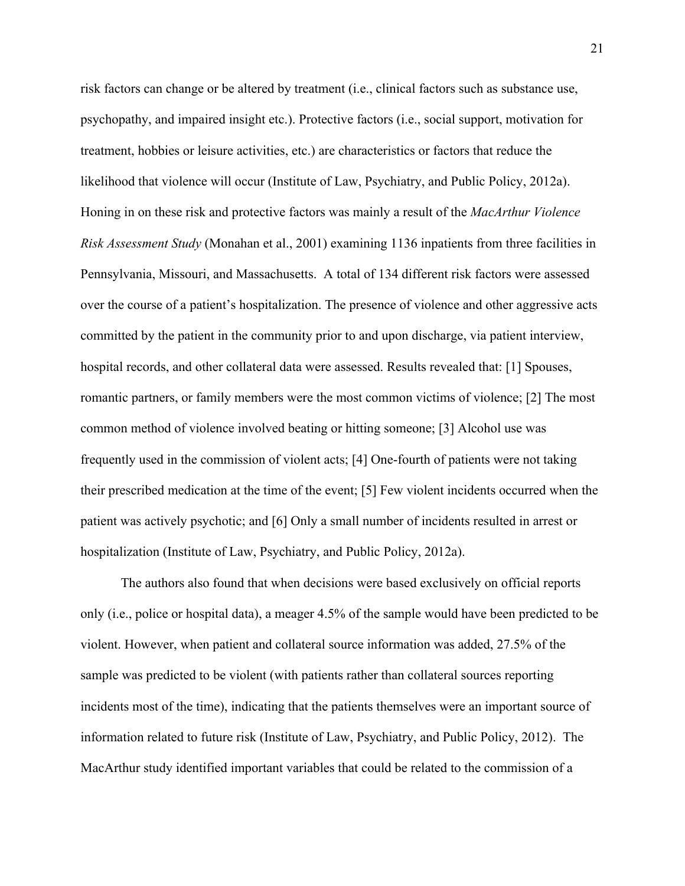risk factors can change or be altered by treatment (i.e., clinical factors such as substance use, psychopathy, and impaired insight etc.). Protective factors (i.e., social support, motivation for treatment, hobbies or leisure activities, etc.) are characteristics or factors that reduce the likelihood that violence will occur (Institute of Law, Psychiatry, and Public Policy, 2012a). Honing in on these risk and protective factors was mainly a result of the *MacArthur Violence Risk Assessment Study* (Monahan et al., 2001) examining 1136 inpatients from three facilities in Pennsylvania, Missouri, and Massachusetts. A total of 134 different risk factors were assessed over the course of a patient's hospitalization. The presence of violence and other aggressive acts committed by the patient in the community prior to and upon discharge, via patient interview, hospital records, and other collateral data were assessed. Results revealed that: [1] Spouses, romantic partners, or family members were the most common victims of violence; [2] The most common method of violence involved beating or hitting someone; [3] Alcohol use was frequently used in the commission of violent acts; [4] One-fourth of patients were not taking their prescribed medication at the time of the event; [5] Few violent incidents occurred when the patient was actively psychotic; and [6] Only a small number of incidents resulted in arrest or hospitalization (Institute of Law, Psychiatry, and Public Policy, 2012a).

The authors also found that when decisions were based exclusively on official reports only (i.e., police or hospital data), a meager 4.5% of the sample would have been predicted to be violent. However, when patient and collateral source information was added, 27.5% of the sample was predicted to be violent (with patients rather than collateral sources reporting incidents most of the time), indicating that the patients themselves were an important source of information related to future risk (Institute of Law, Psychiatry, and Public Policy, 2012). The MacArthur study identified important variables that could be related to the commission of a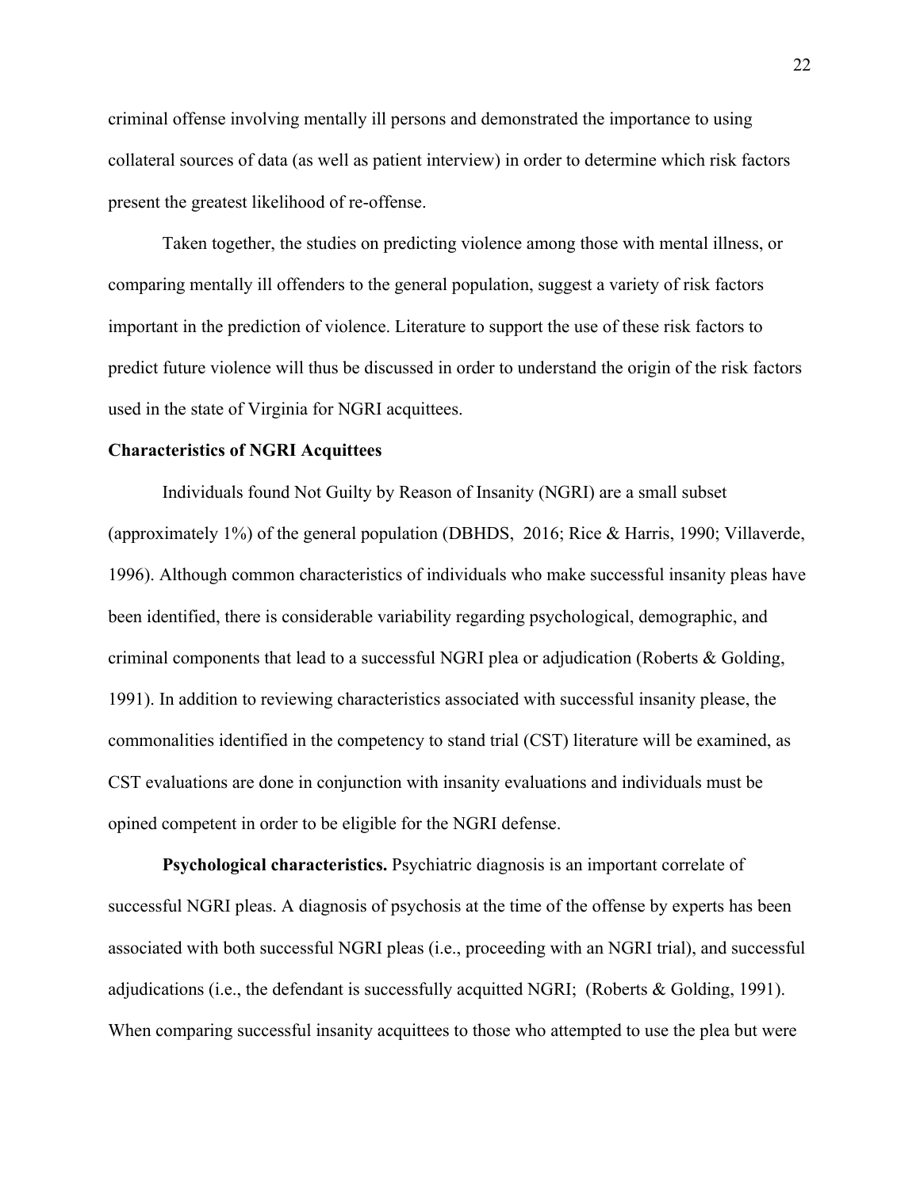criminal offense involving mentally ill persons and demonstrated the importance to using collateral sources of data (as well as patient interview) in order to determine which risk factors present the greatest likelihood of re-offense.

Taken together, the studies on predicting violence among those with mental illness, or comparing mentally ill offenders to the general population, suggest a variety of risk factors important in the prediction of violence. Literature to support the use of these risk factors to predict future violence will thus be discussed in order to understand the origin of the risk factors used in the state of Virginia for NGRI acquittees.

**Characteristics of NGRI Acquittees**

Individuals found Not Guilty by Reason of Insanity (NGRI) are a small subset (approximately 1%) of the general population (DBHDS, 2016; Rice & Harris, 1990; Villaverde, 1996). Although common characteristics of individuals who make successful insanity pleas have been identified, there is considerable variability regarding psychological, demographic, and criminal components that lead to a successful NGRI plea or adjudication (Roberts & Golding, 1991). In addition to reviewing characteristics associated with successful insanity please, the commonalities identified in the competency to stand trial (CST) literature will be examined, as CST evaluations are done in conjunction with insanity evaluations and individuals must be opined competent in order to be eligible for the NGRI defense.

**Psychological characteristics.** Psychiatric diagnosis is an important correlate of successful NGRI pleas. A diagnosis of psychosis at the time of the offense by experts has been associated with both successful NGRI pleas (i.e., proceeding with an NGRI trial), and successful adjudications (i.e., the defendant is successfully acquitted NGRI; (Roberts & Golding, 1991). When comparing successful insanity acquittees to those who attempted to use the plea but were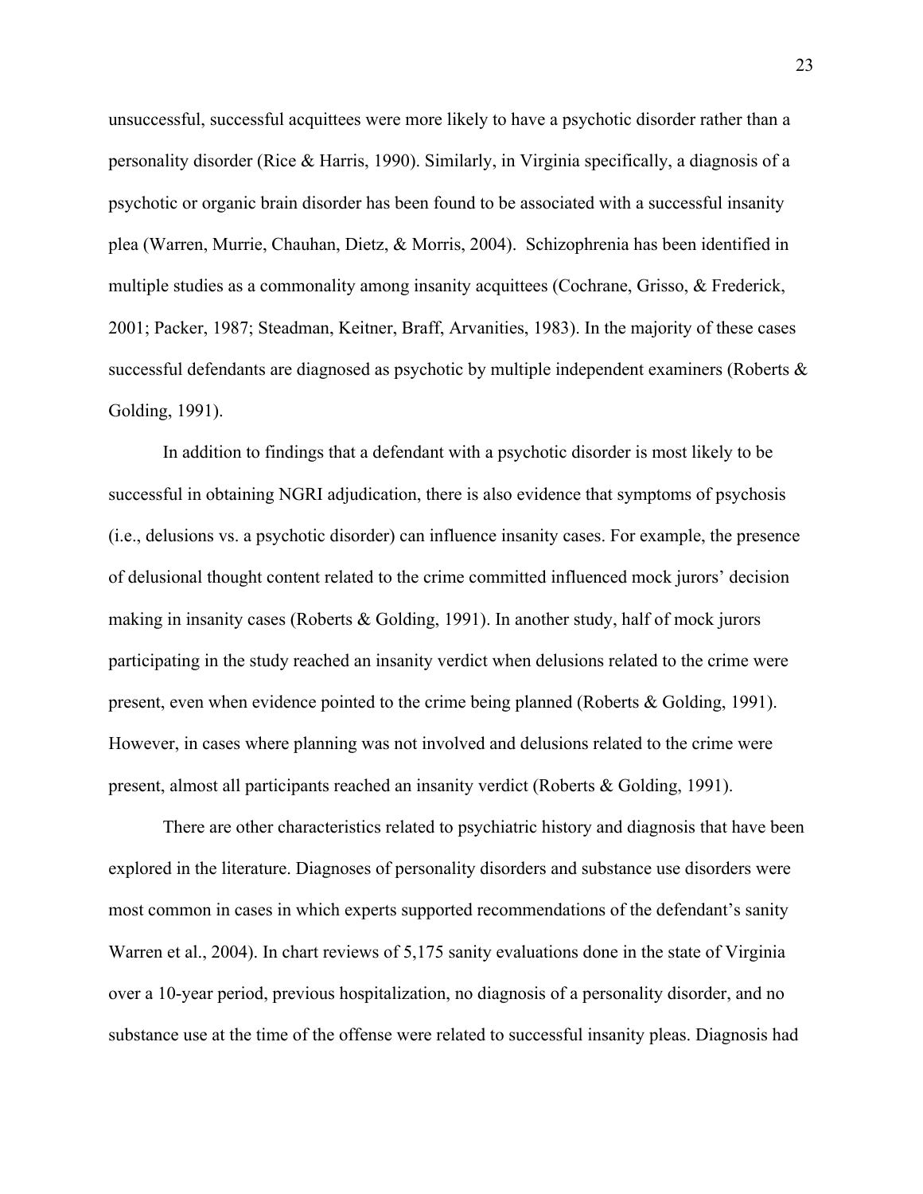unsuccessful, successful acquittees were more likely to have a psychotic disorder rather than a personality disorder (Rice & Harris, 1990). Similarly, in Virginia specifically, a diagnosis of a psychotic or organic brain disorder has been found to be associated with a successful insanity plea (Warren, Murrie, Chauhan, Dietz, & Morris, 2004). Schizophrenia has been identified in multiple studies as a commonality among insanity acquittees (Cochrane, Grisso, & Frederick, 2001; Packer, 1987; Steadman, Keitner, Braff, Arvanities, 1983). In the majority of these cases successful defendants are diagnosed as psychotic by multiple independent examiners (Roberts & Golding, 1991).

In addition to findings that a defendant with a psychotic disorder is most likely to be successful in obtaining NGRI adjudication, there is also evidence that symptoms of psychosis (i.e., delusions vs. a psychotic disorder) can influence insanity cases. For example, the presence of delusional thought content related to the crime committed influenced mock jurors' decision making in insanity cases (Roberts & Golding, 1991). In another study, half of mock jurors participating in the study reached an insanity verdict when delusions related to the crime were present, even when evidence pointed to the crime being planned (Roberts & Golding, 1991). However, in cases where planning was not involved and delusions related to the crime were present, almost all participants reached an insanity verdict (Roberts & Golding, 1991).

There are other characteristics related to psychiatric history and diagnosis that have been explored in the literature. Diagnoses of personality disorders and substance use disorders were most common in cases in which experts supported recommendations of the defendant's sanity Warren et al., 2004). In chart reviews of 5,175 sanity evaluations done in the state of Virginia over a 10-year period, previous hospitalization, no diagnosis of a personality disorder, and no substance use at the time of the offense were related to successful insanity pleas. Diagnosis had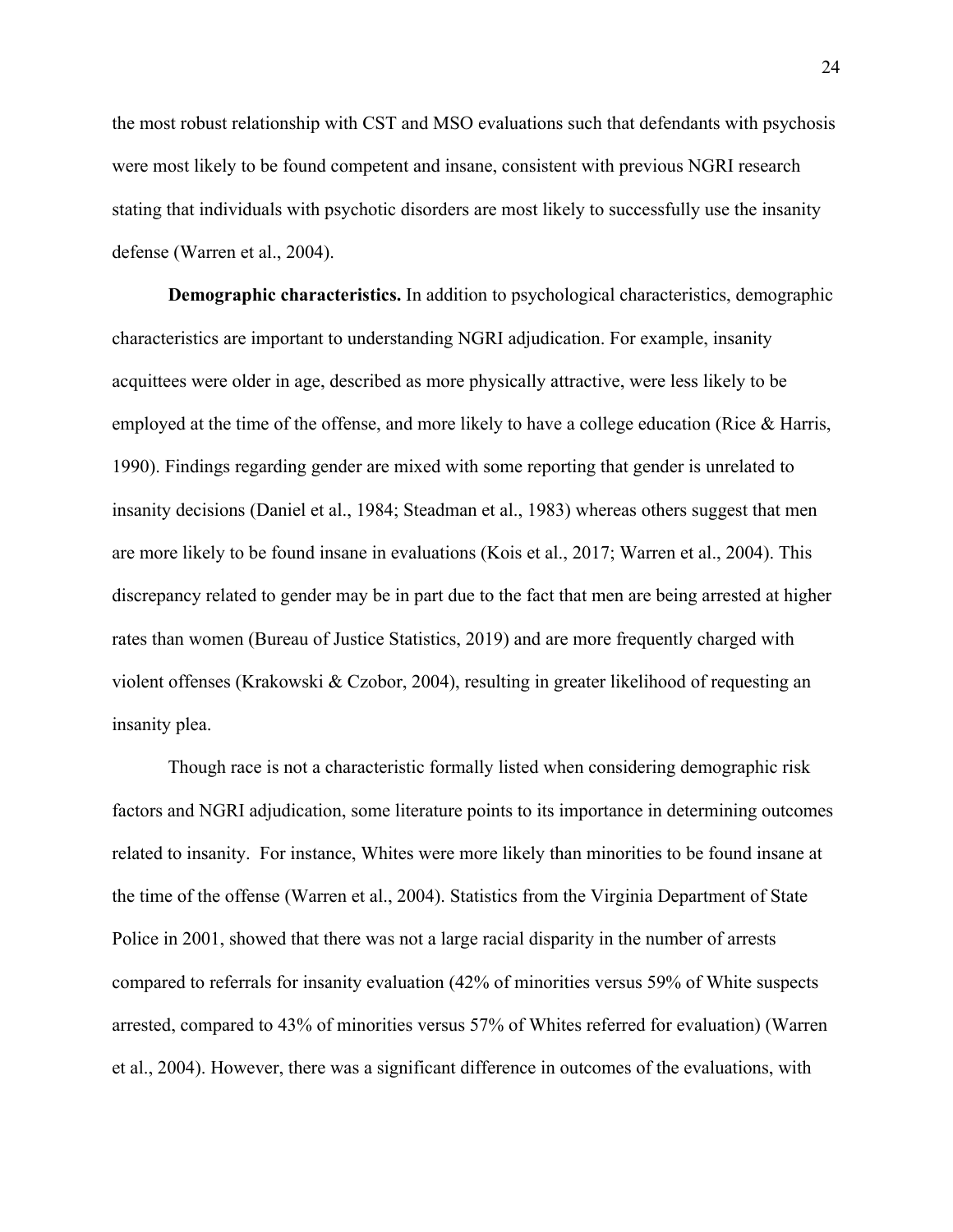the most robust relationship with CST and MSO evaluations such that defendants with psychosis were most likely to be found competent and insane, consistent with previous NGRI research stating that individuals with psychotic disorders are most likely to successfully use the insanity defense (Warren et al., 2004).

**Demographic characteristics.** In addition to psychological characteristics, demographic characteristics are important to understanding NGRI adjudication. For example, insanity acquittees were older in age, described as more physically attractive, were less likely to be employed at the time of the offense, and more likely to have a college education (Rice & Harris, 1990). Findings regarding gender are mixed with some reporting that gender is unrelated to insanity decisions (Daniel et al., 1984; Steadman et al., 1983) whereas others suggest that men are more likely to be found insane in evaluations (Kois et al., 2017; Warren et al., 2004). This discrepancy related to gender may be in part due to the fact that men are being arrested at higher rates than women (Bureau of Justice Statistics, 2019) and are more frequently charged with violent offenses (Krakowski & Czobor, 2004), resulting in greater likelihood of requesting an insanity plea.

Though race is not a characteristic formally listed when considering demographic risk factors and NGRI adjudication, some literature points to its importance in determining outcomes related to insanity. For instance, Whites were more likely than minorities to be found insane at the time of the offense (Warren et al., 2004). Statistics from the Virginia Department of State Police in 2001, showed that there was not a large racial disparity in the number of arrests compared to referrals for insanity evaluation (42% of minorities versus 59% of White suspects arrested, compared to 43% of minorities versus 57% of Whites referred for evaluation) (Warren et al., 2004). However, there was a significant difference in outcomes of the evaluations, with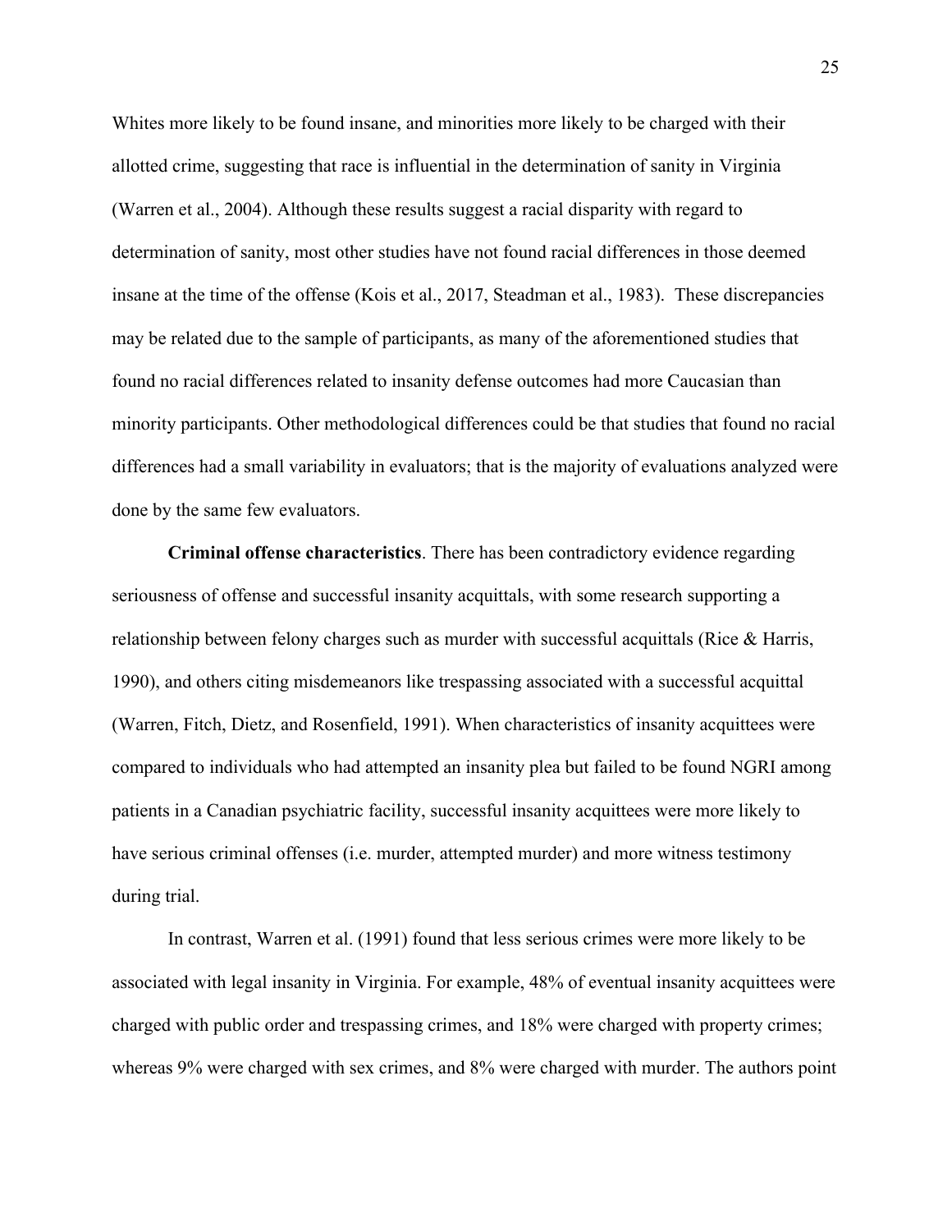Whites more likely to be found insane, and minorities more likely to be charged with their allotted crime, suggesting that race is influential in the determination of sanity in Virginia (Warren et al., 2004). Although these results suggest a racial disparity with regard to determination of sanity, most other studies have not found racial differences in those deemed insane at the time of the offense (Kois et al., 2017, Steadman et al., 1983). These discrepancies may be related due to the sample of participants, as many of the aforementioned studies that found no racial differences related to insanity defense outcomes had more Caucasian than minority participants. Other methodological differences could be that studies that found no racial differences had a small variability in evaluators; that is the majority of evaluations analyzed were done by the same few evaluators.

**Criminal offense characteristics**. There has been contradictory evidence regarding seriousness of offense and successful insanity acquittals, with some research supporting a relationship between felony charges such as murder with successful acquittals (Rice & Harris, 1990), and others citing misdemeanors like trespassing associated with a successful acquittal (Warren, Fitch, Dietz, and Rosenfield, 1991). When characteristics of insanity acquittees were compared to individuals who had attempted an insanity plea but failed to be found NGRI among patients in a Canadian psychiatric facility, successful insanity acquittees were more likely to have serious criminal offenses (i.e. murder, attempted murder) and more witness testimony during trial.

In contrast, Warren et al. (1991) found that less serious crimes were more likely to be associated with legal insanity in Virginia. For example, 48% of eventual insanity acquittees were charged with public order and trespassing crimes, and 18% were charged with property crimes; whereas 9% were charged with sex crimes, and 8% were charged with murder. The authors point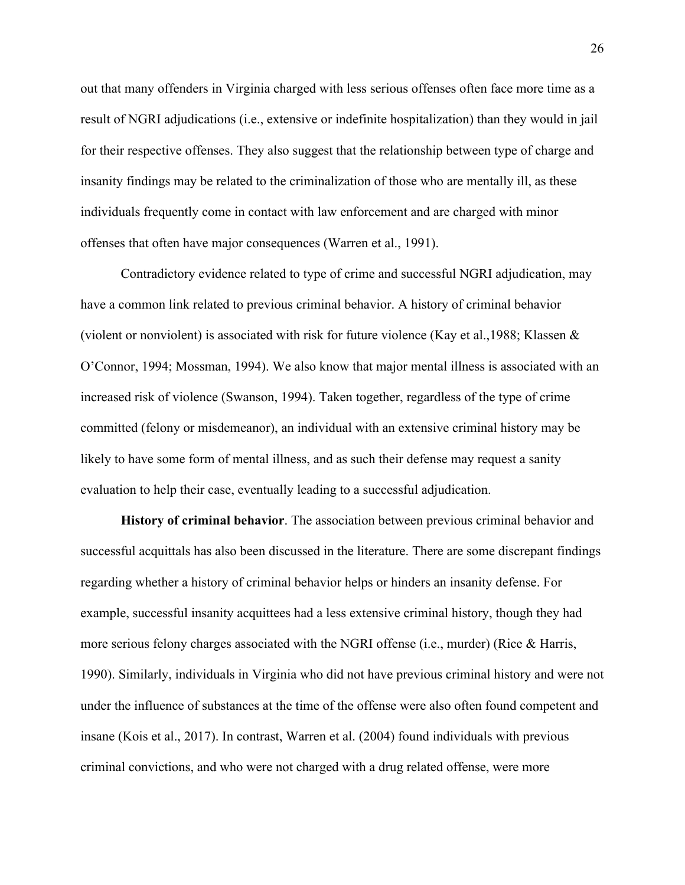out that many offenders in Virginia charged with less serious offenses often face more time as a result of NGRI adjudications (i.e., extensive or indefinite hospitalization) than they would in jail for their respective offenses. They also suggest that the relationship between type of charge and insanity findings may be related to the criminalization of those who are mentally ill, as these individuals frequently come in contact with law enforcement and are charged with minor offenses that often have major consequences (Warren et al., 1991).

Contradictory evidence related to type of crime and successful NGRI adjudication, may have a common link related to previous criminal behavior. A history of criminal behavior (violent or nonviolent) is associated with risk for future violence (Kay et al.,1988; Klassen & O'Connor, 1994; Mossman, 1994). We also know that major mental illness is associated with an increased risk of violence (Swanson, 1994). Taken together, regardless of the type of crime committed (felony or misdemeanor), an individual with an extensive criminal history may be likely to have some form of mental illness, and as such their defense may request a sanity evaluation to help their case, eventually leading to a successful adjudication.

**History of criminal behavior**. The association between previous criminal behavior and successful acquittals has also been discussed in the literature. There are some discrepant findings regarding whether a history of criminal behavior helps or hinders an insanity defense. For example, successful insanity acquittees had a less extensive criminal history, though they had more serious felony charges associated with the NGRI offense (i.e., murder) (Rice & Harris, 1990). Similarly, individuals in Virginia who did not have previous criminal history and were not under the influence of substances at the time of the offense were also often found competent and insane (Kois et al., 2017). In contrast, Warren et al. (2004) found individuals with previous criminal convictions, and who were not charged with a drug related offense, were more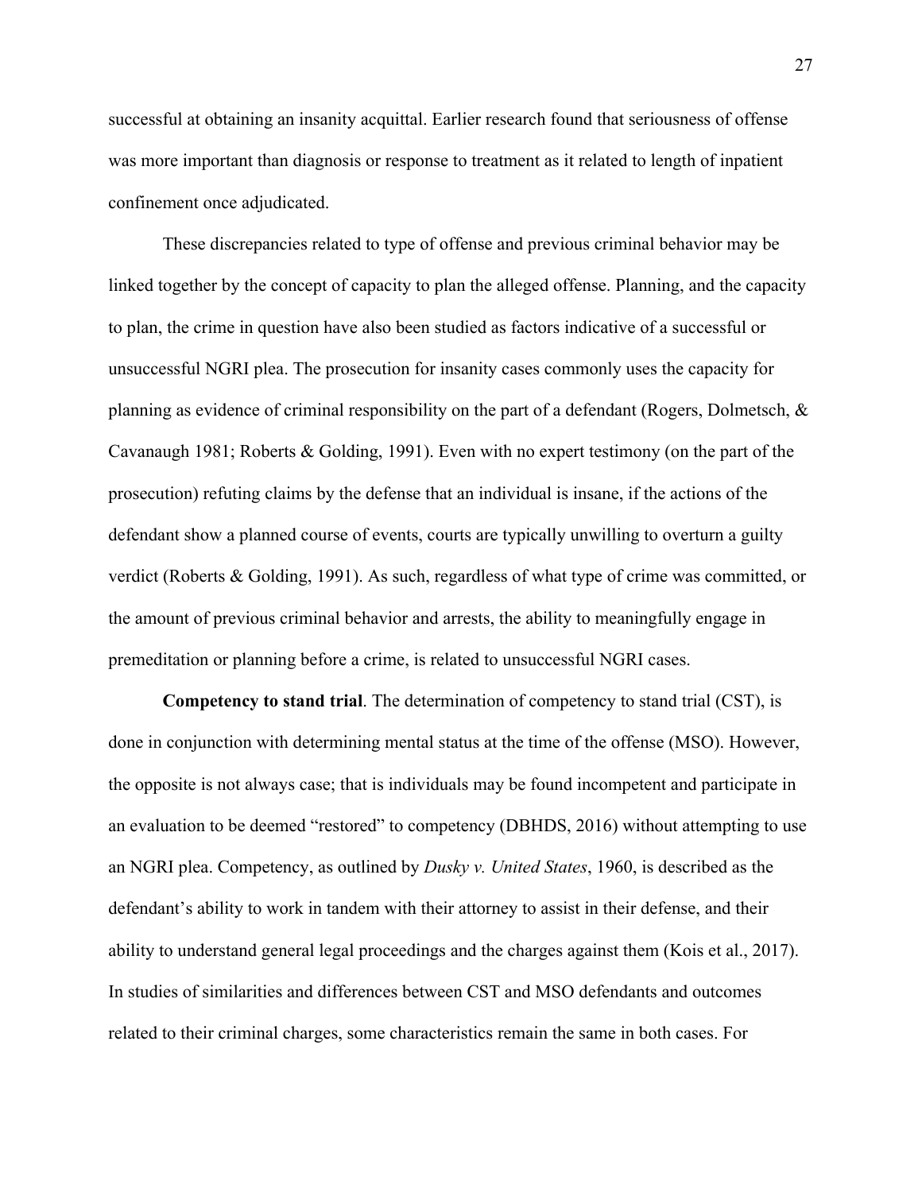successful at obtaining an insanity acquittal. Earlier research found that seriousness of offense was more important than diagnosis or response to treatment as it related to length of inpatient confinement once adjudicated.

These discrepancies related to type of offense and previous criminal behavior may be linked together by the concept of capacity to plan the alleged offense. Planning, and the capacity to plan, the crime in question have also been studied as factors indicative of a successful or unsuccessful NGRI plea. The prosecution for insanity cases commonly uses the capacity for planning as evidence of criminal responsibility on the part of a defendant (Rogers, Dolmetsch, & Cavanaugh 1981; Roberts & Golding, 1991). Even with no expert testimony (on the part of the prosecution) refuting claims by the defense that an individual is insane, if the actions of the defendant show a planned course of events, courts are typically unwilling to overturn a guilty verdict (Roberts & Golding, 1991). As such, regardless of what type of crime was committed, or the amount of previous criminal behavior and arrests, the ability to meaningfully engage in premeditation or planning before a crime, is related to unsuccessful NGRI cases.

**Competency to stand trial**. The determination of competency to stand trial (CST), is done in conjunction with determining mental status at the time of the offense (MSO). However, the opposite is not always case; that is individuals may be found incompetent and participate in an evaluation to be deemed "restored" to competency (DBHDS, 2016) without attempting to use an NGRI plea. Competency, as outlined by *Dusky v. United States*, 1960, is described as the defendant's ability to work in tandem with their attorney to assist in their defense, and their ability to understand general legal proceedings and the charges against them (Kois et al., 2017). In studies of similarities and differences between CST and MSO defendants and outcomes related to their criminal charges, some characteristics remain the same in both cases. For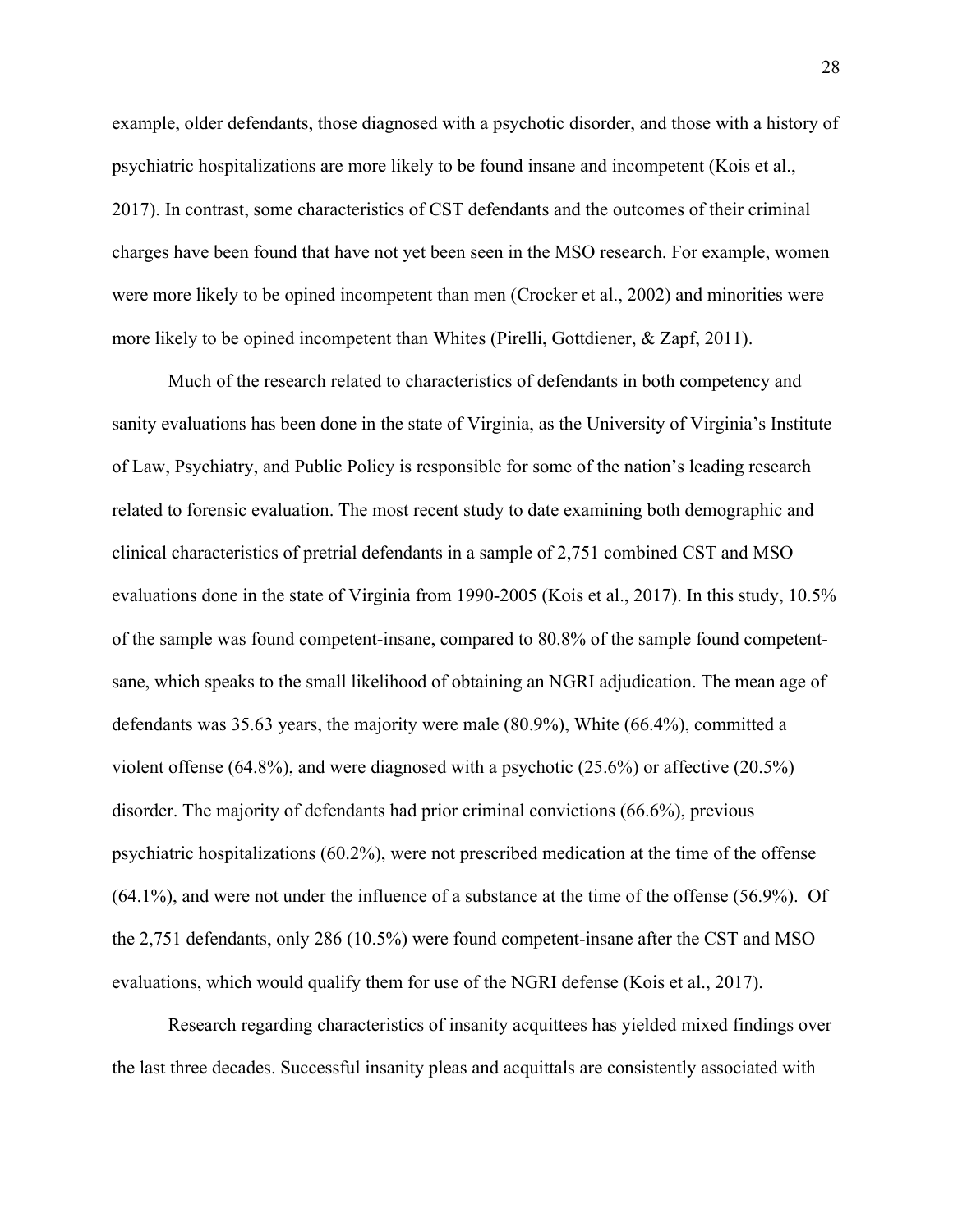example, older defendants, those diagnosed with a psychotic disorder, and those with a history of psychiatric hospitalizations are more likely to be found insane and incompetent (Kois et al., 2017). In contrast, some characteristics of CST defendants and the outcomes of their criminal charges have been found that have not yet been seen in the MSO research. For example, women were more likely to be opined incompetent than men (Crocker et al., 2002) and minorities were more likely to be opined incompetent than Whites (Pirelli, Gottdiener, & Zapf, 2011).

Much of the research related to characteristics of defendants in both competency and sanity evaluations has been done in the state of Virginia, as the University of Virginia's Institute of Law, Psychiatry, and Public Policy is responsible for some of the nation's leading research related to forensic evaluation. The most recent study to date examining both demographic and clinical characteristics of pretrial defendants in a sample of 2,751 combined CST and MSO evaluations done in the state of Virginia from 1990-2005 (Kois et al., 2017). In this study, 10.5% of the sample was found competent-insane, compared to 80.8% of the sample found competent-sane, which speaks to the small likelihood of obtaining an NGRI adjudication. The mean age of defendants was 35.63 years, the majority were male (80.9%), White (66.4%), committed a violent offense (64.8%), and were diagnosed with a psychotic (25.6%) or affective (20.5%) disorder. The majority of defendants had prior criminal convictions (66.6%), previous psychiatric hospitalizations (60.2%), were not prescribed medication at the time of the offense (64.1%), and were not under the influence of a substance at the time of the offense (56.9%). Of the 2,751 defendants, only 286 (10.5%) were found competent-insane after the CST and MSO evaluations, which would qualify them for use of the NGRI defense (Kois et al., 2017).

Research regarding characteristics of insanity acquittees has yielded mixed findings over the last three decades. Successful insanity pleas and acquittals are consistently associated with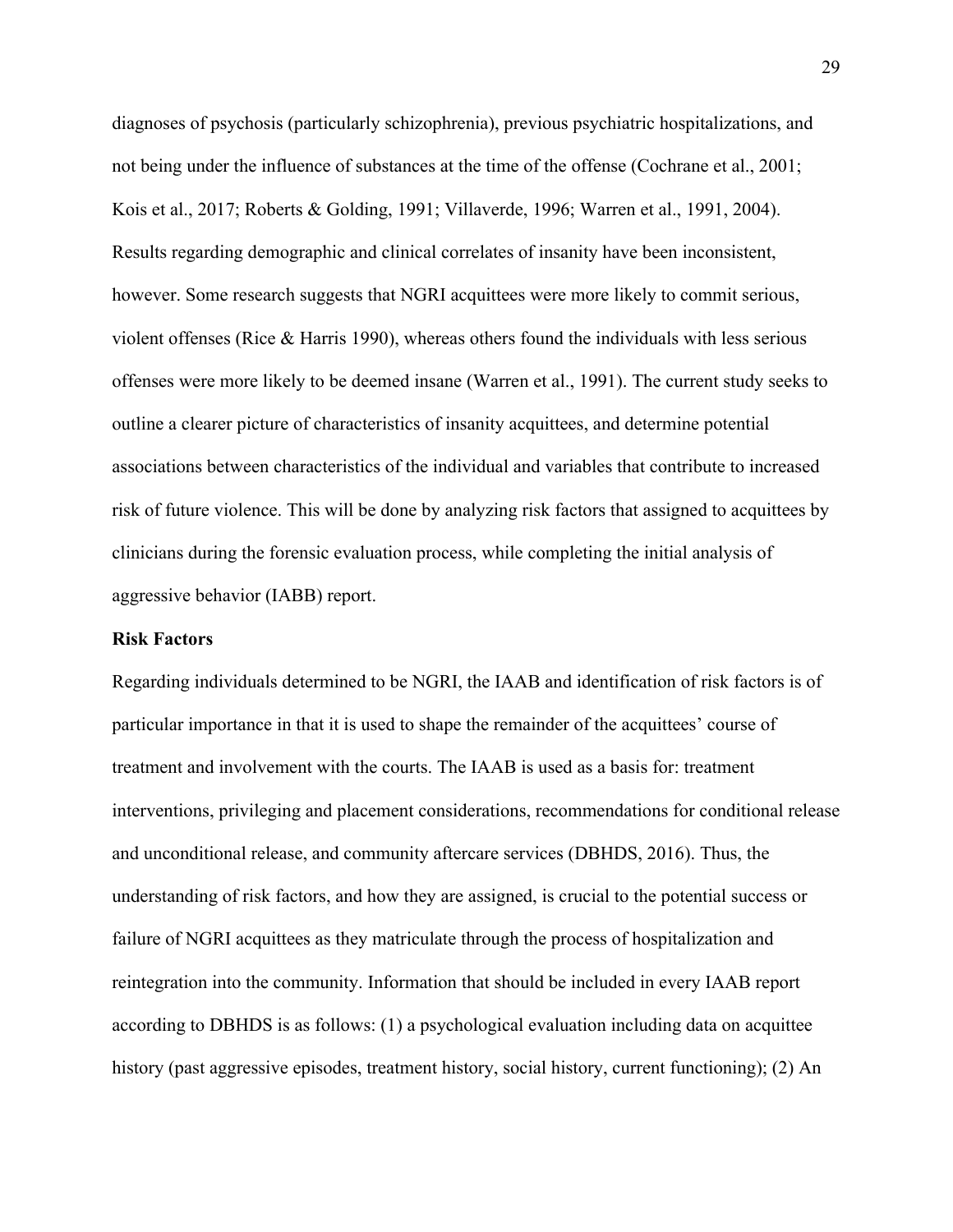diagnoses of psychosis (particularly schizophrenia), previous psychiatric hospitalizations, and not being under the influence of substances at the time of the offense (Cochrane et al., 2001; Kois et al., 2017; Roberts & Golding, 1991; Villaverde, 1996; Warren et al., 1991, 2004). Results regarding demographic and clinical correlates of insanity have been inconsistent, however. Some research suggests that NGRI acquittees were more likely to commit serious, violent offenses (Rice & Harris 1990), whereas others found the individuals with less serious offenses were more likely to be deemed insane (Warren et al., 1991). The current study seeks to outline a clearer picture of characteristics of insanity acquittees, and determine potential associations between characteristics of the individual and variables that contribute to increased risk of future violence. This will be done by analyzing risk factors that assigned to acquittees by clinicians during the forensic evaluation process, while completing the initial analysis of aggressive behavior (IABB) report.

**Risk Factors**

Regarding individuals determined to be NGRI, the IAAB and identification of risk factors is of particular importance in that it is used to shape the remainder of the acquittees' course of treatment and involvement with the courts. The IAAB is used as a basis for: treatment interventions, privileging and placement considerations, recommendations for conditional release and unconditional release, and community aftercare services (DBHDS, 2016). Thus, the understanding of risk factors, and how they are assigned, is crucial to the potential success or failure of NGRI acquittees as they matriculate through the process of hospitalization and reintegration into the community. Information that should be included in every IAAB report according to DBHDS is as follows: (1) a psychological evaluation including data on acquittee history (past aggressive episodes, treatment history, social history, current functioning); (2) An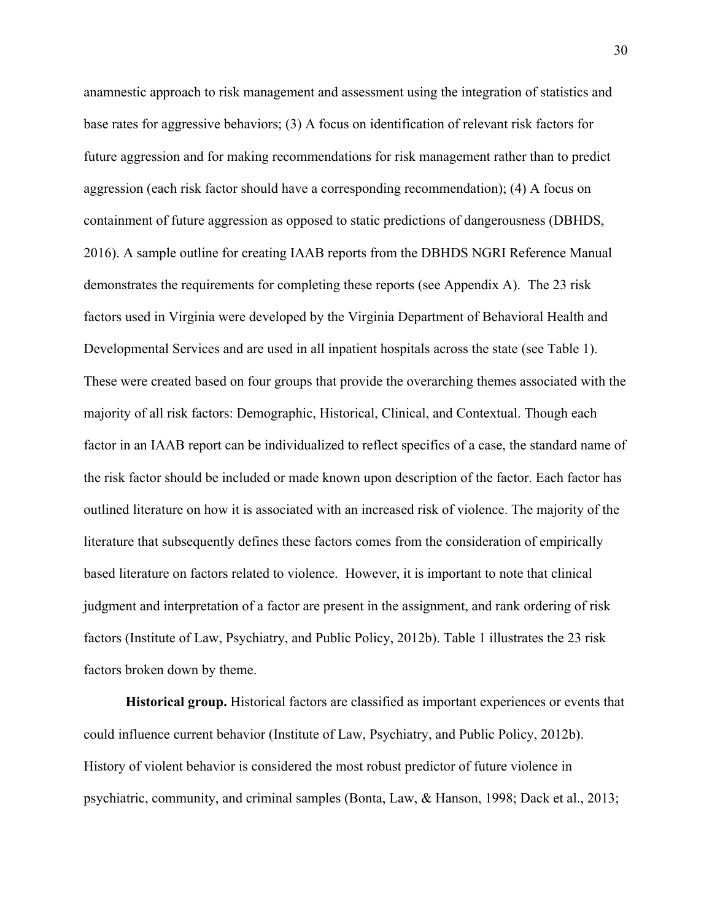anamnestic approach to risk management and assessment using the integration of statistics and base rates for aggressive behaviors; (3) A focus on identification of relevant risk factors for future aggression and for making recommendations for risk management rather than to predict aggression (each risk factor should have a corresponding recommendation); (4) A focus on containment of future aggression as opposed to static predictions of dangerousness (DBHDS, 2016). A sample outline for creating IAAB reports from the DBHDS NGRI Reference Manual demonstrates the requirements for completing these reports (see Appendix A). The 23 risk factors used in Virginia were developed by the Virginia Department of Behavioral Health and Developmental Services and are used in all inpatient hospitals across the state (see Table 1). These were created based on four groups that provide the overarching themes associated with the majority of all risk factors: Demographic, Historical, Clinical, and Contextual. Though each factor in an IAAB report can be individualized to reflect specifics of a case, the standard name of the risk factor should be included or made known upon description of the factor. Each factor has outlined literature on how it is associated with an increased risk of violence. The majority of the literature that subsequently defines these factors comes from the consideration of empirically based literature on factors related to violence. However, it is important to note that clinical judgment and interpretation of a factor are present in the assignment, and rank ordering of risk factors (Institute of Law, Psychiatry, and Public Policy, 2012b). Table 1 illustrates the 23 risk factors broken down by theme.

**Historical group.** Historical factors are classified as important experiences or events that could influence current behavior (Institute of Law, Psychiatry, and Public Policy, 2012b). History of violent behavior is considered the most robust predictor of future violence in psychiatric, community, and criminal samples (Bonta, Law, & Hanson, 1998; Dack et al., 2013;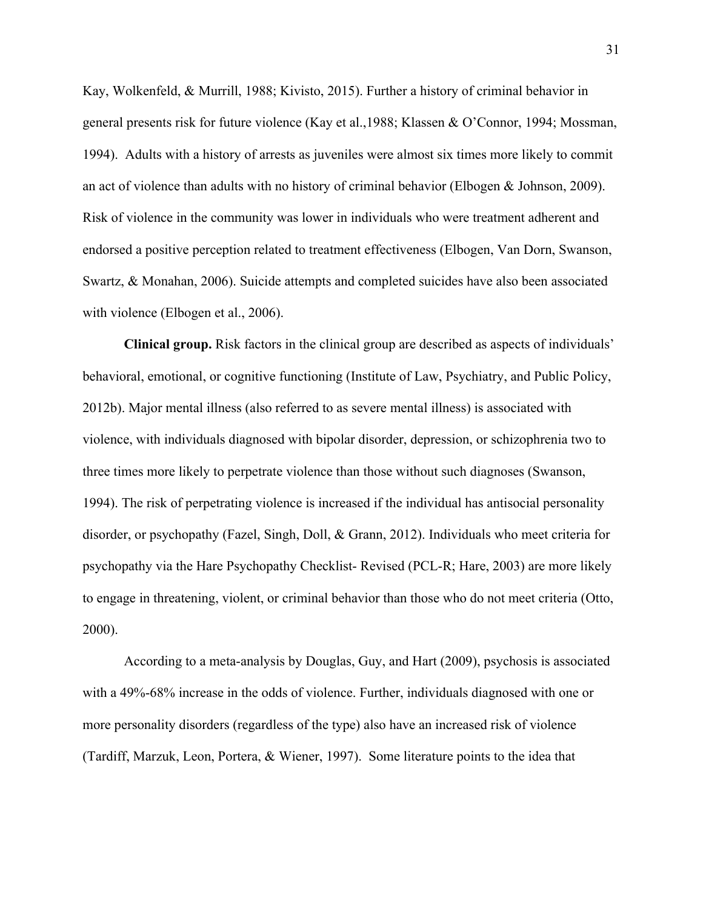Kay, Wolkenfeld, & Murrill, 1988; Kivisto, 2015). Further a history of criminal behavior in general presents risk for future violence (Kay et al.,1988; Klassen & O'Connor, 1994; Mossman, 1994). Adults with a history of arrests as juveniles were almost six times more likely to commit an act of violence than adults with no history of criminal behavior (Elbogen & Johnson, 2009). Risk of violence in the community was lower in individuals who were treatment adherent and endorsed a positive perception related to treatment effectiveness (Elbogen, Van Dorn, Swanson, Swartz, & Monahan, 2006). Suicide attempts and completed suicides have also been associated with violence (Elbogen et al., 2006).

**Clinical group.** Risk factors in the clinical group are described as aspects of individuals' behavioral, emotional, or cognitive functioning (Institute of Law, Psychiatry, and Public Policy, 2012b). Major mental illness (also referred to as severe mental illness) is associated with violence, with individuals diagnosed with bipolar disorder, depression, or schizophrenia two to three times more likely to perpetrate violence than those without such diagnoses (Swanson, 1994). The risk of perpetrating violence is increased if the individual has antisocial personality disorder, or psychopathy (Fazel, Singh, Doll, & Grann, 2012). Individuals who meet criteria for psychopathy via the Hare Psychopathy Checklist- Revised (PCL-R; Hare, 2003) are more likely to engage in threatening, violent, or criminal behavior than those who do not meet criteria (Otto, 2000).

According to a meta-analysis by Douglas, Guy, and Hart (2009), psychosis is associated with a 49%-68% increase in the odds of violence. Further, individuals diagnosed with one or more personality disorders (regardless of the type) also have an increased risk of violence (Tardiff, Marzuk, Leon, Portera, & Wiener, 1997). Some literature points to the idea that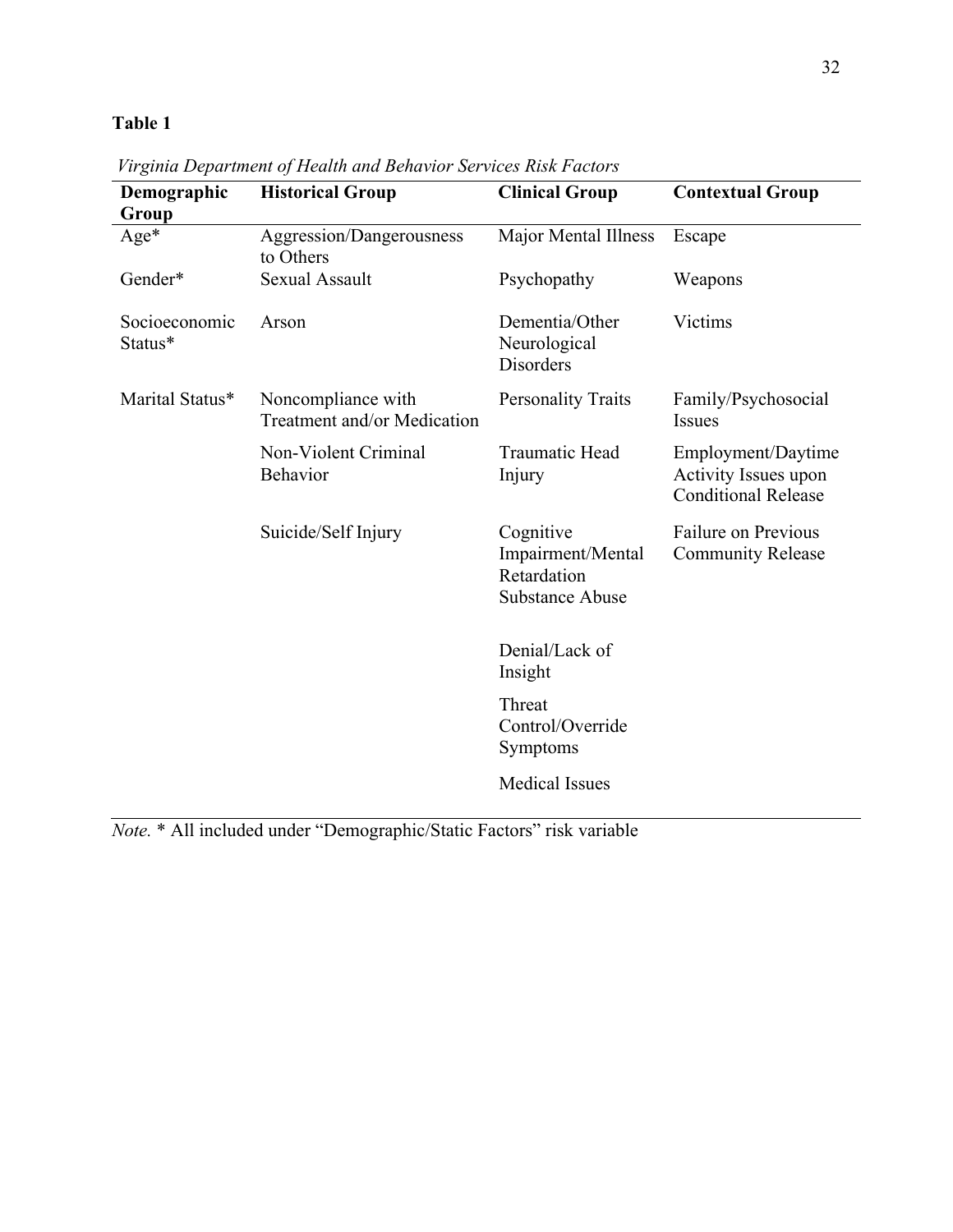**Table 1**

*Virginia Department of Health and Behavior Services Risk Factors*

| Demographic Group | Historical Group | Clinical Group | Contextual Group |
|---|---|---|---|
| Age* | Aggression/Dangerousness to Others | Major Mental Illness | Escape |
| Gender* | Sexual Assault | Psychopathy | Weapons |
| Socioeconomic Status* | Arson | Dementia/Other Neurological Disorders | Victims |
| Marital Status* | Noncompliance with Treatment and/or Medication | Personality Traits | Family/Psychosocial Issues |
| | Non-Violent Criminal Behavior | Traumatic Head Injury | Employment/Daytime Activity Issues upon Conditional Release |
| | Suicide/Self Injury | Cognitive Impairment/Mental Retardation Substance Abuse | Failure on Previous Community Release |
| | | Denial/Lack of Insight | |
| | | Threat Control/Override Symptoms | |
| | | Medical Issues | |

*Note.* * All included under "Demographic/Static Factors" risk variable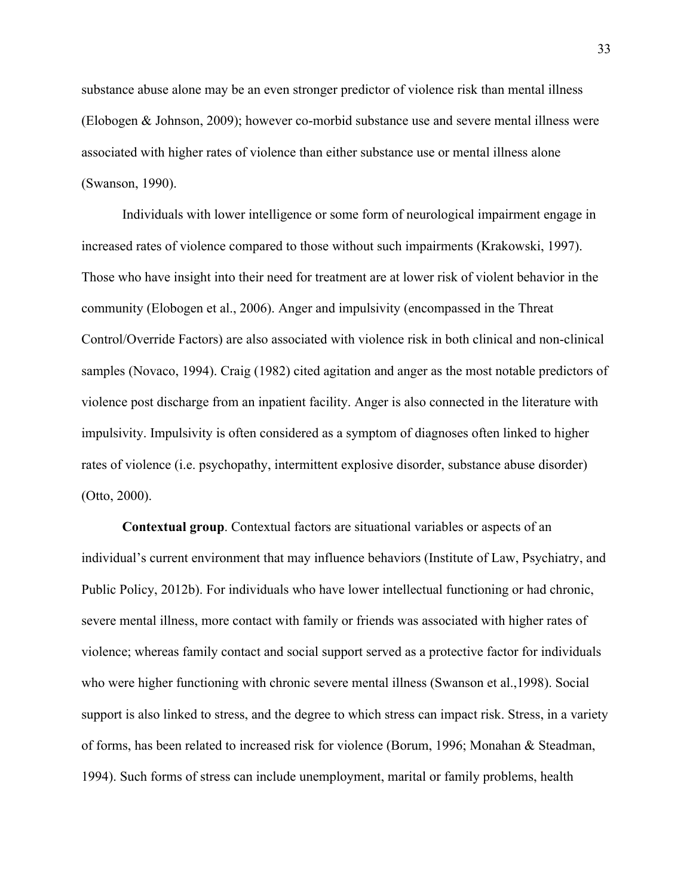substance abuse alone may be an even stronger predictor of violence risk than mental illness (Elobogen & Johnson, 2009); however co-morbid substance use and severe mental illness were associated with higher rates of violence than either substance use or mental illness alone (Swanson, 1990).

Individuals with lower intelligence or some form of neurological impairment engage in increased rates of violence compared to those without such impairments (Krakowski, 1997). Those who have insight into their need for treatment are at lower risk of violent behavior in the community (Elobogen et al., 2006). Anger and impulsivity (encompassed in the Threat Control/Override Factors) are also associated with violence risk in both clinical and non-clinical samples (Novaco, 1994). Craig (1982) cited agitation and anger as the most notable predictors of violence post discharge from an inpatient facility. Anger is also connected in the literature with impulsivity. Impulsivity is often considered as a symptom of diagnoses often linked to higher rates of violence (i.e. psychopathy, intermittent explosive disorder, substance abuse disorder) (Otto, 2000).

**Contextual group**. Contextual factors are situational variables or aspects of an individual's current environment that may influence behaviors (Institute of Law, Psychiatry, and Public Policy, 2012b). For individuals who have lower intellectual functioning or had chronic, severe mental illness, more contact with family or friends was associated with higher rates of violence; whereas family contact and social support served as a protective factor for individuals who were higher functioning with chronic severe mental illness (Swanson et al.,1998). Social support is also linked to stress, and the degree to which stress can impact risk. Stress, in a variety of forms, has been related to increased risk for violence (Borum, 1996; Monahan & Steadman, 1994). Such forms of stress can include unemployment, marital or family problems, health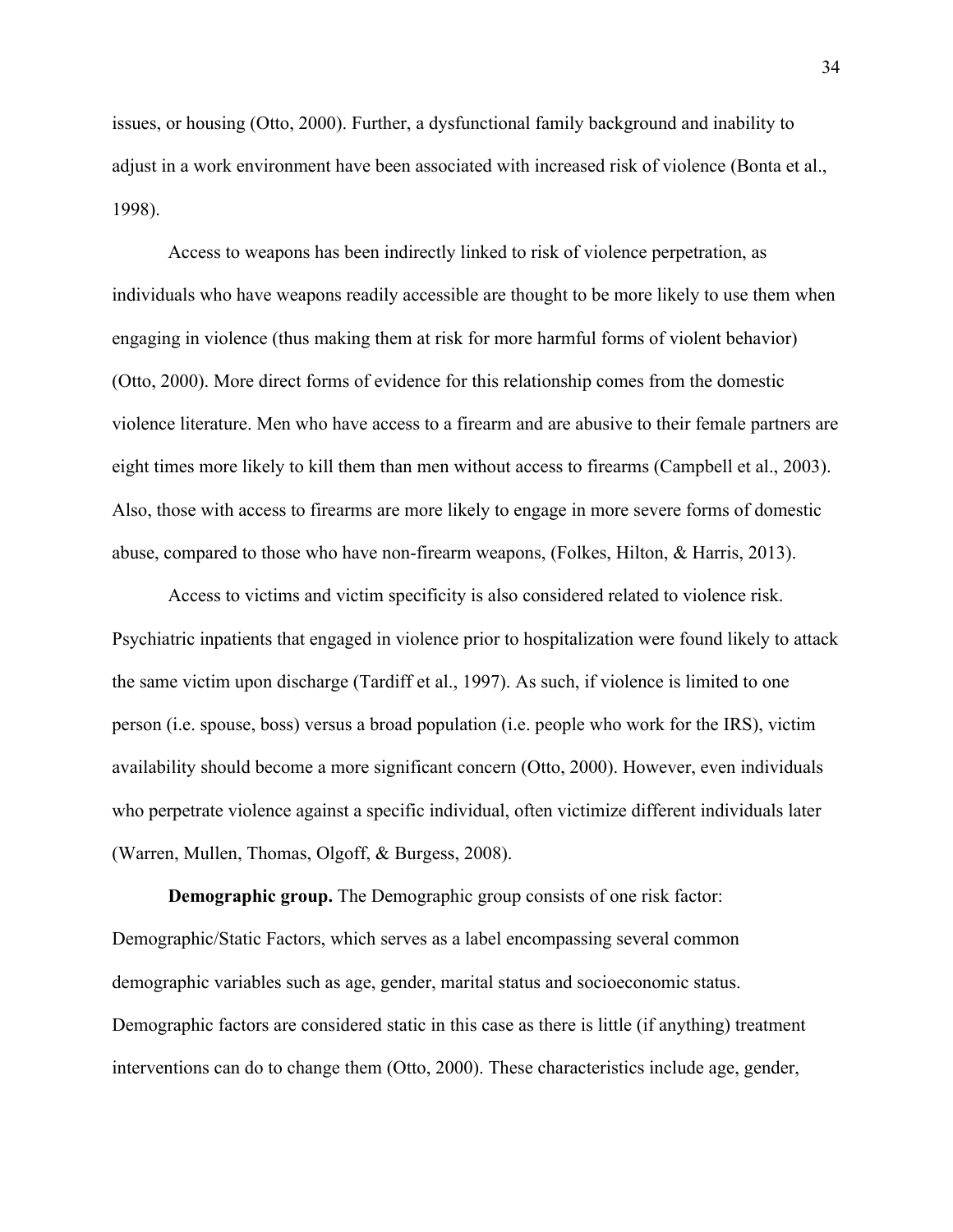issues, or housing (Otto, 2000). Further, a dysfunctional family background and inability to adjust in a work environment have been associated with increased risk of violence (Bonta et al., 1998).

Access to weapons has been indirectly linked to risk of violence perpetration, as individuals who have weapons readily accessible are thought to be more likely to use them when engaging in violence (thus making them at risk for more harmful forms of violent behavior) (Otto, 2000). More direct forms of evidence for this relationship comes from the domestic violence literature. Men who have access to a firearm and are abusive to their female partners are eight times more likely to kill them than men without access to firearms (Campbell et al., 2003). Also, those with access to firearms are more likely to engage in more severe forms of domestic abuse, compared to those who have non-firearm weapons, (Folkes, Hilton, & Harris, 2013).

Access to victims and victim specificity is also considered related to violence risk. Psychiatric inpatients that engaged in violence prior to hospitalization were found likely to attack the same victim upon discharge (Tardiff et al., 1997). As such, if violence is limited to one person (i.e. spouse, boss) versus a broad population (i.e. people who work for the IRS), victim availability should become a more significant concern (Otto, 2000). However, even individuals who perpetrate violence against a specific individual, often victimize different individuals later (Warren, Mullen, Thomas, Olgoff, & Burgess, 2008).

**Demographic group.** The Demographic group consists of one risk factor: Demographic/Static Factors, which serves as a label encompassing several common demographic variables such as age, gender, marital status and socioeconomic status. Demographic factors are considered static in this case as there is little (if anything) treatment interventions can do to change them (Otto, 2000). These characteristics include age, gender,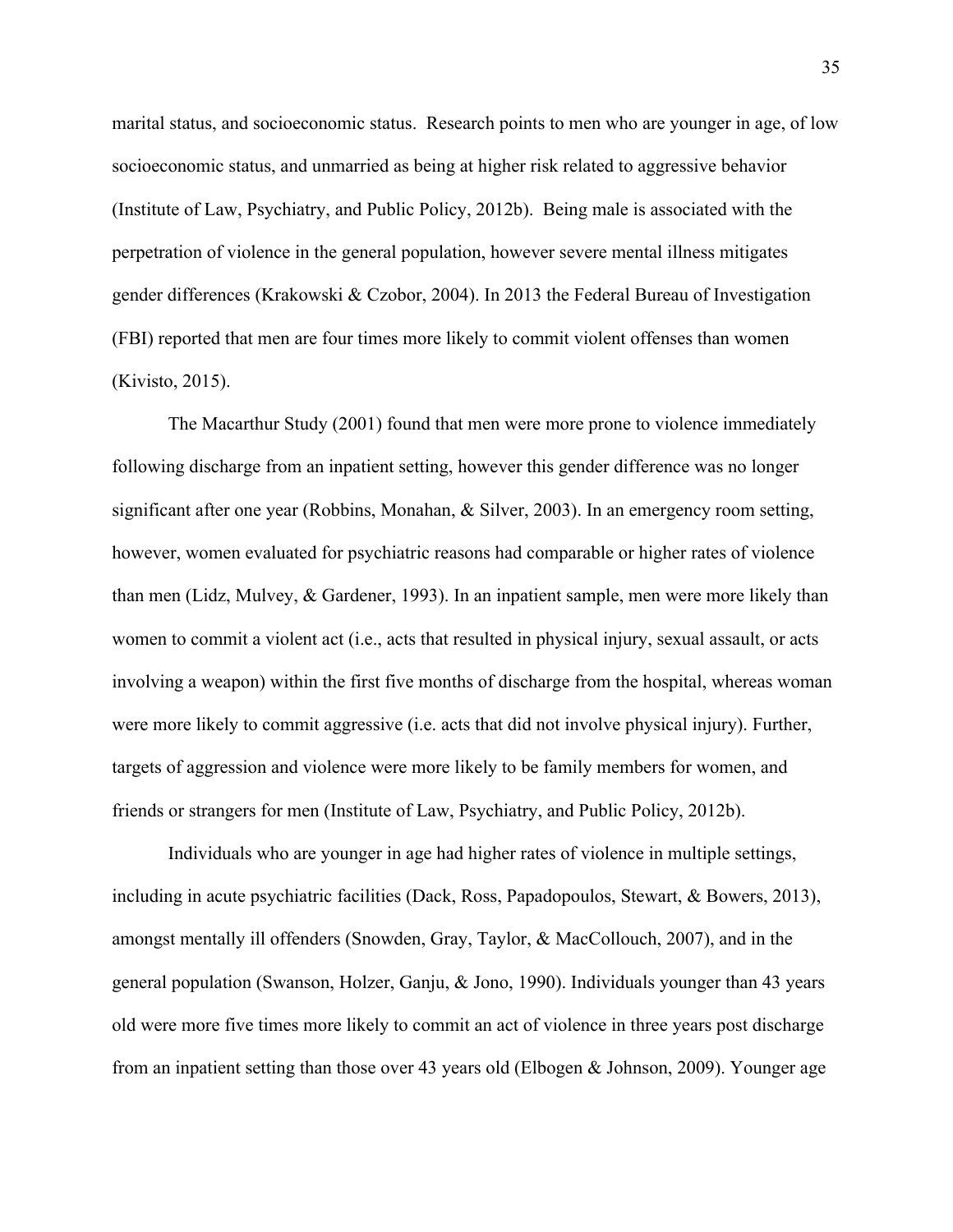marital status, and socioeconomic status. Research points to men who are younger in age, of low socioeconomic status, and unmarried as being at higher risk related to aggressive behavior (Institute of Law, Psychiatry, and Public Policy, 2012b). Being male is associated with the perpetration of violence in the general population, however severe mental illness mitigates gender differences (Krakowski & Czobor, 2004). In 2013 the Federal Bureau of Investigation (FBI) reported that men are four times more likely to commit violent offenses than women (Kivisto, 2015).

The Macarthur Study (2001) found that men were more prone to violence immediately following discharge from an inpatient setting, however this gender difference was no longer significant after one year (Robbins, Monahan, & Silver, 2003). In an emergency room setting, however, women evaluated for psychiatric reasons had comparable or higher rates of violence than men (Lidz, Mulvey, & Gardener, 1993). In an inpatient sample, men were more likely than women to commit a violent act (i.e., acts that resulted in physical injury, sexual assault, or acts involving a weapon) within the first five months of discharge from the hospital, whereas woman were more likely to commit aggressive (i.e. acts that did not involve physical injury). Further, targets of aggression and violence were more likely to be family members for women, and friends or strangers for men (Institute of Law, Psychiatry, and Public Policy, 2012b).

Individuals who are younger in age had higher rates of violence in multiple settings, including in acute psychiatric facilities (Dack, Ross, Papadopoulos, Stewart, & Bowers, 2013), amongst mentally ill offenders (Snowden, Gray, Taylor, & MacCollouch, 2007), and in the general population (Swanson, Holzer, Ganju, & Jono, 1990). Individuals younger than 43 years old were more five times more likely to commit an act of violence in three years post discharge from an inpatient setting than those over 43 years old (Elbogen & Johnson, 2009). Younger age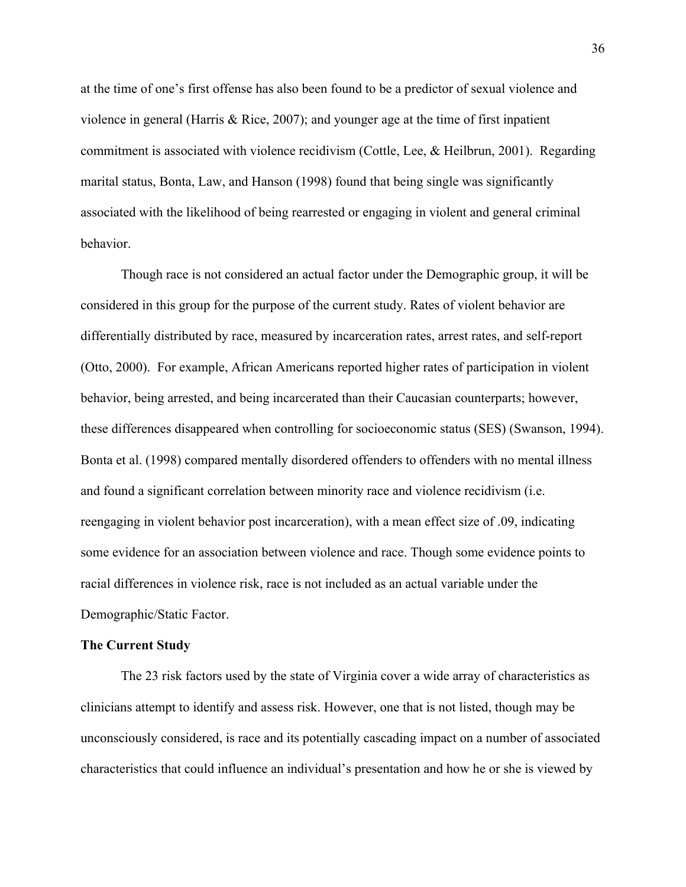at the time of one's first offense has also been found to be a predictor of sexual violence and violence in general (Harris & Rice, 2007); and younger age at the time of first inpatient commitment is associated with violence recidivism (Cottle, Lee, & Heilbrun, 2001). Regarding marital status, Bonta, Law, and Hanson (1998) found that being single was significantly associated with the likelihood of being rearrested or engaging in violent and general criminal behavior.

Though race is not considered an actual factor under the Demographic group, it will be considered in this group for the purpose of the current study. Rates of violent behavior are differentially distributed by race, measured by incarceration rates, arrest rates, and self-report (Otto, 2000). For example, African Americans reported higher rates of participation in violent behavior, being arrested, and being incarcerated than their Caucasian counterparts; however, these differences disappeared when controlling for socioeconomic status (SES) (Swanson, 1994). Bonta et al. (1998) compared mentally disordered offenders to offenders with no mental illness and found a significant correlation between minority race and violence recidivism (i.e. reengaging in violent behavior post incarceration), with a mean effect size of .09, indicating some evidence for an association between violence and race. Though some evidence points to racial differences in violence risk, race is not included as an actual variable under the Demographic/Static Factor.

**The Current Study**

The 23 risk factors used by the state of Virginia cover a wide array of characteristics as clinicians attempt to identify and assess risk. However, one that is not listed, though may be unconsciously considered, is race and its potentially cascading impact on a number of associated characteristics that could influence an individual's presentation and how he or she is viewed by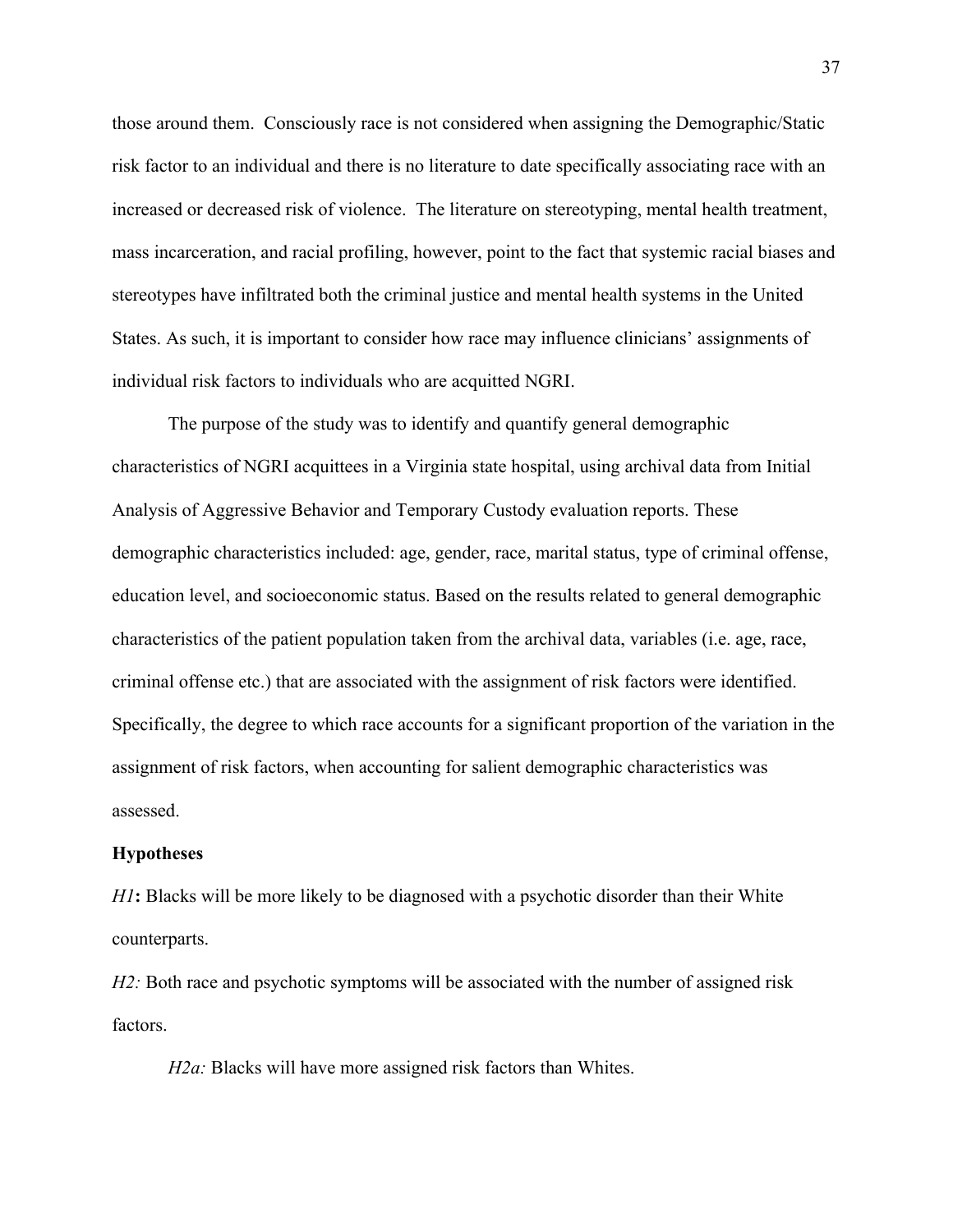those around them. Consciously race is not considered when assigning the Demographic/Static risk factor to an individual and there is no literature to date specifically associating race with an increased or decreased risk of violence. The literature on stereotyping, mental health treatment, mass incarceration, and racial profiling, however, point to the fact that systemic racial biases and stereotypes have infiltrated both the criminal justice and mental health systems in the United States. As such, it is important to consider how race may influence clinicians' assignments of individual risk factors to individuals who are acquitted NGRI.

The purpose of the study was to identify and quantify general demographic characteristics of NGRI acquittees in a Virginia state hospital, using archival data from Initial Analysis of Aggressive Behavior and Temporary Custody evaluation reports. These demographic characteristics included: age, gender, race, marital status, type of criminal offense, education level, and socioeconomic status. Based on the results related to general demographic characteristics of the patient population taken from the archival data, variables (i.e. age, race, criminal offense etc.) that are associated with the assignment of risk factors were identified. Specifically, the degree to which race accounts for a significant proportion of the variation in the assignment of risk factors, when accounting for salient demographic characteristics was assessed.

**Hypotheses**

*H1***:** Blacks will be more likely to be diagnosed with a psychotic disorder than their White counterparts.

*H2:* Both race and psychotic symptoms will be associated with the number of assigned risk factors.

*H2a:* Blacks will have more assigned risk factors than Whites.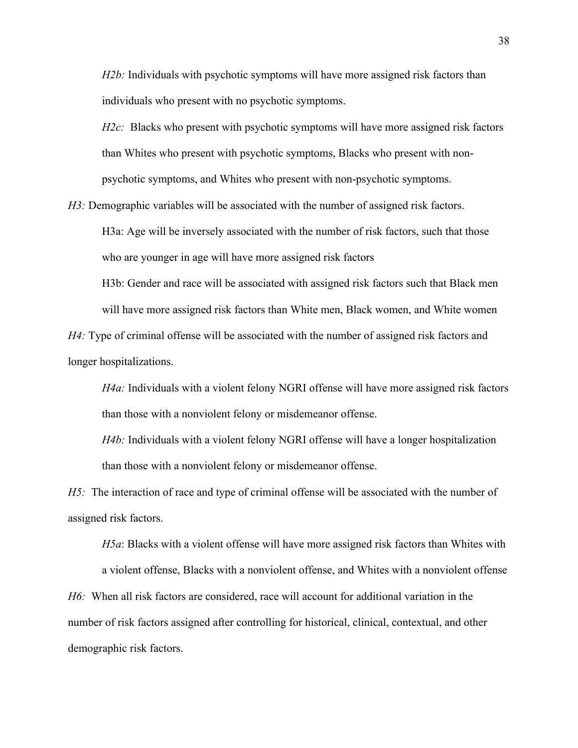*H2b:* Individuals with psychotic symptoms will have more assigned risk factors than individuals who present with no psychotic symptoms.

*H2c:* Blacks who present with psychotic symptoms will have more assigned risk factors than Whites who present with psychotic symptoms, Blacks who present with non-psychotic symptoms, and Whites who present with non-psychotic symptoms.

*H3:* Demographic variables will be associated with the number of assigned risk factors.

H3a: Age will be inversely associated with the number of risk factors, such that those who are younger in age will have more assigned risk factors

H3b: Gender and race will be associated with assigned risk factors such that Black men will have more assigned risk factors than White men, Black women, and White women

*H4:* Type of criminal offense will be associated with the number of assigned risk factors and longer hospitalizations.

*H4a:* Individuals with a violent felony NGRI offense will have more assigned risk factors than those with a nonviolent felony or misdemeanor offense.

*H4b:* Individuals with a violent felony NGRI offense will have a longer hospitalization than those with a nonviolent felony or misdemeanor offense.

*H5:* The interaction of race and type of criminal offense will be associated with the number of assigned risk factors.

*H5a*: Blacks with a violent offense will have more assigned risk factors than Whites with a violent offense, Blacks with a nonviolent offense, and Whites with a nonviolent offense

*H6:* When all risk factors are considered, race will account for additional variation in the number of risk factors assigned after controlling for historical, clinical, contextual, and other demographic risk factors.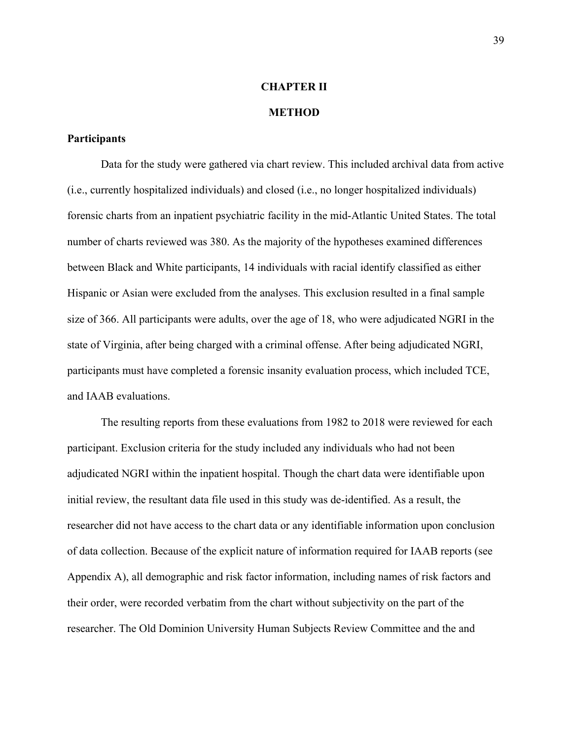# CHAPTER II

# METHOD

## Participants

Data for the study were gathered via chart review. This included archival data from active (i.e., currently hospitalized individuals) and closed (i.e., no longer hospitalized individuals) forensic charts from an inpatient psychiatric facility in the mid-Atlantic United States. The total number of charts reviewed was 380. As the majority of the hypotheses examined differences between Black and White participants, 14 individuals with racial identify classified as either Hispanic or Asian were excluded from the analyses. This exclusion resulted in a final sample size of 366. All participants were adults, over the age of 18, who were adjudicated NGRI in the state of Virginia, after being charged with a criminal offense. After being adjudicated NGRI, participants must have completed a forensic insanity evaluation process, which included TCE, and IAAB evaluations.

The resulting reports from these evaluations from 1982 to 2018 were reviewed for each participant. Exclusion criteria for the study included any individuals who had not been adjudicated NGRI within the inpatient hospital. Though the chart data were identifiable upon initial review, the resultant data file used in this study was de-identified. As a result, the researcher did not have access to the chart data or any identifiable information upon conclusion of data collection. Because of the explicit nature of information required for IAAB reports (see Appendix A), all demographic and risk factor information, including names of risk factors and their order, were recorded verbatim from the chart without subjectivity on the part of the researcher. The Old Dominion University Human Subjects Review Committee and the and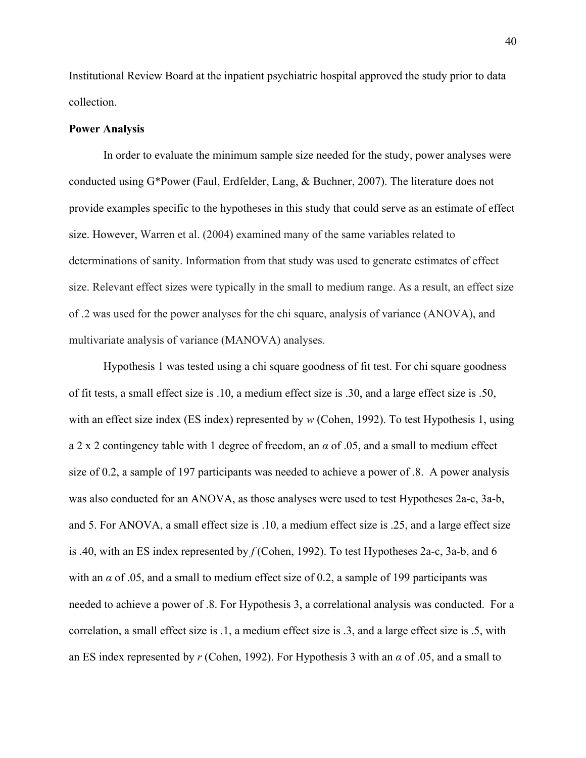Institutional Review Board at the inpatient psychiatric hospital approved the study prior to data collection.

**Power Analysis**

In order to evaluate the minimum sample size needed for the study, power analyses were conducted using G*Power (Faul, Erdfelder, Lang, & Buchner, 2007). The literature does not provide examples specific to the hypotheses in this study that could serve as an estimate of effect size. However, Warren et al. (2004) examined many of the same variables related to determinations of sanity. Information from that study was used to generate estimates of effect size. Relevant effect sizes were typically in the small to medium range. As a result, an effect size of .2 was used for the power analyses for the chi square, analysis of variance (ANOVA), and multivariate analysis of variance (MANOVA) analyses.

Hypothesis 1 was tested using a chi square goodness of fit test. For chi square goodness of fit tests, a small effect size is .10, a medium effect size is .30, and a large effect size is .50, with an effect size index (ES index) represented by $w$ (Cohen, 1992). To test Hypothesis 1, using a 2 x 2 contingency table with 1 degree of freedom, an $\alpha$ of .05, and a small to medium effect size of 0.2, a sample of 197 participants was needed to achieve a power of .8. A power analysis was also conducted for an ANOVA, as those analyses were used to test Hypotheses 2a-c, 3a-b, and 5. For ANOVA, a small effect size is .10, a medium effect size is .25, and a large effect size is .40, with an ES index represented by $f$ (Cohen, 1992). To test Hypotheses 2a-c, 3a-b, and 6 with an $\alpha$ of .05, and a small to medium effect size of 0.2, a sample of 199 participants was needed to achieve a power of .8. For Hypothesis 3, a correlational analysis was conducted. For a correlation, a small effect size is .1, a medium effect size is .3, and a large effect size is .5, with an ES index represented by $r$ (Cohen, 1992). For Hypothesis 3 with an $\alpha$ of .05, and a small to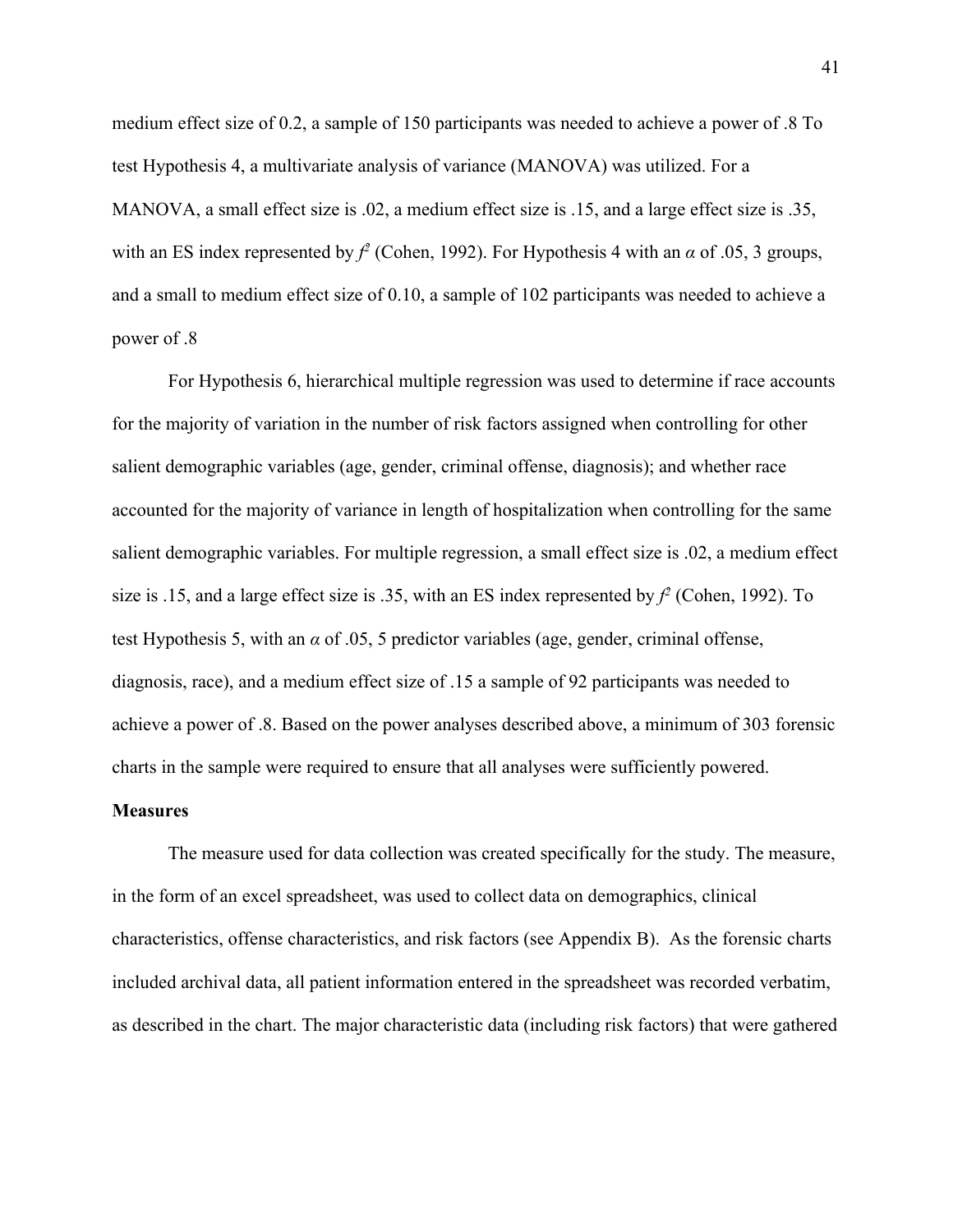medium effect size of 0.2, a sample of 150 participants was needed to achieve a power of .8 To test Hypothesis 4, a multivariate analysis of variance (MANOVA) was utilized. For a MANOVA, a small effect size is .02, a medium effect size is .15, and a large effect size is .35, with an ES index represented by $f^2$ (Cohen, 1992). For Hypothesis 4 with an $\alpha$ of .05, 3 groups, and a small to medium effect size of 0.10, a sample of 102 participants was needed to achieve a power of .8

For Hypothesis 6, hierarchical multiple regression was used to determine if race accounts for the majority of variation in the number of risk factors assigned when controlling for other salient demographic variables (age, gender, criminal offense, diagnosis); and whether race accounted for the majority of variance in length of hospitalization when controlling for the same salient demographic variables. For multiple regression, a small effect size is .02, a medium effect size is .15, and a large effect size is .35, with an ES index represented by $f^2$ (Cohen, 1992). To test Hypothesis 5, with an $\alpha$ of .05, 5 predictor variables (age, gender, criminal offense, diagnosis, race), and a medium effect size of .15 a sample of 92 participants was needed to achieve a power of .8. Based on the power analyses described above, a minimum of 303 forensic charts in the sample were required to ensure that all analyses were sufficiently powered.

## Measures

The measure used for data collection was created specifically for the study. The measure, in the form of an excel spreadsheet, was used to collect data on demographics, clinical characteristics, offense characteristics, and risk factors (see Appendix B). As the forensic charts included archival data, all patient information entered in the spreadsheet was recorded verbatim, as described in the chart. The major characteristic data (including risk factors) that were gathered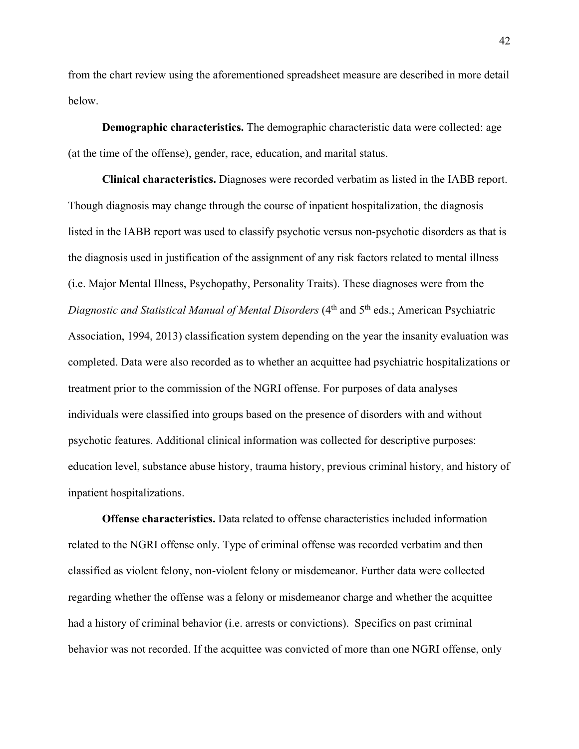from the chart review using the aforementioned spreadsheet measure are described in more detail below.

**Demographic characteristics.** The demographic characteristic data were collected: age (at the time of the offense), gender, race, education, and marital status.

**Clinical characteristics.** Diagnoses were recorded verbatim as listed in the IABB report. Though diagnosis may change through the course of inpatient hospitalization, the diagnosis listed in the IABB report was used to classify psychotic versus non-psychotic disorders as that is the diagnosis used in justification of the assignment of any risk factors related to mental illness (i.e. Major Mental Illness, Psychopathy, Personality Traits). These diagnoses were from the *Diagnostic and Statistical Manual of Mental Disorders* (4th and 5th eds.; American Psychiatric Association, 1994, 2013) classification system depending on the year the insanity evaluation was completed. Data were also recorded as to whether an acquittee had psychiatric hospitalizations or treatment prior to the commission of the NGRI offense. For purposes of data analyses individuals were classified into groups based on the presence of disorders with and without psychotic features. Additional clinical information was collected for descriptive purposes: education level, substance abuse history, trauma history, previous criminal history, and history of inpatient hospitalizations.

**Offense characteristics.** Data related to offense characteristics included information related to the NGRI offense only. Type of criminal offense was recorded verbatim and then classified as violent felony, non-violent felony or misdemeanor. Further data were collected regarding whether the offense was a felony or misdemeanor charge and whether the acquittee had a history of criminal behavior (i.e. arrests or convictions). Specifics on past criminal behavior was not recorded. If the acquittee was convicted of more than one NGRI offense, only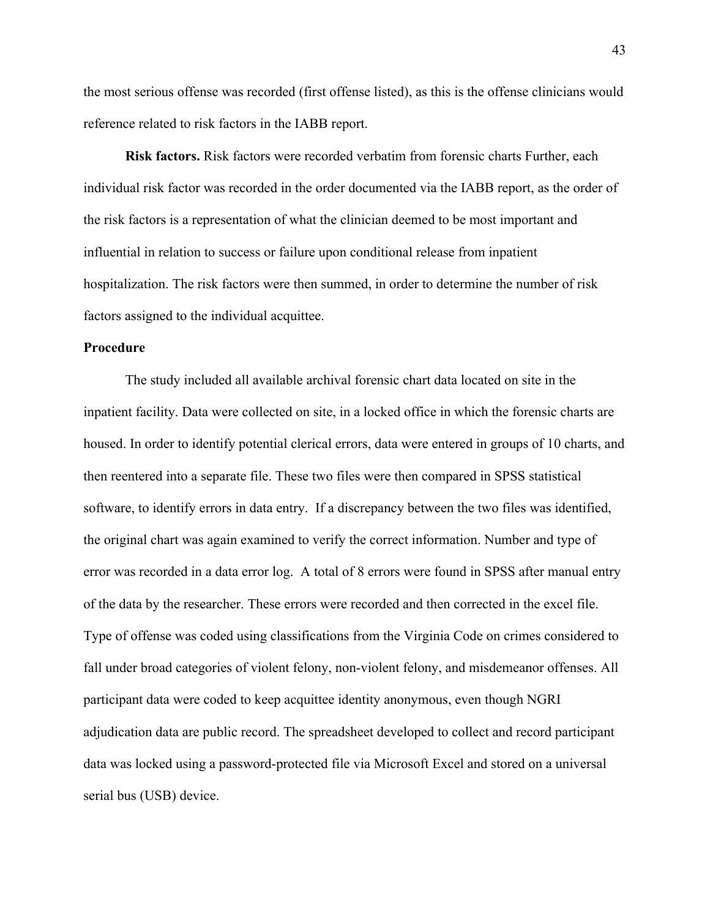the most serious offense was recorded (first offense listed), as this is the offense clinicians would reference related to risk factors in the IABB report.

**Risk factors.** Risk factors were recorded verbatim from forensic charts Further, each individual risk factor was recorded in the order documented via the IABB report, as the order of the risk factors is a representation of what the clinician deemed to be most important and influential in relation to success or failure upon conditional release from inpatient hospitalization. The risk factors were then summed, in order to determine the number of risk factors assigned to the individual acquittee.

## Procedure

The study included all available archival forensic chart data located on site in the inpatient facility. Data were collected on site, in a locked office in which the forensic charts are housed. In order to identify potential clerical errors, data were entered in groups of 10 charts, and then reentered into a separate file. These two files were then compared in SPSS statistical software, to identify errors in data entry. If a discrepancy between the two files was identified, the original chart was again examined to verify the correct information. Number and type of error was recorded in a data error log. A total of 8 errors were found in SPSS after manual entry of the data by the researcher. These errors were recorded and then corrected in the excel file. Type of offense was coded using classifications from the Virginia Code on crimes considered to fall under broad categories of violent felony, non-violent felony, and misdemeanor offenses. All participant data were coded to keep acquittee identity anonymous, even though NGRI adjudication data are public record. The spreadsheet developed to collect and record participant data was locked using a password-protected file via Microsoft Excel and stored on a universal serial bus (USB) device.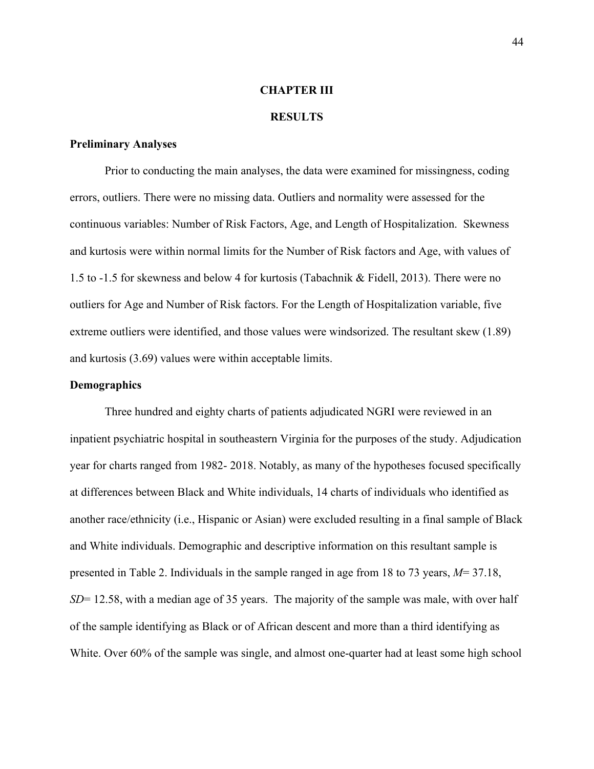# CHAPTER III

# RESULTS

## Preliminary Analyses

Prior to conducting the main analyses, the data were examined for missingness, coding errors, outliers. There were no missing data. Outliers and normality were assessed for the continuous variables: Number of Risk Factors, Age, and Length of Hospitalization. Skewness and kurtosis were within normal limits for the Number of Risk factors and Age, with values of 1.5 to -1.5 for skewness and below 4 for kurtosis (Tabachnik & Fidell, 2013). There were no outliers for Age and Number of Risk factors. For the Length of Hospitalization variable, five extreme outliers were identified, and those values were windsorized. The resultant skew (1.89) and kurtosis (3.69) values were within acceptable limits.

## Demographics

Three hundred and eighty charts of patients adjudicated NGRI were reviewed in an inpatient psychiatric hospital in southeastern Virginia for the purposes of the study. Adjudication year for charts ranged from 1982- 2018. Notably, as many of the hypotheses focused specifically at differences between Black and White individuals, 14 charts of individuals who identified as another race/ethnicity (i.e., Hispanic or Asian) were excluded resulting in a final sample of Black and White individuals. Demographic and descriptive information on this resultant sample is presented in Table 2. Individuals in the sample ranged in age from 18 to 73 years, $M$= 37.18, $SD$= 12.58, with a median age of 35 years. The majority of the sample was male, with over half of the sample identifying as Black or of African descent and more than a third identifying as White. Over 60% of the sample was single, and almost one-quarter had at least some high school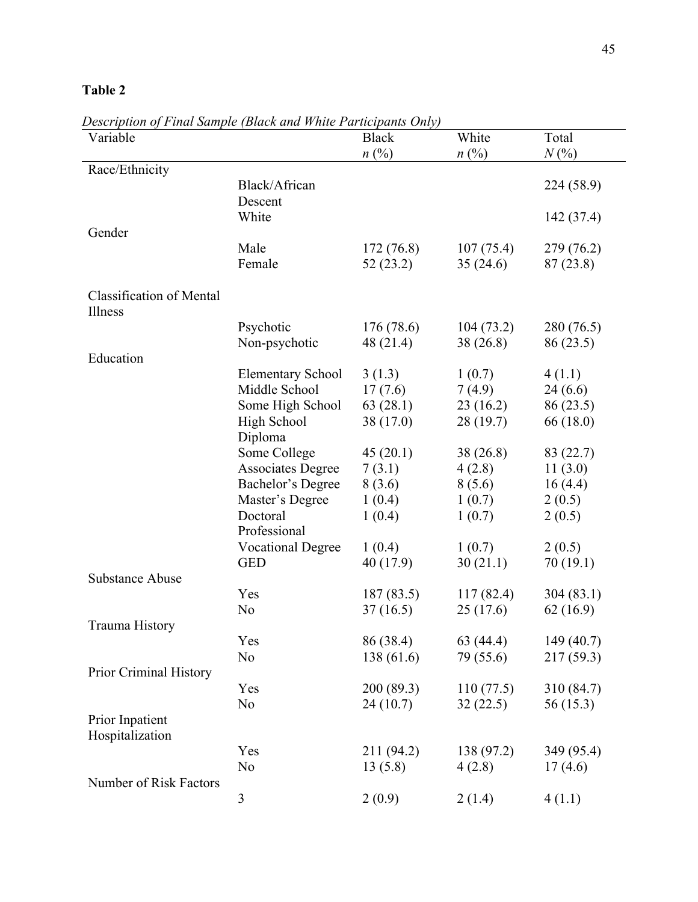**Table 2**

*Description of Final Sample (Black and White Participants Only)*

| Variable | | Black $n$ (%) | White $n$ (%) | Total $N$ (%) |
|---|---|---|---|---|
| Race/Ethnicity | | | | |
| | Black/African Descent | | | 224 (58.9) |
| | White | | | 142 (37.4) |
| Gender | | | | |
| | Male | 172 (76.8) | 107 (75.4) | 279 (76.2) |
| | Female | 52 (23.2) | 35 (24.6) | 87 (23.8) |
| Classification of Mental Illness | | | | |
| | Psychotic | 176 (78.6) | 104 (73.2) | 280 (76.5) |
| | Non-psychotic | 48 (21.4) | 38 (26.8) | 86 (23.5) |
| Education | | | | |
| | Elementary School | 3 (1.3) | 1 (0.7) | 4 (1.1) |
| | Middle School | 17 (7.6) | 7 (4.9) | 24 (6.6) |
| | Some High School | 63 (28.1) | 23 (16.2) | 86 (23.5) |
| | High School Diploma | 38 (17.0) | 28 (19.7) | 66 (18.0) |
| | Some College | 45 (20.1) | 38 (26.8) | 83 (22.7) |
| | Associates Degree | 7 (3.1) | 4 (2.8) | 11 (3.0) |
| | Bachelor's Degree | 8 (3.6) | 8 (5.6) | 16 (4.4) |
| | Master's Degree | 1 (0.4) | 1 (0.7) | 2 (0.5) |
| | Doctoral Professional | 1 (0.4) | 1 (0.7) | 2 (0.5) |
| | Vocational Degree | 1 (0.4) | 1 (0.7) | 2 (0.5) |
| | GED | 40 (17.9) | 30 (21.1) | 70 (19.1) |
| Substance Abuse | | | | |
| | Yes | 187 (83.5) | 117 (82.4) | 304 (83.1) |
| | No | 37 (16.5) | 25 (17.6) | 62 (16.9) |
| Trauma History | | | | |
| | Yes | 86 (38.4) | 63 (44.4) | 149 (40.7) |
| | No | 138 (61.6) | 79 (55.6) | 217 (59.3) |
| Prior Criminal History | | | | |
| | Yes | 200 (89.3) | 110 (77.5) | 310 (84.7) |
| | No | 24 (10.7) | 32 (22.5) | 56 (15.3) |
| Prior Inpatient Hospitalization | | | | |
| | Yes | 211 (94.2) | 138 (97.2) | 349 (95.4) |
| | No | 13 (5.8) | 4 (2.8) | 17 (4.6) |
| Number of Risk Factors | | | | |
| | 3 | 2 (0.9) | 2 (1.4) | 4 (1.1) |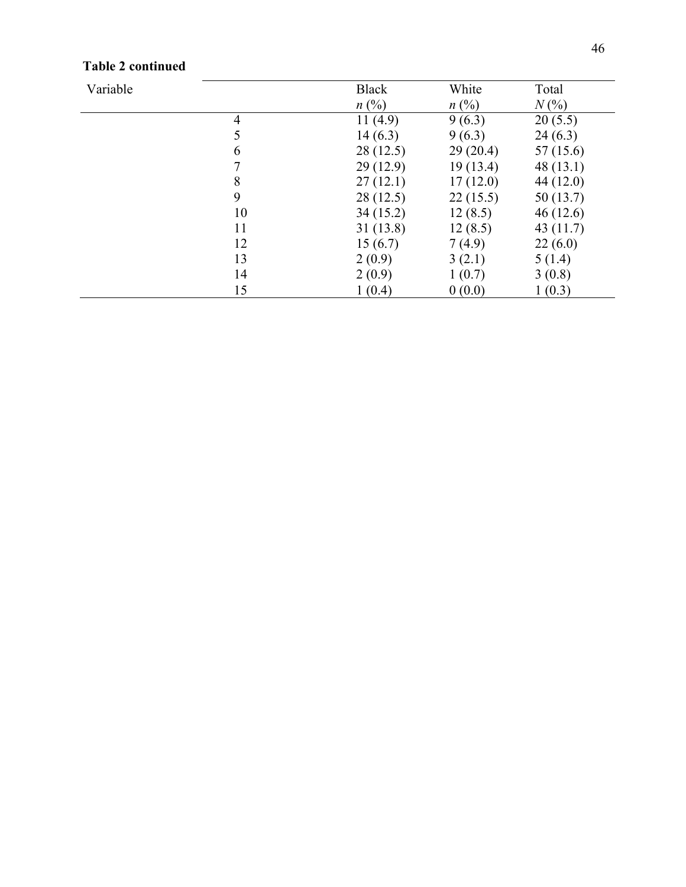**Table 2 continued**

| Variable | | Black<br>*n* (%) | White<br>*n* (%) | Total<br>*N* (%) |
|---|---|---|---|---|
| | 4 | 11 (4.9) | 9 (6.3) | 20 (5.5) |
| | 5 | 14 (6.3) | 9 (6.3) | 24 (6.3) |
| | 6 | 28 (12.5) | 29 (20.4) | 57 (15.6) |
| | 7 | 29 (12.9) | 19 (13.4) | 48 (13.1) |
| | 8 | 27 (12.1) | 17 (12.0) | 44 (12.0) |
| | 9 | 28 (12.5) | 22 (15.5) | 50 (13.7) |
| | 10 | 34 (15.2) | 12 (8.5) | 46 (12.6) |
| | 11 | 31 (13.8) | 12 (8.5) | 43 (11.7) |
| | 12 | 15 (6.7) | 7 (4.9) | 22 (6.0) |
| | 13 | 2 (0.9) | 3 (2.1) | 5 (1.4) |
| | 14 | 2 (0.9) | 1 (0.7) | 3 (0.8) |
| | 15 | 1 (0.4) | 0 (0.0) | 1 (0.3) |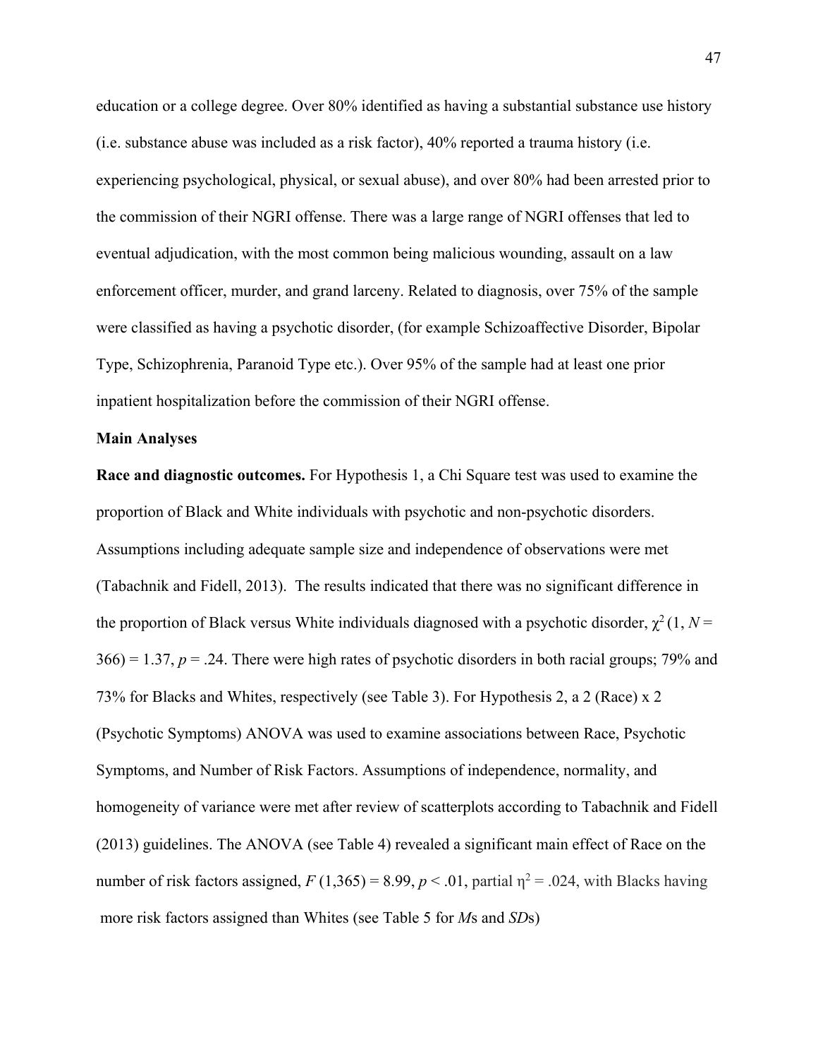education or a college degree. Over 80% identified as having a substantial substance use history (i.e. substance abuse was included as a risk factor), 40% reported a trauma history (i.e. experiencing psychological, physical, or sexual abuse), and over 80% had been arrested prior to the commission of their NGRI offense. There was a large range of NGRI offenses that led to eventual adjudication, with the most common being malicious wounding, assault on a law enforcement officer, murder, and grand larceny. Related to diagnosis, over 75% of the sample were classified as having a psychotic disorder, (for example Schizoaffective Disorder, Bipolar Type, Schizophrenia, Paranoid Type etc.). Over 95% of the sample had at least one prior inpatient hospitalization before the commission of their NGRI offense.

**Main Analyses**

**Race and diagnostic outcomes.** For Hypothesis 1, a Chi Square test was used to examine the proportion of Black and White individuals with psychotic and non-psychotic disorders. Assumptions including adequate sample size and independence of observations were met (Tabachnik and Fidell, 2013). The results indicated that there was no significant difference in the proportion of Black versus White individuals diagnosed with a psychotic disorder, $\chi^2$ (1, $N$ = 366) = 1.37, $p$ = .24. There were high rates of psychotic disorders in both racial groups; 79% and 73% for Blacks and Whites, respectively (see Table 3). For Hypothesis 2, a 2 (Race) x 2 (Psychotic Symptoms) ANOVA was used to examine associations between Race, Psychotic Symptoms, and Number of Risk Factors. Assumptions of independence, normality, and homogeneity of variance were met after review of scatterplots according to Tabachnik and Fidell (2013) guidelines. The ANOVA (see Table 4) revealed a significant main effect of Race on the number of risk factors assigned, $F$ (1,365) = 8.99, $p$ < .01, partial $\eta^2$ = .024, with Blacks having more risk factors assigned than Whites (see Table 5 for *M*s and *SD*s)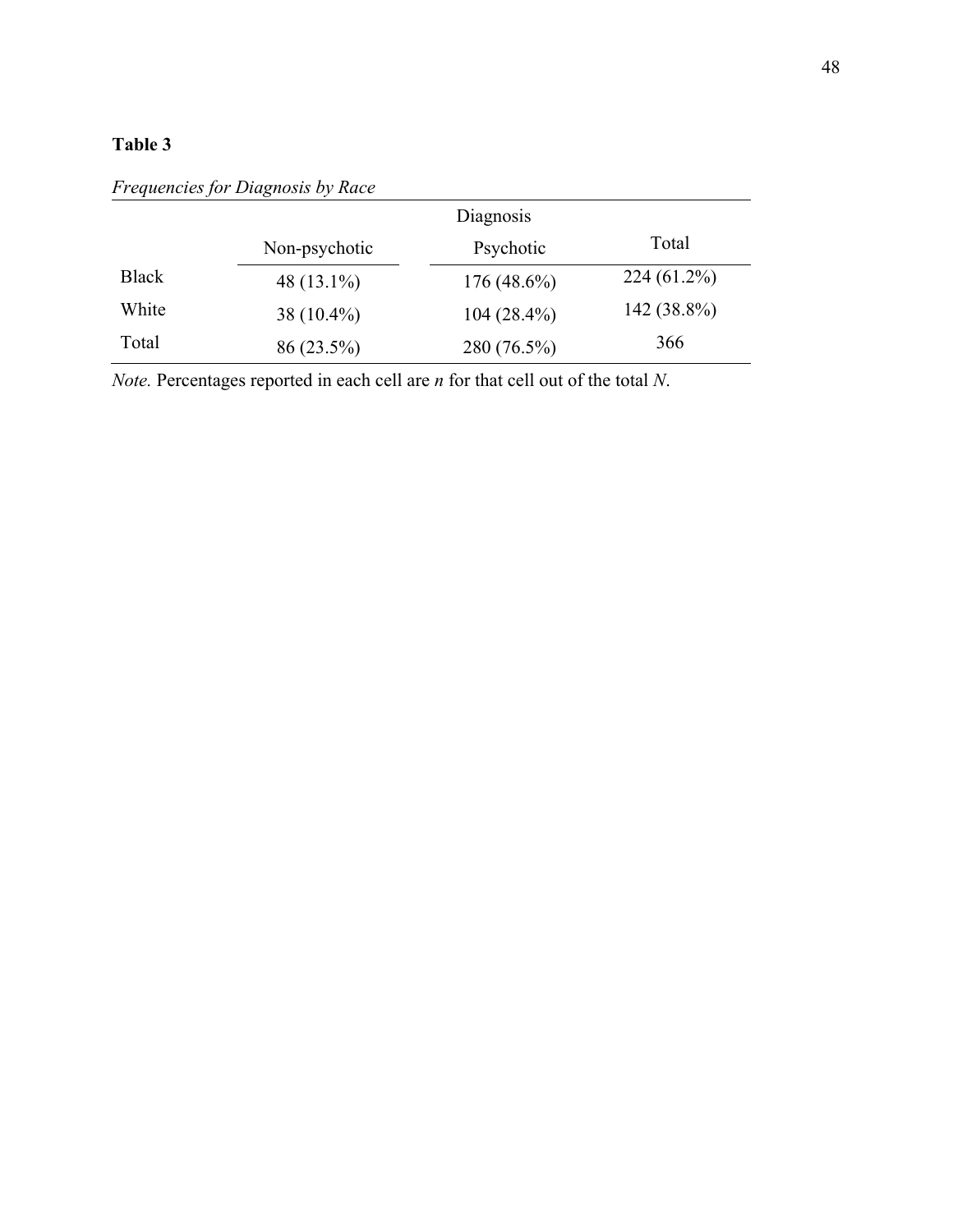**Table 3**

*Frequencies for Diagnosis by Race*

| | Diagnosis | | |
|---|---|---|---|
| | Non-psychotic | Psychotic | Total |
| Black | 48 (13.1%) | 176 (48.6%) | 224 (61.2%) |
| White | 38 (10.4%) | 104 (28.4%) | 142 (38.8%) |
| Total | 86 (23.5%) | 280 (76.5%) | 366 |

*Note.* Percentages reported in each cell are *n* for that cell out of the total *N*.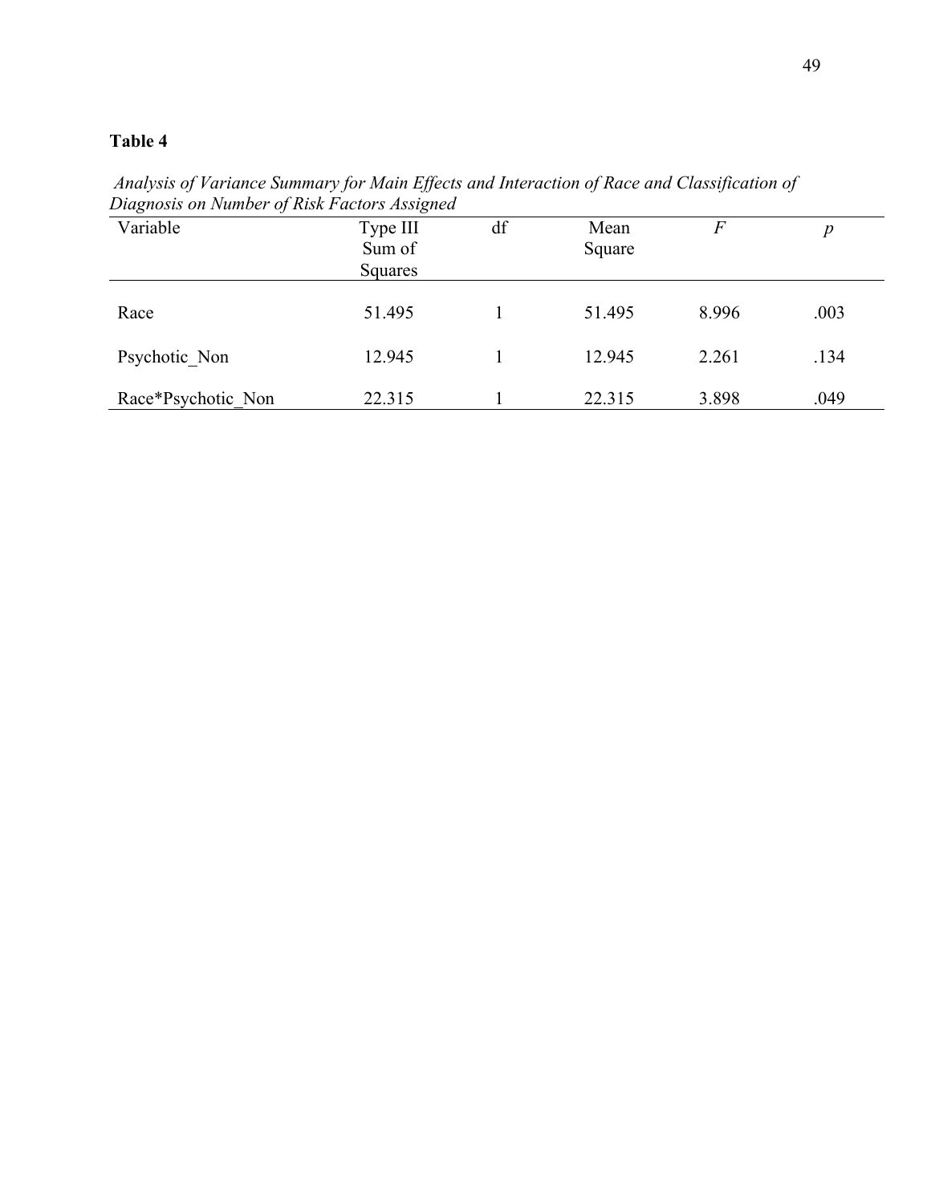**Table 4**

*Analysis of Variance Summary for Main Effects and Interaction of Race and Classification of Diagnosis on Number of Risk Factors Assigned*

| Variable | Type III Sum of Squares | df | Mean Square | *F* | *p* |
|---|---|---|---|---|---|
| Race | 51.495 | 1 | 51.495 | 8.996 | .003 |
| Psychotic_Non | 12.945 | 1 | 12.945 | 2.261 | .134 |
| Race*Psychotic_Non | 22.315 | 1 | 22.315 | 3.898 | .049 |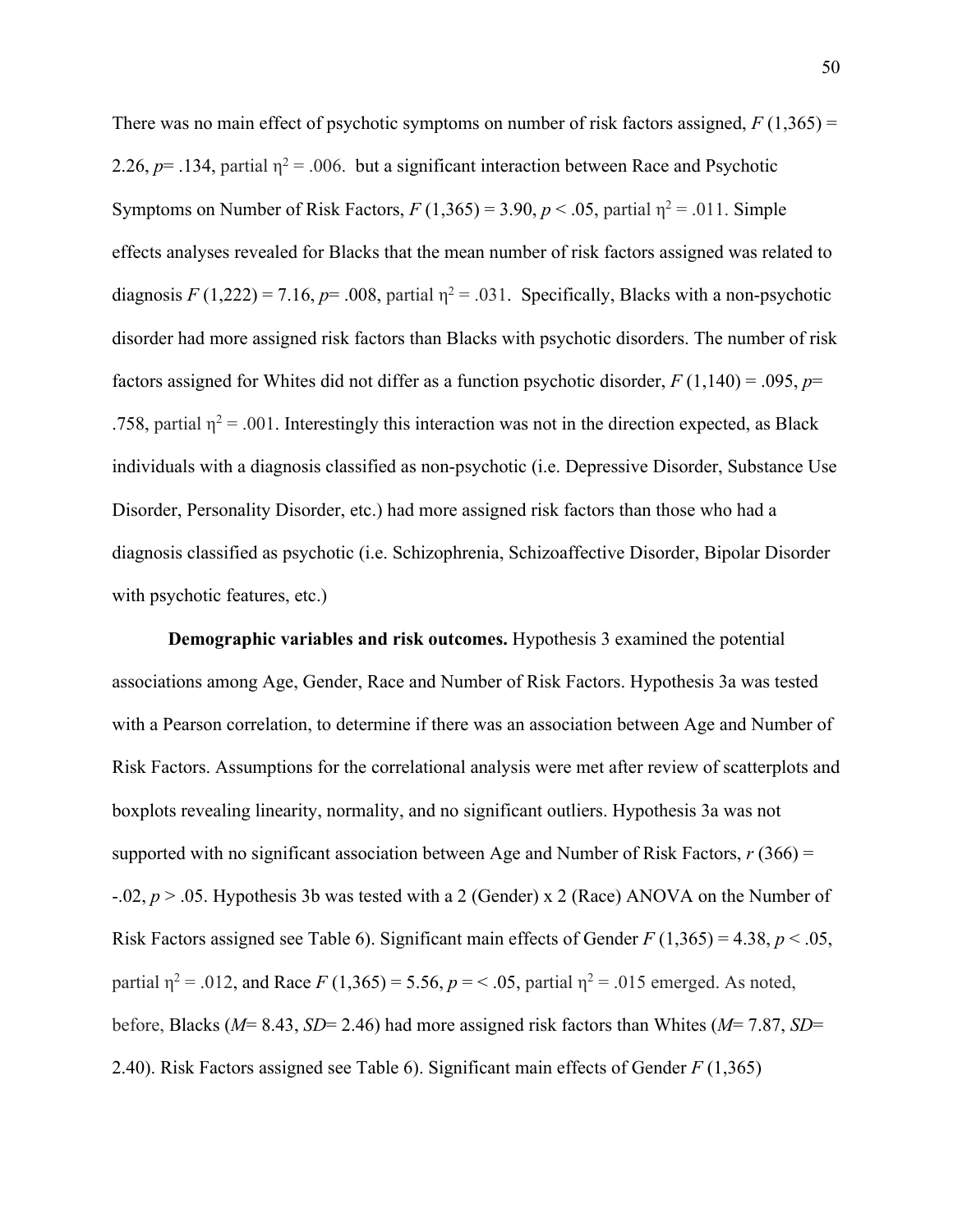There was no main effect of psychotic symptoms on number of risk factors assigned, $F$ (1,365) = 2.26, $p$= .134, partial $\eta^2$ = .006. but a significant interaction between Race and Psychotic Symptoms on Number of Risk Factors, $F$ (1,365) = 3.90, $p < .05$, partial $\eta^2$ = .011. Simple effects analyses revealed for Blacks that the mean number of risk factors assigned was related to diagnosis $F$ (1,222) = 7.16, $p$= .008, partial $\eta^2$ = .031. Specifically, Blacks with a non-psychotic disorder had more assigned risk factors than Blacks with psychotic disorders. The number of risk factors assigned for Whites did not differ as a function psychotic disorder, $F$ (1,140) = .095, $p$= .758, partial $\eta^2$ = .001. Interestingly this interaction was not in the direction expected, as Black individuals with a diagnosis classified as non-psychotic (i.e. Depressive Disorder, Substance Use Disorder, Personality Disorder, etc.) had more assigned risk factors than those who had a diagnosis classified as psychotic (i.e. Schizophrenia, Schizoaffective Disorder, Bipolar Disorder with psychotic features, etc.)

**Demographic variables and risk outcomes.** Hypothesis 3 examined the potential associations among Age, Gender, Race and Number of Risk Factors. Hypothesis 3a was tested with a Pearson correlation, to determine if there was an association between Age and Number of Risk Factors. Assumptions for the correlational analysis were met after review of scatterplots and boxplots revealing linearity, normality, and no significant outliers. Hypothesis 3a was not supported with no significant association between Age and Number of Risk Factors, $r$ (366) = -.02, $p > .05$. Hypothesis 3b was tested with a 2 (Gender) x 2 (Race) ANOVA on the Number of Risk Factors assigned see Table 6). Significant main effects of Gender $F$ (1,365) = 4.38, $p < .05$, partial $\eta^2$ = .012, and Race $F$ (1,365) = 5.56, $p$ = < .05, partial $\eta^2$ = .015 emerged. As noted, before, Blacks ($M$= 8.43, $SD$= 2.46) had more assigned risk factors than Whites ($M$= 7.87, $SD$= 2.40). Risk Factors assigned see Table 6). Significant main effects of Gender $F$ (1,365)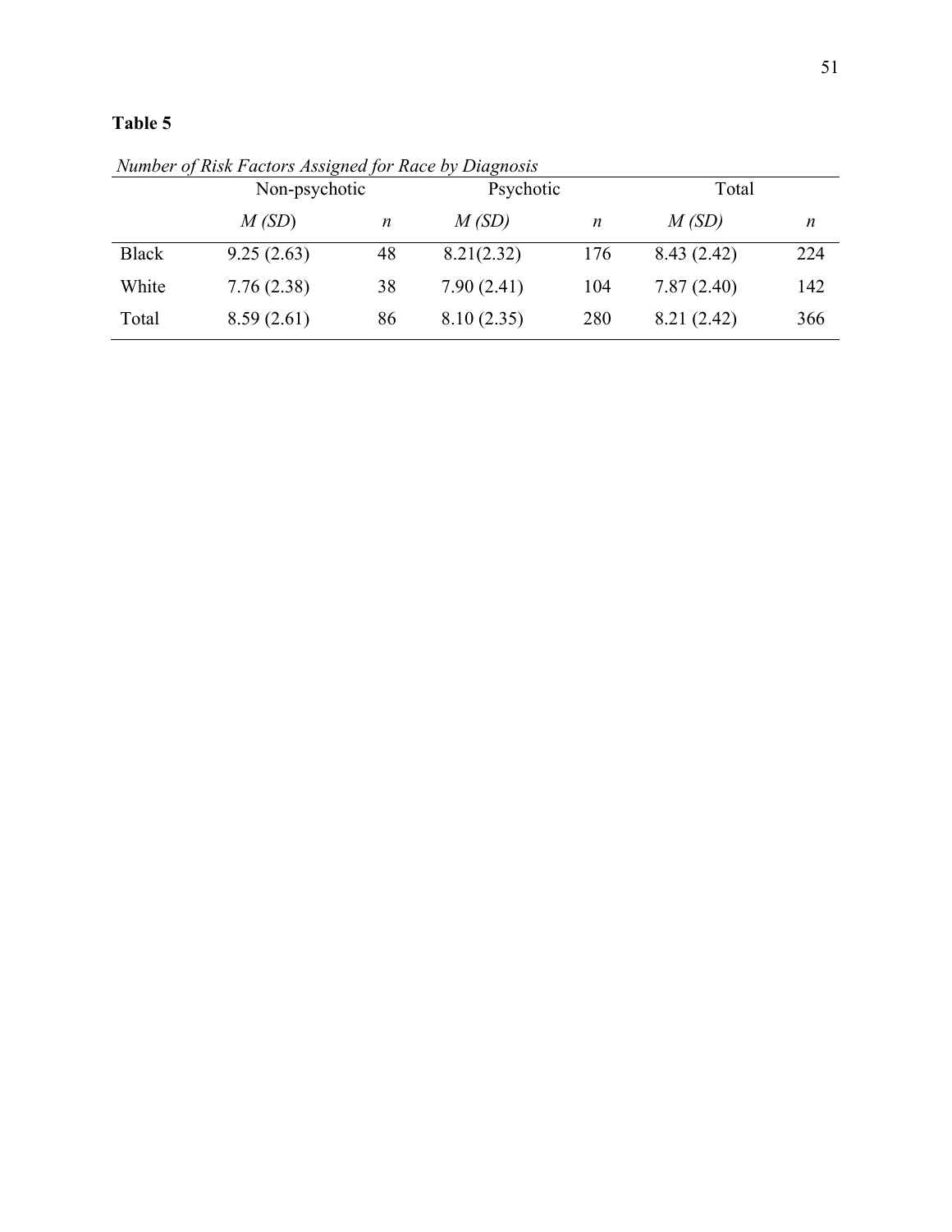**Table 5**

*Number of Risk Factors Assigned for Race by Diagnosis*

| | Non-psychotic | | Psychotic | | Total | |
|---|---|---|---|---|---|---|
| | *M (SD*) | *n* | *M (SD)* | *n* | *M (SD)* | *n* |
| Black | 9.25 (2.63) | 48 | 8.21(2.32) | 176 | 8.43 (2.42) | 224 |
| White | 7.76 (2.38) | 38 | 7.90 (2.41) | 104 | 7.87 (2.40) | 142 |
| Total | 8.59 (2.61) | 86 | 8.10 (2.35) | 280 | 8.21 (2.42) | 366 |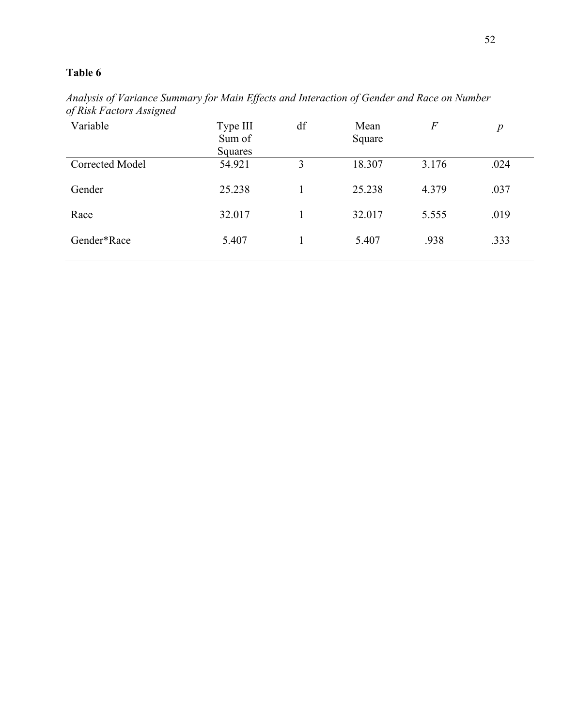**Table 6**

*Analysis of Variance Summary for Main Effects and Interaction of Gender and Race on Number of Risk Factors Assigned*

| Variable | Type III Sum of Squares | df | Mean Square | *F* | *p* |
|---|---|---|---|---|---|
| Corrected Model | 54.921 | 3 | 18.307 | 3.176 | .024 |
| Gender | 25.238 | 1 | 25.238 | 4.379 | .037 |
| Race | 32.017 | 1 | 32.017 | 5.555 | .019 |
| Gender*Race | 5.407 | 1 | 5.407 | .938 | .333 |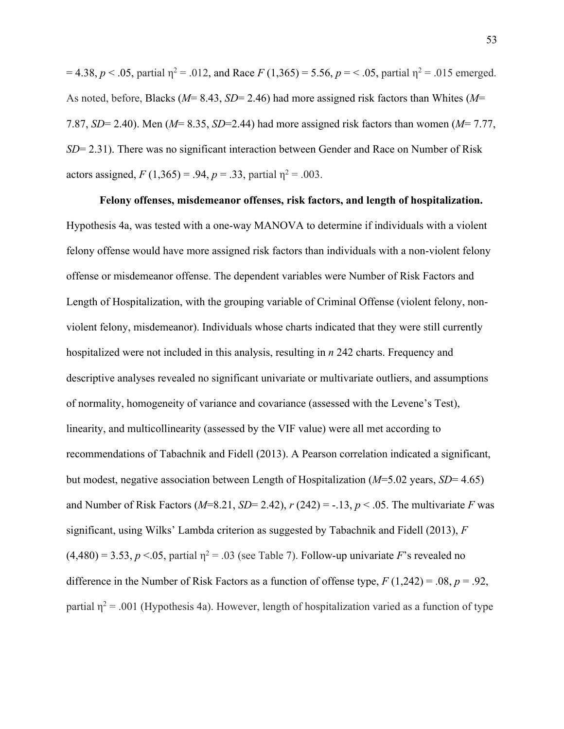= 4.38, $p < .05$, partial $\eta^2 = .012$, and Race $F\,(1{,}365) = 5.56$, $p = < .05$, partial $\eta^2 = .015$ emerged. As noted, before, Blacks ($M$= 8.43, $SD$= 2.46) had more assigned risk factors than Whites ($M$= 7.87, $SD$= 2.40). Men ($M$= 8.35, $SD$=2.44) had more assigned risk factors than women ($M$= 7.77, $SD$= 2.31). There was no significant interaction between Gender and Race on Number of Risk actors assigned, $F\,(1{,}365) = .94$, $p = .33$, partial $\eta^2 = .003$.

**Felony offenses, misdemeanor offenses, risk factors, and length of hospitalization.** Hypothesis 4a, was tested with a one-way MANOVA to determine if individuals with a violent felony offense would have more assigned risk factors than individuals with a non-violent felony offense or misdemeanor offense. The dependent variables were Number of Risk Factors and Length of Hospitalization, with the grouping variable of Criminal Offense (violent felony, non-violent felony, misdemeanor). Individuals whose charts indicated that they were still currently hospitalized were not included in this analysis, resulting in $n$ 242 charts. Frequency and descriptive analyses revealed no significant univariate or multivariate outliers, and assumptions of normality, homogeneity of variance and covariance (assessed with the Levene's Test), linearity, and multicollinearity (assessed by the VIF value) were all met according to recommendations of Tabachnik and Fidell (2013). A Pearson correlation indicated a significant, but modest, negative association between Length of Hospitalization ($M$=5.02 years, $SD$= 4.65) and Number of Risk Factors ($M$=8.21, $SD$= 2.42), $r\,(242) = -.13$, $p < .05$. The multivariate $F$ was significant, using Wilks' Lambda criterion as suggested by Tabachnik and Fidell (2013), $F\,(4{,}480) = 3.53$, $p < .05$, partial $\eta^2 = .03$ (see Table 7). Follow-up univariate $F$'s revealed no difference in the Number of Risk Factors as a function of offense type, $F\,(1{,}242) = .08$, $p = .92$, partial $\eta^2 = .001$ (Hypothesis 4a). However, length of hospitalization varied as a function of type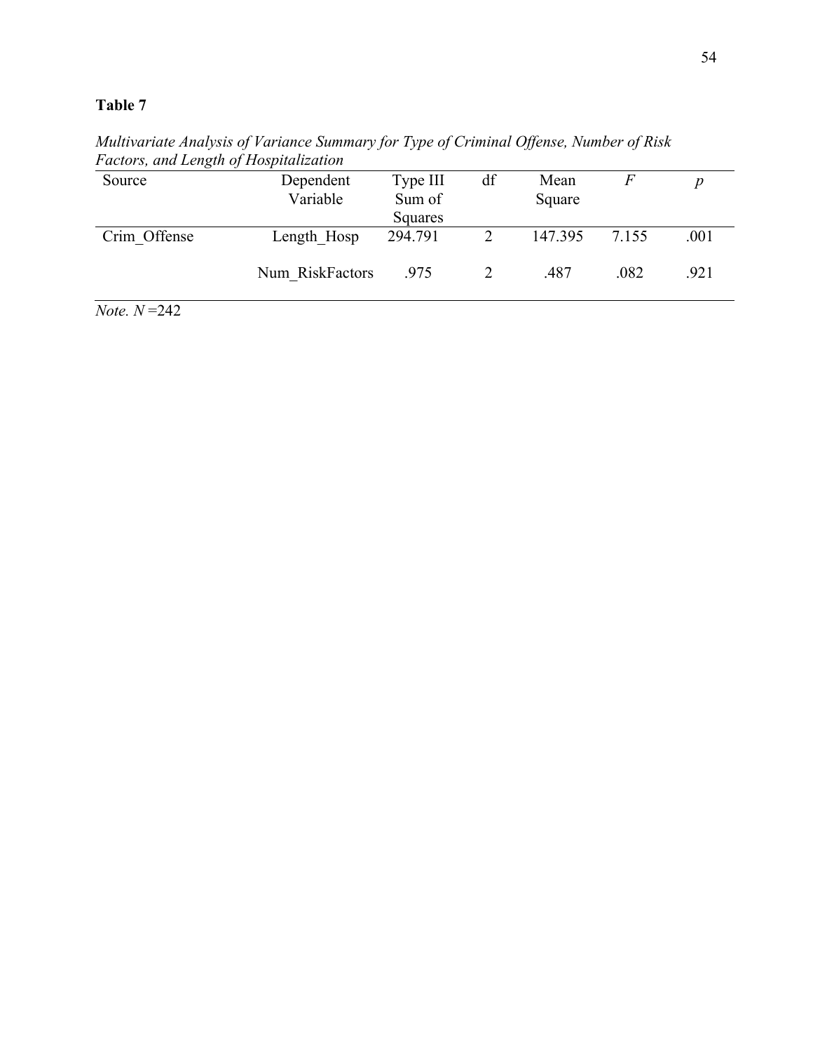**Table 7**

*Multivariate Analysis of Variance Summary for Type of Criminal Offense, Number of Risk Factors, and Length of Hospitalization*

| Source | Dependent Variable | Type III Sum of Squares | df | Mean Square | *F* | *p* |
|---|---|---|---|---|---|---|
| Crim_Offense | Length_Hosp | 294.791 | 2 | 147.395 | 7.155 | .001 |
| | Num_RiskFactors | .975 | 2 | .487 | .082 | .921 |

*Note.* $N = 242$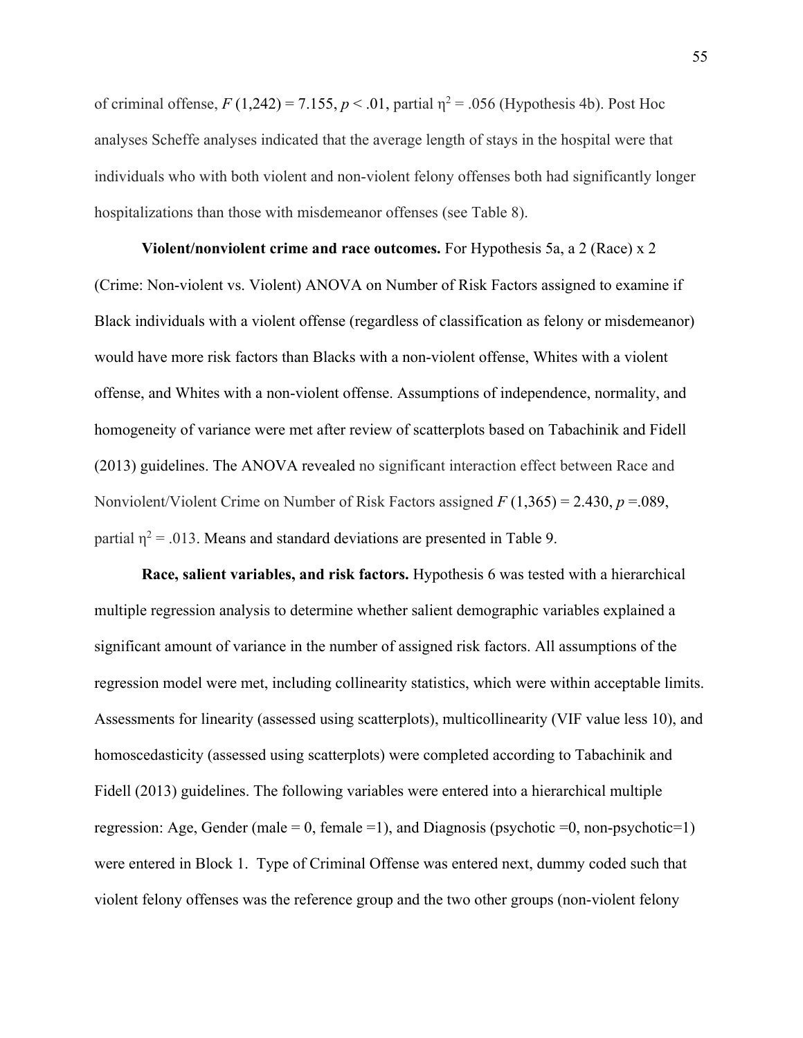of criminal offense, $F$ (1,242) = 7.155, $p < .01$, partial $\eta^2 = .056$ (Hypothesis 4b). Post Hoc analyses Scheffe analyses indicated that the average length of stays in the hospital were that individuals who with both violent and non-violent felony offenses both had significantly longer hospitalizations than those with misdemeanor offenses (see Table 8).

**Violent/nonviolent crime and race outcomes.** For Hypothesis 5a, a 2 (Race) x 2 (Crime: Non-violent vs. Violent) ANOVA on Number of Risk Factors assigned to examine if Black individuals with a violent offense (regardless of classification as felony or misdemeanor) would have more risk factors than Blacks with a non-violent offense, Whites with a violent offense, and Whites with a non-violent offense. Assumptions of independence, normality, and homogeneity of variance were met after review of scatterplots based on Tabachinik and Fidell (2013) guidelines. The ANOVA revealed no significant interaction effect between Race and Nonviolent/Violent Crime on Number of Risk Factors assigned $F$ (1,365) = 2.430, $p$ =.089, partial $\eta^2 = .013$. Means and standard deviations are presented in Table 9.

**Race, salient variables, and risk factors.** Hypothesis 6 was tested with a hierarchical multiple regression analysis to determine whether salient demographic variables explained a significant amount of variance in the number of assigned risk factors. All assumptions of the regression model were met, including collinearity statistics, which were within acceptable limits. Assessments for linearity (assessed using scatterplots), multicollinearity (VIF value less 10), and homoscedasticity (assessed using scatterplots) were completed according to Tabachinik and Fidell (2013) guidelines. The following variables were entered into a hierarchical multiple regression: Age, Gender (male = 0, female =1), and Diagnosis (psychotic =0, non-psychotic=1) were entered in Block 1. Type of Criminal Offense was entered next, dummy coded such that violent felony offenses was the reference group and the two other groups (non-violent felony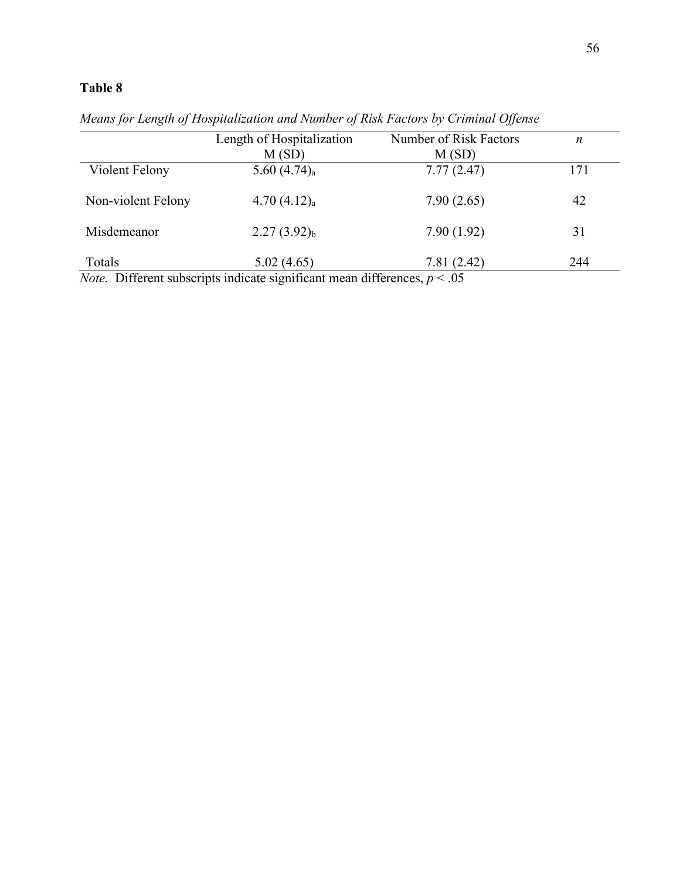**Table 8**

*Means for Length of Hospitalization and Number of Risk Factors by Criminal Offense*

| | Length of Hospitalization M (SD) | Number of Risk Factors M (SD) | *n* |
|---|---|---|---|
| Violent Felony | 5.60 (4.74)$_a$ | 7.77 (2.47) | 171 |
| Non-violent Felony | 4.70 (4.12)$_a$ | 7.90 (2.65) | 42 |
| Misdemeanor | 2.27 (3.92)$_b$ | 7.90 (1.92) | 31 |
| Totals | 5.02 (4.65) | 7.81 (2.42) | 244 |

*Note.* Different subscripts indicate significant mean differences, $p < .05$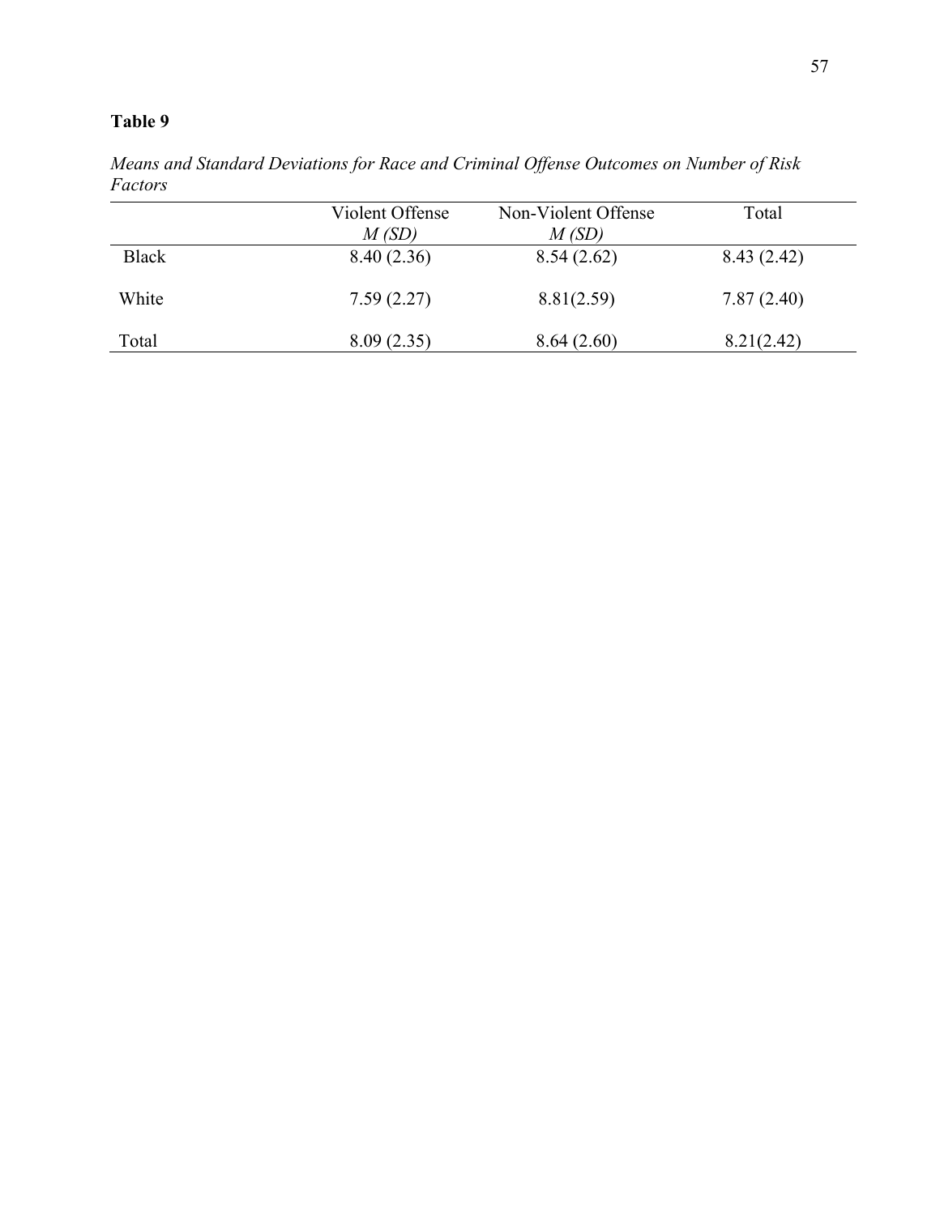**Table 9**

*Means and Standard Deviations for Race and Criminal Offense Outcomes on Number of Risk Factors*

| | Violent Offense *M (SD)* | Non-Violent Offense *M (SD)* | Total |
|---|---|---|---|
| Black | 8.40 (2.36) | 8.54 (2.62) | 8.43 (2.42) |
| White | 7.59 (2.27) | 8.81(2.59) | 7.87 (2.40) |
| Total | 8.09 (2.35) | 8.64 (2.60) | 8.21(2.42) |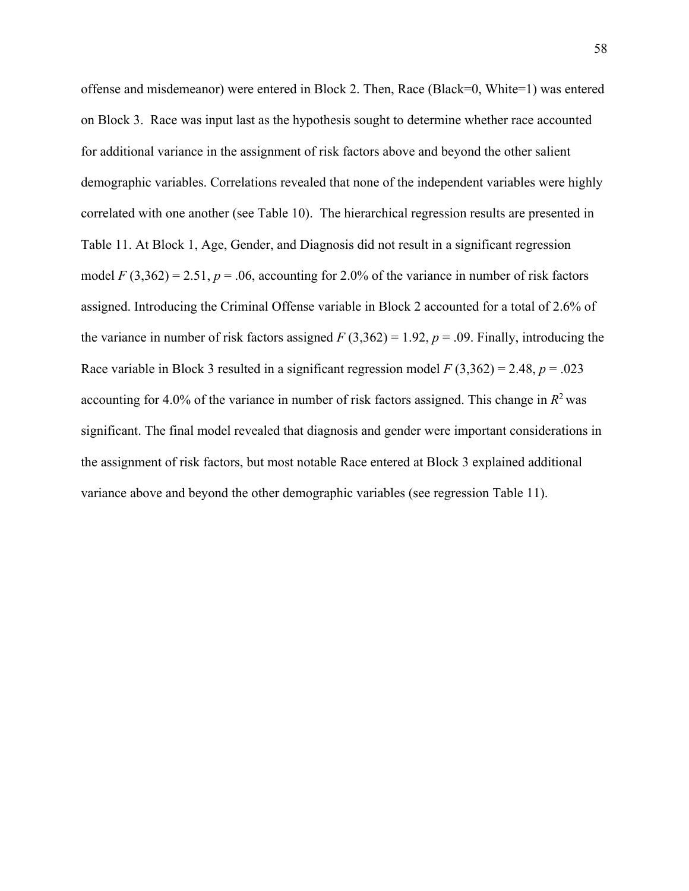offense and misdemeanor) were entered in Block 2. Then, Race (Black=0, White=1) was entered on Block 3. Race was input last as the hypothesis sought to determine whether race accounted for additional variance in the assignment of risk factors above and beyond the other salient demographic variables. Correlations revealed that none of the independent variables were highly correlated with one another (see Table 10). The hierarchical regression results are presented in Table 11. At Block 1, Age, Gender, and Diagnosis did not result in a significant regression model $F$ (3,362) = 2.51, $p$ = .06, accounting for 2.0% of the variance in number of risk factors assigned. Introducing the Criminal Offense variable in Block 2 accounted for a total of 2.6% of the variance in number of risk factors assigned $F$ (3,362) = 1.92, $p$ = .09. Finally, introducing the Race variable in Block 3 resulted in a significant regression model $F$ (3,362) = 2.48, $p$ = .023 accounting for 4.0% of the variance in number of risk factors assigned. This change in $R^2$ was significant. The final model revealed that diagnosis and gender were important considerations in the assignment of risk factors, but most notable Race entered at Block 3 explained additional variance above and beyond the other demographic variables (see regression Table 11).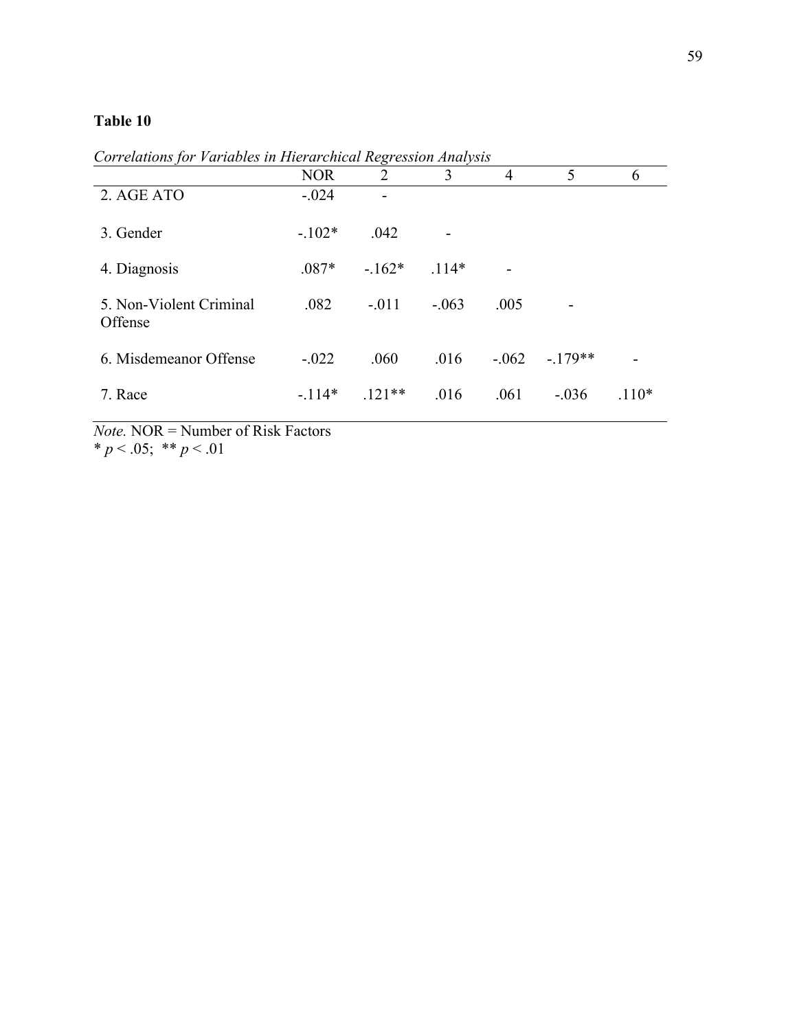**Table 10**

*Correlations for Variables in Hierarchical Regression Analysis*

| | NOR | 2 | 3 | 4 | 5 | 6 |
|---|---|---|---|---|---|---|
| 2. AGE ATO | -.024 | - | | | | |
| 3. Gender | -.102* | .042 | - | | | |
| 4. Diagnosis | .087* | -.162* | .114* | - | | |
| 5. Non-Violent Criminal Offense | .082 | -.011 | -.063 | .005 | - | |
| 6. Misdemeanor Offense | -.022 | .060 | .016 | -.062 | -.179** | - |
| 7. Race | -.114* | .121** | .016 | .061 | -.036 | .110* |

*Note.* NOR = Number of Risk Factors
* $p < .05$; ** $p < .01$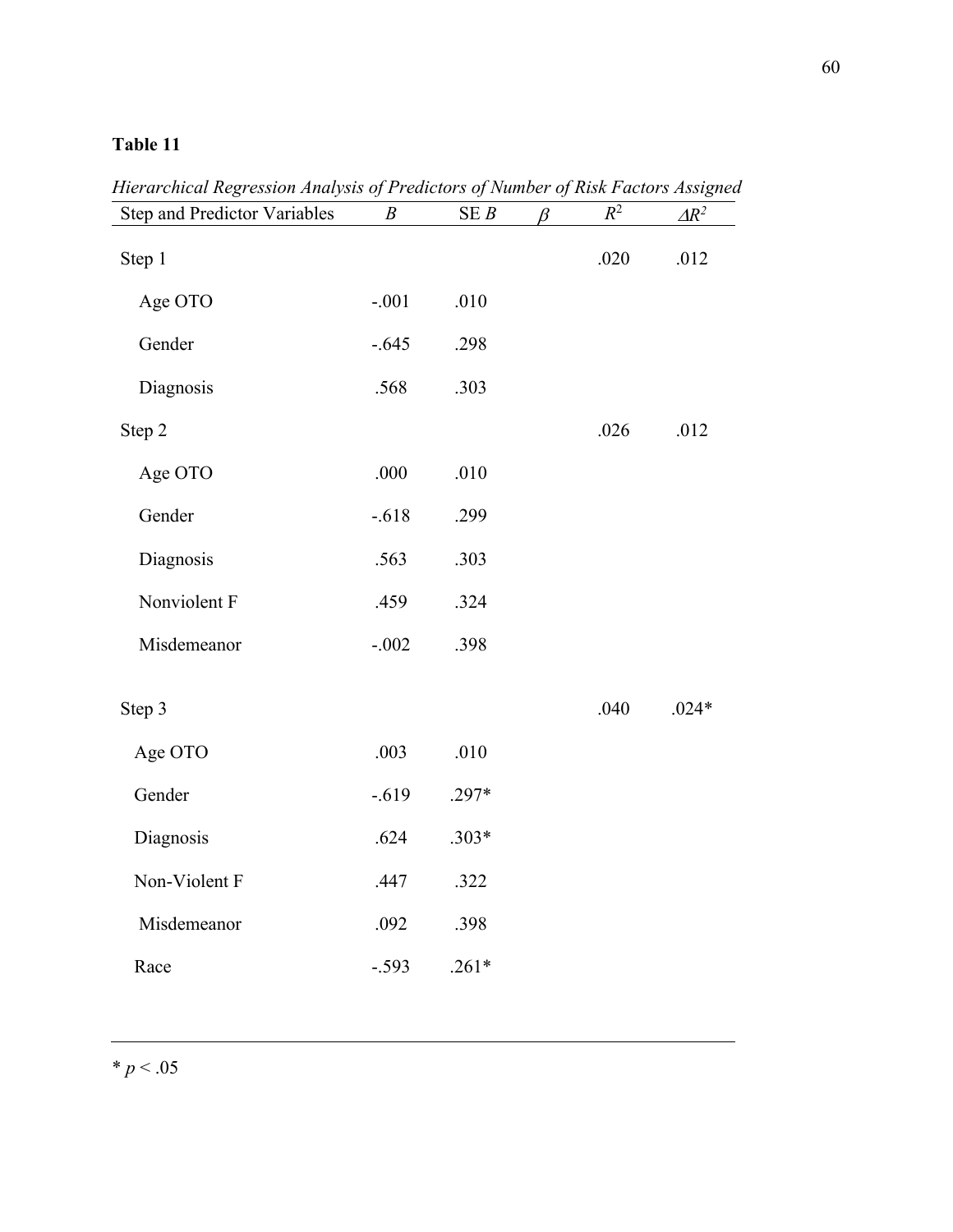**Table 11**

*Hierarchical Regression Analysis of Predictors of Number of Risk Factors Assigned*

| Step and Predictor Variables | $B$ | SE $B$ | $\beta$ | $R^2$ | $\Delta R^2$ |
|---|---|---|---|---|---|
| Step 1 | | | | .020 | .012 |
| Age OTO | -.001 | .010 | | | |
| Gender | -.645 | .298 | | | |
| Diagnosis | .568 | .303 | | | |
| Step 2 | | | | .026 | .012 |
| Age OTO | .000 | .010 | | | |
| Gender | -.618 | .299 | | | |
| Diagnosis | .563 | .303 | | | |
| Nonviolent F | .459 | .324 | | | |
| Misdemeanor | -.002 | .398 | | | |
| Step 3 | | | | .040 | .024* |
| Age OTO | .003 | .010 | | | |
| Gender | -.619 | .297* | | | |
| Diagnosis | .624 | .303* | | | |
| Non-Violent F | .447 | .322 | | | |
| Misdemeanor | .092 | .398 | | | |
| Race | -.593 | .261* | | | |

* $p < .05$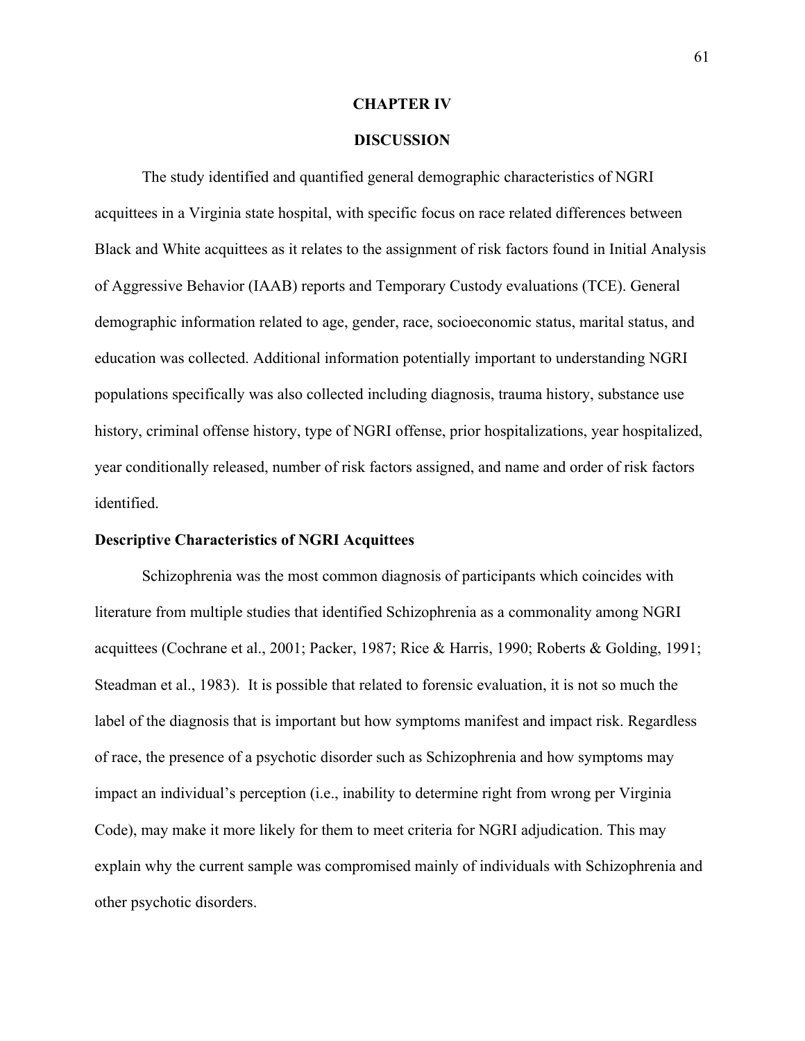# CHAPTER IV

# DISCUSSION

The study identified and quantified general demographic characteristics of NGRI acquittees in a Virginia state hospital, with specific focus on race related differences between Black and White acquittees as it relates to the assignment of risk factors found in Initial Analysis of Aggressive Behavior (IAAB) reports and Temporary Custody evaluations (TCE). General demographic information related to age, gender, race, socioeconomic status, marital status, and education was collected. Additional information potentially important to understanding NGRI populations specifically was also collected including diagnosis, trauma history, substance use history, criminal offense history, type of NGRI offense, prior hospitalizations, year hospitalized, year conditionally released, number of risk factors assigned, and name and order of risk factors identified.

## Descriptive Characteristics of NGRI Acquittees

Schizophrenia was the most common diagnosis of participants which coincides with literature from multiple studies that identified Schizophrenia as a commonality among NGRI acquittees (Cochrane et al., 2001; Packer, 1987; Rice & Harris, 1990; Roberts & Golding, 1991; Steadman et al., 1983). It is possible that related to forensic evaluation, it is not so much the label of the diagnosis that is important but how symptoms manifest and impact risk. Regardless of race, the presence of a psychotic disorder such as Schizophrenia and how symptoms may impact an individual's perception (i.e., inability to determine right from wrong per Virginia Code), may make it more likely for them to meet criteria for NGRI adjudication. This may explain why the current sample was compromised mainly of individuals with Schizophrenia and other psychotic disorders.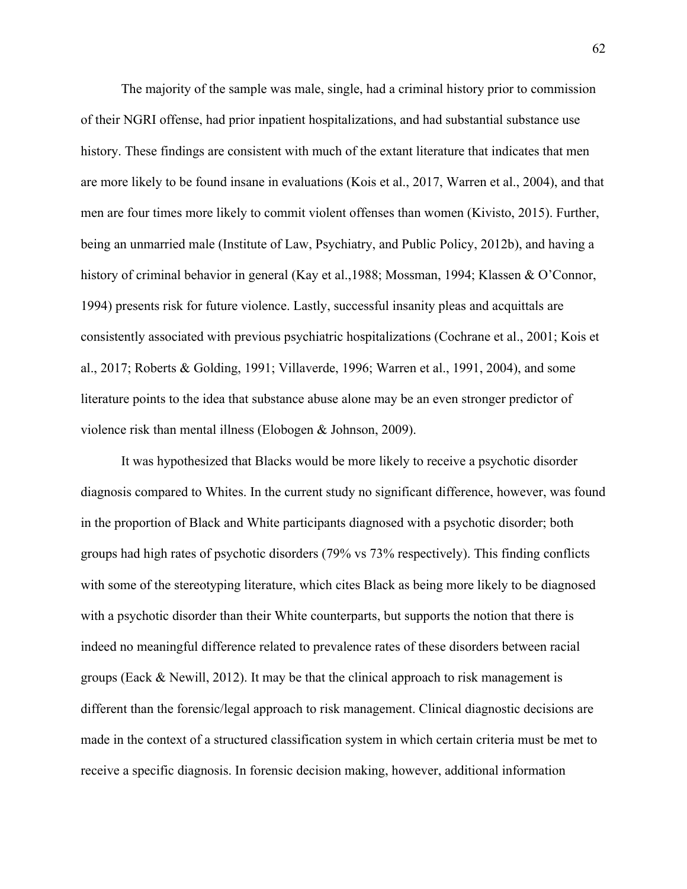The majority of the sample was male, single, had a criminal history prior to commission of their NGRI offense, had prior inpatient hospitalizations, and had substantial substance use history. These findings are consistent with much of the extant literature that indicates that men are more likely to be found insane in evaluations (Kois et al., 2017, Warren et al., 2004), and that men are four times more likely to commit violent offenses than women (Kivisto, 2015). Further, being an unmarried male (Institute of Law, Psychiatry, and Public Policy, 2012b), and having a history of criminal behavior in general (Kay et al.,1988; Mossman, 1994; Klassen & O'Connor, 1994) presents risk for future violence. Lastly, successful insanity pleas and acquittals are consistently associated with previous psychiatric hospitalizations (Cochrane et al., 2001; Kois et al., 2017; Roberts & Golding, 1991; Villaverde, 1996; Warren et al., 1991, 2004), and some literature points to the idea that substance abuse alone may be an even stronger predictor of violence risk than mental illness (Elobogen & Johnson, 2009).

It was hypothesized that Blacks would be more likely to receive a psychotic disorder diagnosis compared to Whites. In the current study no significant difference, however, was found in the proportion of Black and White participants diagnosed with a psychotic disorder; both groups had high rates of psychotic disorders (79% vs 73% respectively). This finding conflicts with some of the stereotyping literature, which cites Black as being more likely to be diagnosed with a psychotic disorder than their White counterparts, but supports the notion that there is indeed no meaningful difference related to prevalence rates of these disorders between racial groups (Eack & Newill, 2012). It may be that the clinical approach to risk management is different than the forensic/legal approach to risk management. Clinical diagnostic decisions are made in the context of a structured classification system in which certain criteria must be met to receive a specific diagnosis. In forensic decision making, however, additional information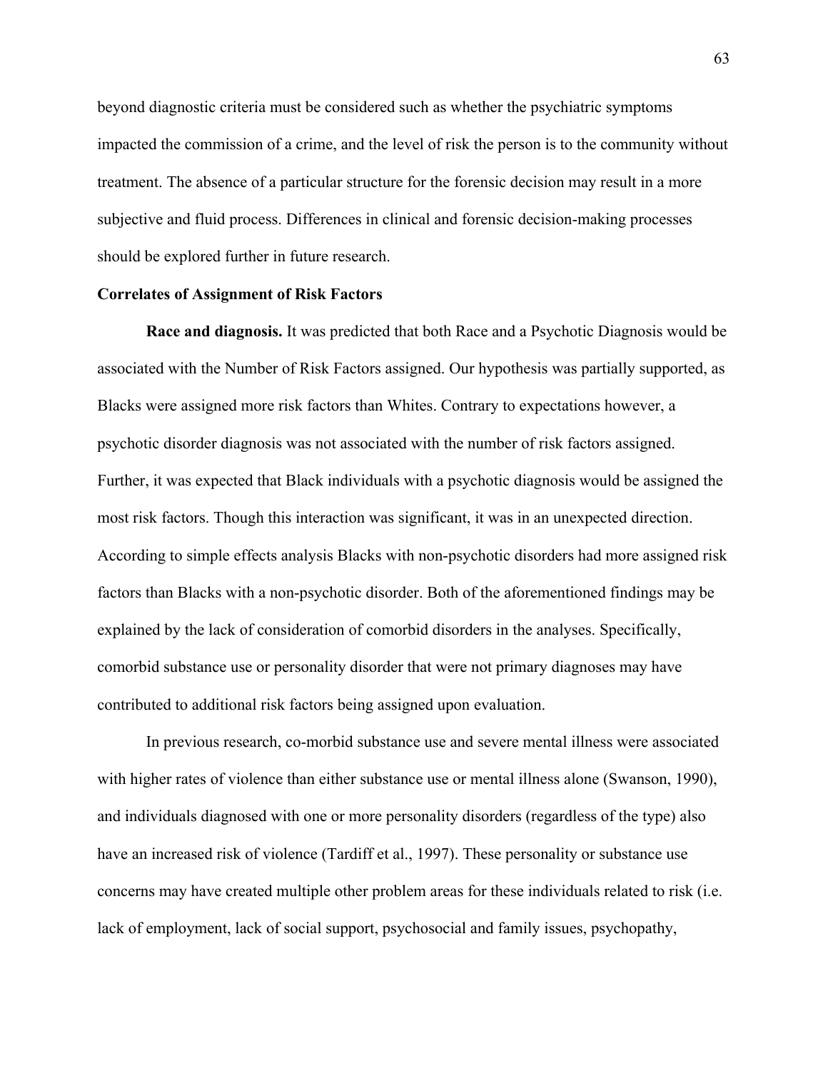beyond diagnostic criteria must be considered such as whether the psychiatric symptoms impacted the commission of a crime, and the level of risk the person is to the community without treatment. The absence of a particular structure for the forensic decision may result in a more subjective and fluid process. Differences in clinical and forensic decision-making processes should be explored further in future research.

## Correlates of Assignment of Risk Factors

**Race and diagnosis.** It was predicted that both Race and a Psychotic Diagnosis would be associated with the Number of Risk Factors assigned. Our hypothesis was partially supported, as Blacks were assigned more risk factors than Whites. Contrary to expectations however, a psychotic disorder diagnosis was not associated with the number of risk factors assigned. Further, it was expected that Black individuals with a psychotic diagnosis would be assigned the most risk factors. Though this interaction was significant, it was in an unexpected direction. According to simple effects analysis Blacks with non-psychotic disorders had more assigned risk factors than Blacks with a non-psychotic disorder. Both of the aforementioned findings may be explained by the lack of consideration of comorbid disorders in the analyses. Specifically, comorbid substance use or personality disorder that were not primary diagnoses may have contributed to additional risk factors being assigned upon evaluation.

In previous research, co-morbid substance use and severe mental illness were associated with higher rates of violence than either substance use or mental illness alone (Swanson, 1990), and individuals diagnosed with one or more personality disorders (regardless of the type) also have an increased risk of violence (Tardiff et al., 1997). These personality or substance use concerns may have created multiple other problem areas for these individuals related to risk (i.e. lack of employment, lack of social support, psychosocial and family issues, psychopathy,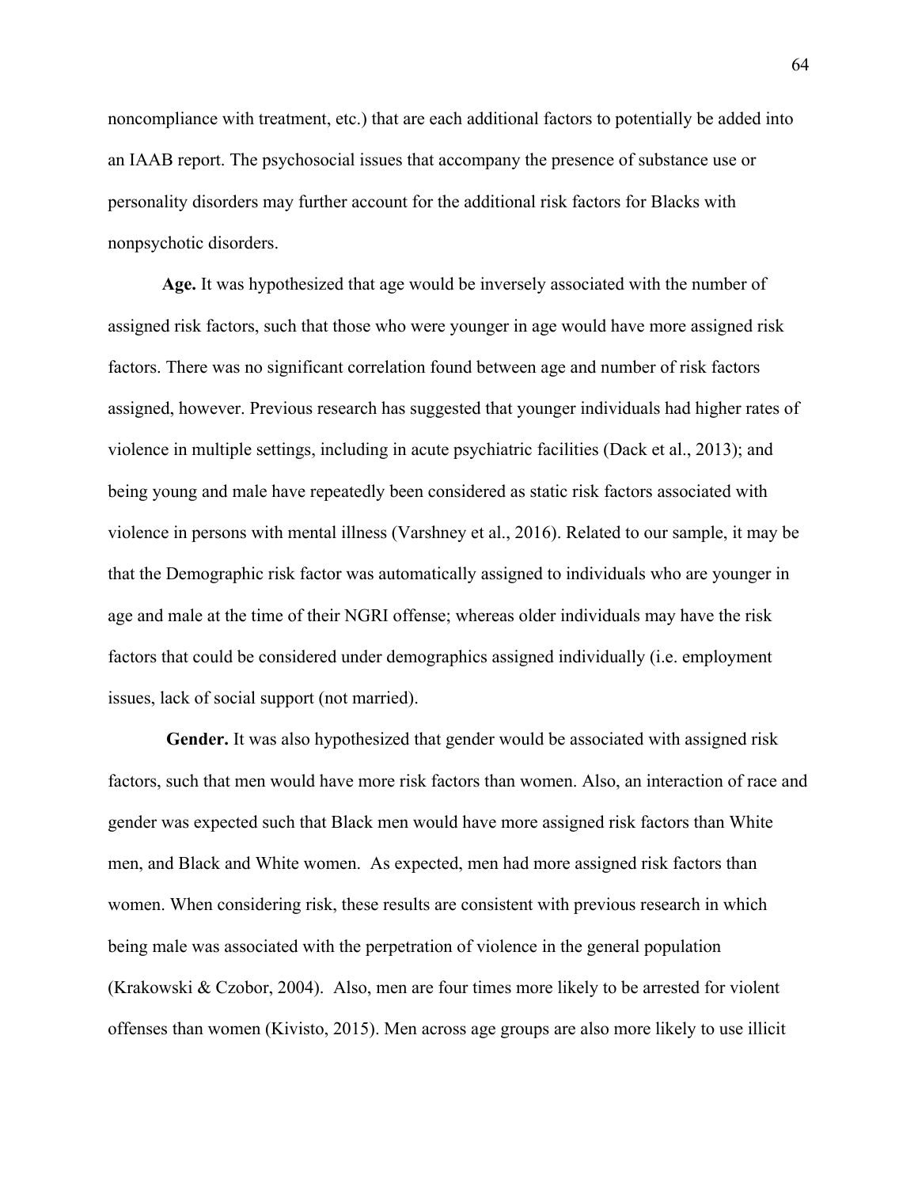noncompliance with treatment, etc.) that are each additional factors to potentially be added into an IAAB report. The psychosocial issues that accompany the presence of substance use or personality disorders may further account for the additional risk factors for Blacks with nonpsychotic disorders.

**Age.** It was hypothesized that age would be inversely associated with the number of assigned risk factors, such that those who were younger in age would have more assigned risk factors. There was no significant correlation found between age and number of risk factors assigned, however. Previous research has suggested that younger individuals had higher rates of violence in multiple settings, including in acute psychiatric facilities (Dack et al., 2013); and being young and male have repeatedly been considered as static risk factors associated with violence in persons with mental illness (Varshney et al., 2016). Related to our sample, it may be that the Demographic risk factor was automatically assigned to individuals who are younger in age and male at the time of their NGRI offense; whereas older individuals may have the risk factors that could be considered under demographics assigned individually (i.e. employment issues, lack of social support (not married).

**Gender.** It was also hypothesized that gender would be associated with assigned risk factors, such that men would have more risk factors than women. Also, an interaction of race and gender was expected such that Black men would have more assigned risk factors than White men, and Black and White women. As expected, men had more assigned risk factors than women. When considering risk, these results are consistent with previous research in which being male was associated with the perpetration of violence in the general population (Krakowski & Czobor, 2004). Also, men are four times more likely to be arrested for violent offenses than women (Kivisto, 2015). Men across age groups are also more likely to use illicit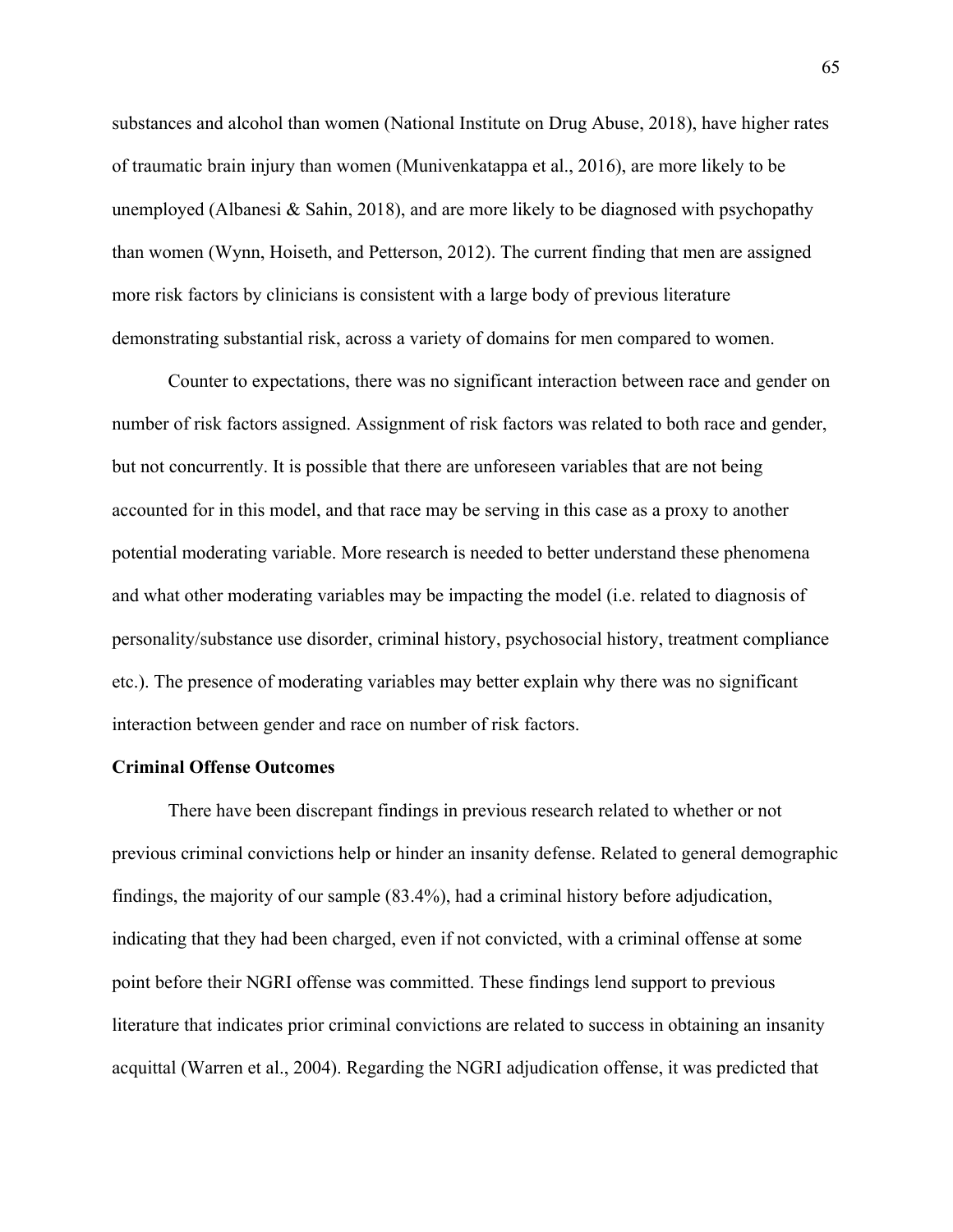substances and alcohol than women (National Institute on Drug Abuse, 2018), have higher rates of traumatic brain injury than women (Munivenkatappa et al., 2016), are more likely to be unemployed (Albanesi & Sahin, 2018), and are more likely to be diagnosed with psychopathy than women (Wynn, Hoiseth, and Petterson, 2012). The current finding that men are assigned more risk factors by clinicians is consistent with a large body of previous literature demonstrating substantial risk, across a variety of domains for men compared to women.

Counter to expectations, there was no significant interaction between race and gender on number of risk factors assigned. Assignment of risk factors was related to both race and gender, but not concurrently. It is possible that there are unforeseen variables that are not being accounted for in this model, and that race may be serving in this case as a proxy to another potential moderating variable. More research is needed to better understand these phenomena and what other moderating variables may be impacting the model (i.e. related to diagnosis of personality/substance use disorder, criminal history, psychosocial history, treatment compliance etc.). The presence of moderating variables may better explain why there was no significant interaction between gender and race on number of risk factors.

**Criminal Offense Outcomes**

There have been discrepant findings in previous research related to whether or not previous criminal convictions help or hinder an insanity defense. Related to general demographic findings, the majority of our sample (83.4%), had a criminal history before adjudication, indicating that they had been charged, even if not convicted, with a criminal offense at some point before their NGRI offense was committed. These findings lend support to previous literature that indicates prior criminal convictions are related to success in obtaining an insanity acquittal (Warren et al., 2004). Regarding the NGRI adjudication offense, it was predicted that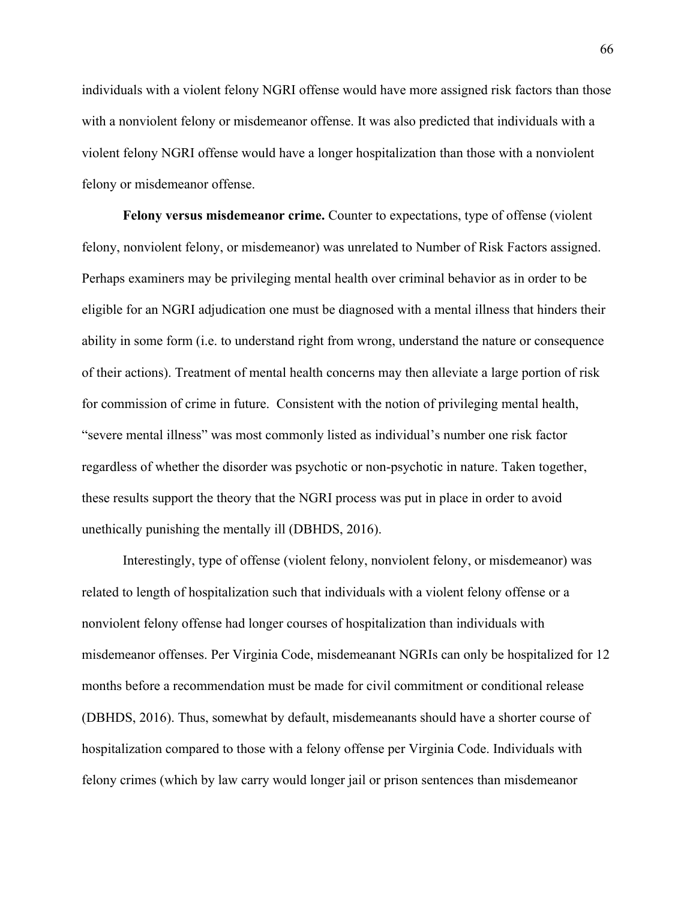individuals with a violent felony NGRI offense would have more assigned risk factors than those with a nonviolent felony or misdemeanor offense. It was also predicted that individuals with a violent felony NGRI offense would have a longer hospitalization than those with a nonviolent felony or misdemeanor offense.

**Felony versus misdemeanor crime.** Counter to expectations, type of offense (violent felony, nonviolent felony, or misdemeanor) was unrelated to Number of Risk Factors assigned. Perhaps examiners may be privileging mental health over criminal behavior as in order to be eligible for an NGRI adjudication one must be diagnosed with a mental illness that hinders their ability in some form (i.e. to understand right from wrong, understand the nature or consequence of their actions). Treatment of mental health concerns may then alleviate a large portion of risk for commission of crime in future. Consistent with the notion of privileging mental health, "severe mental illness" was most commonly listed as individual's number one risk factor regardless of whether the disorder was psychotic or non-psychotic in nature. Taken together, these results support the theory that the NGRI process was put in place in order to avoid unethically punishing the mentally ill (DBHDS, 2016).

Interestingly, type of offense (violent felony, nonviolent felony, or misdemeanor) was related to length of hospitalization such that individuals with a violent felony offense or a nonviolent felony offense had longer courses of hospitalization than individuals with misdemeanor offenses. Per Virginia Code, misdemeanant NGRIs can only be hospitalized for 12 months before a recommendation must be made for civil commitment or conditional release (DBHDS, 2016). Thus, somewhat by default, misdemeanants should have a shorter course of hospitalization compared to those with a felony offense per Virginia Code. Individuals with felony crimes (which by law carry would longer jail or prison sentences than misdemeanor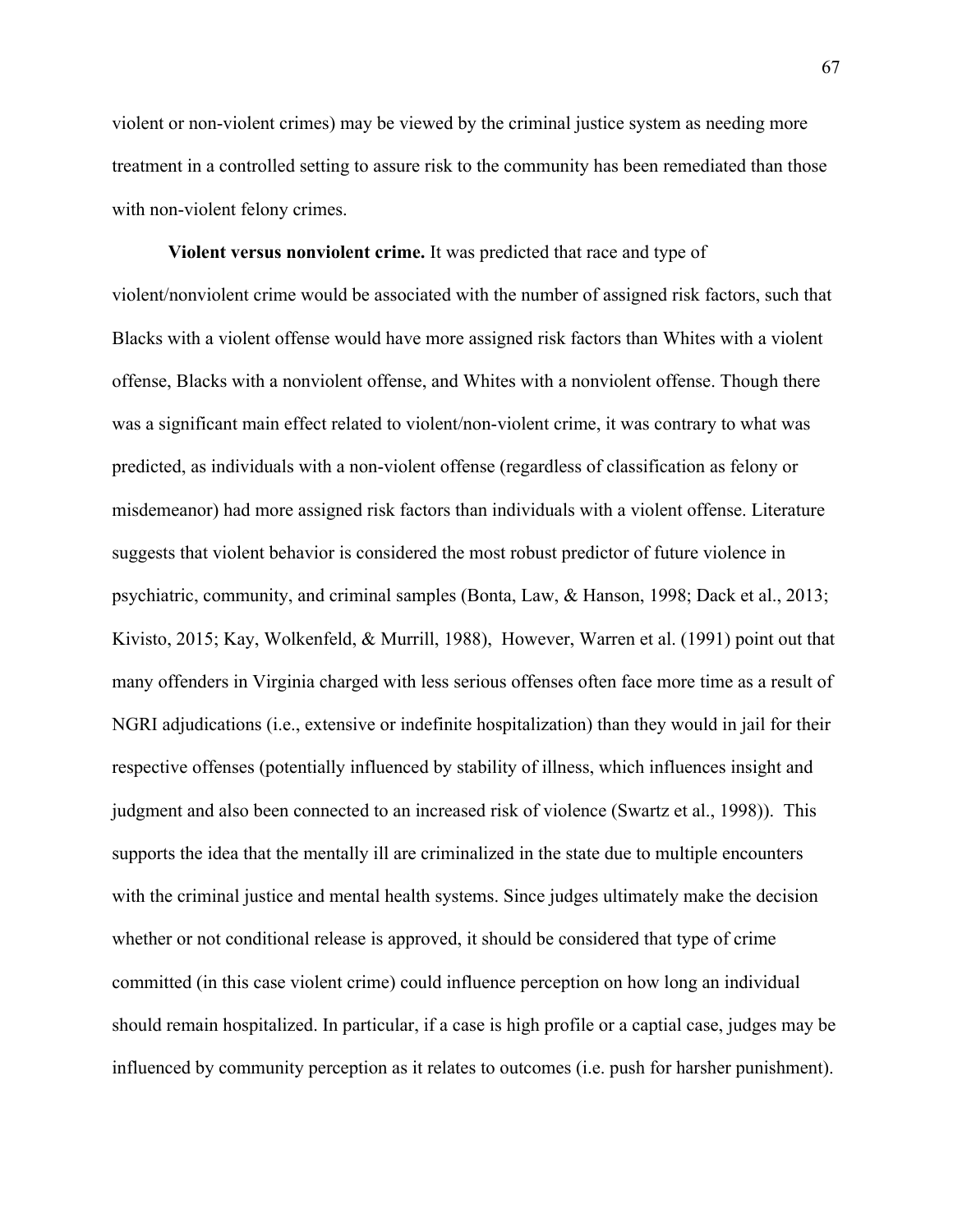violent or non-violent crimes) may be viewed by the criminal justice system as needing more treatment in a controlled setting to assure risk to the community has been remediated than those with non-violent felony crimes.

**Violent versus nonviolent crime.** It was predicted that race and type of violent/nonviolent crime would be associated with the number of assigned risk factors, such that Blacks with a violent offense would have more assigned risk factors than Whites with a violent offense, Blacks with a nonviolent offense, and Whites with a nonviolent offense. Though there was a significant main effect related to violent/non-violent crime, it was contrary to what was predicted, as individuals with a non-violent offense (regardless of classification as felony or misdemeanor) had more assigned risk factors than individuals with a violent offense. Literature suggests that violent behavior is considered the most robust predictor of future violence in psychiatric, community, and criminal samples (Bonta, Law, & Hanson, 1998; Dack et al., 2013; Kivisto, 2015; Kay, Wolkenfeld, & Murrill, 1988), However, Warren et al. (1991) point out that many offenders in Virginia charged with less serious offenses often face more time as a result of NGRI adjudications (i.e., extensive or indefinite hospitalization) than they would in jail for their respective offenses (potentially influenced by stability of illness, which influences insight and judgment and also been connected to an increased risk of violence (Swartz et al., 1998)). This supports the idea that the mentally ill are criminalized in the state due to multiple encounters with the criminal justice and mental health systems. Since judges ultimately make the decision whether or not conditional release is approved, it should be considered that type of crime committed (in this case violent crime) could influence perception on how long an individual should remain hospitalized. In particular, if a case is high profile or a captial case, judges may be influenced by community perception as it relates to outcomes (i.e. push for harsher punishment).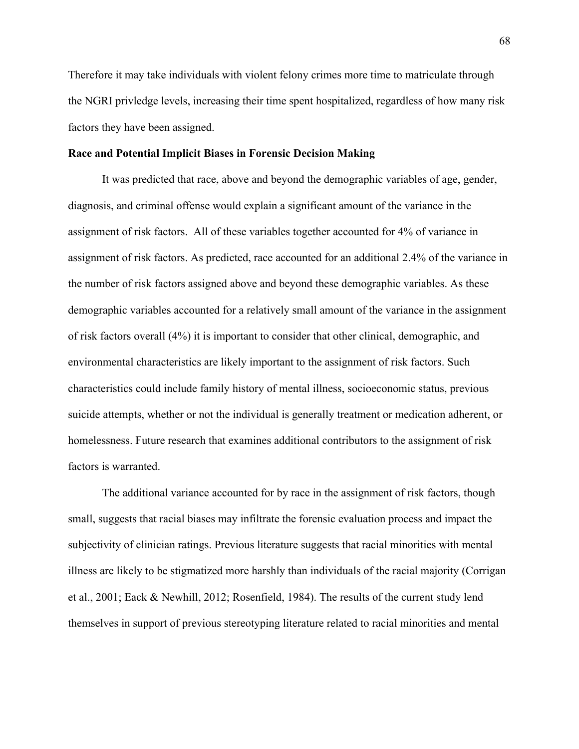Therefore it may take individuals with violent felony crimes more time to matriculate through the NGRI privledge levels, increasing their time spent hospitalized, regardless of how many risk factors they have been assigned.

**Race and Potential Implicit Biases in Forensic Decision Making**

It was predicted that race, above and beyond the demographic variables of age, gender, diagnosis, and criminal offense would explain a significant amount of the variance in the assignment of risk factors. All of these variables together accounted for 4% of variance in assignment of risk factors. As predicted, race accounted for an additional 2.4% of the variance in the number of risk factors assigned above and beyond these demographic variables. As these demographic variables accounted for a relatively small amount of the variance in the assignment of risk factors overall (4%) it is important to consider that other clinical, demographic, and environmental characteristics are likely important to the assignment of risk factors. Such characteristics could include family history of mental illness, socioeconomic status, previous suicide attempts, whether or not the individual is generally treatment or medication adherent, or homelessness. Future research that examines additional contributors to the assignment of risk factors is warranted.

The additional variance accounted for by race in the assignment of risk factors, though small, suggests that racial biases may infiltrate the forensic evaluation process and impact the subjectivity of clinician ratings. Previous literature suggests that racial minorities with mental illness are likely to be stigmatized more harshly than individuals of the racial majority (Corrigan et al., 2001; Eack & Newhill, 2012; Rosenfield, 1984). The results of the current study lend themselves in support of previous stereotyping literature related to racial minorities and mental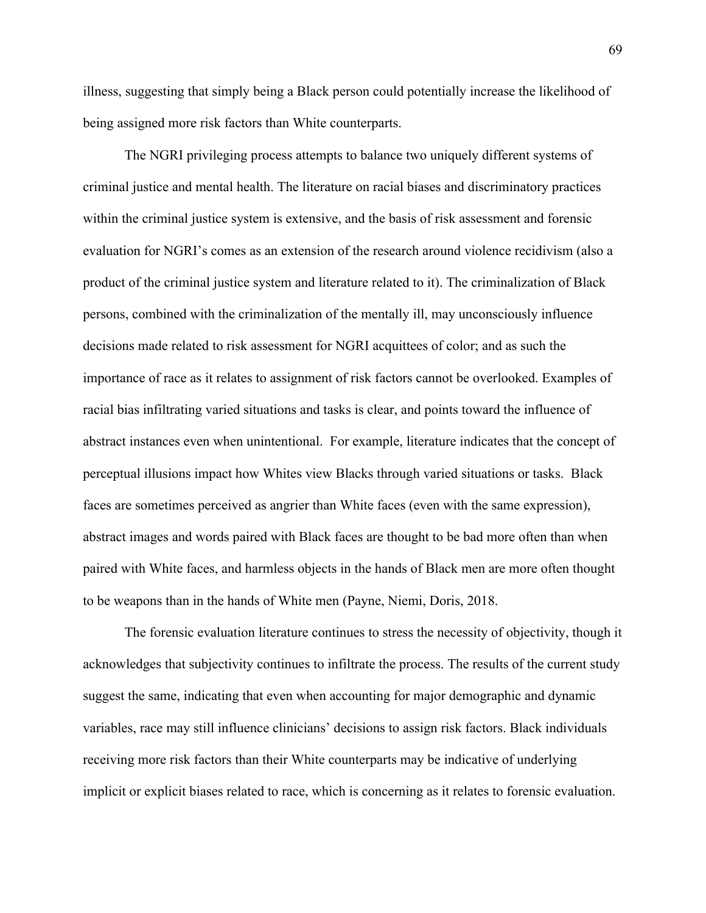illness, suggesting that simply being a Black person could potentially increase the likelihood of being assigned more risk factors than White counterparts.

The NGRI privileging process attempts to balance two uniquely different systems of criminal justice and mental health. The literature on racial biases and discriminatory practices within the criminal justice system is extensive, and the basis of risk assessment and forensic evaluation for NGRI's comes as an extension of the research around violence recidivism (also a product of the criminal justice system and literature related to it). The criminalization of Black persons, combined with the criminalization of the mentally ill, may unconsciously influence decisions made related to risk assessment for NGRI acquittees of color; and as such the importance of race as it relates to assignment of risk factors cannot be overlooked. Examples of racial bias infiltrating varied situations and tasks is clear, and points toward the influence of abstract instances even when unintentional. For example, literature indicates that the concept of perceptual illusions impact how Whites view Blacks through varied situations or tasks. Black faces are sometimes perceived as angrier than White faces (even with the same expression), abstract images and words paired with Black faces are thought to be bad more often than when paired with White faces, and harmless objects in the hands of Black men are more often thought to be weapons than in the hands of White men (Payne, Niemi, Doris, 2018.

The forensic evaluation literature continues to stress the necessity of objectivity, though it acknowledges that subjectivity continues to infiltrate the process. The results of the current study suggest the same, indicating that even when accounting for major demographic and dynamic variables, race may still influence clinicians' decisions to assign risk factors. Black individuals receiving more risk factors than their White counterparts may be indicative of underlying implicit or explicit biases related to race, which is concerning as it relates to forensic evaluation.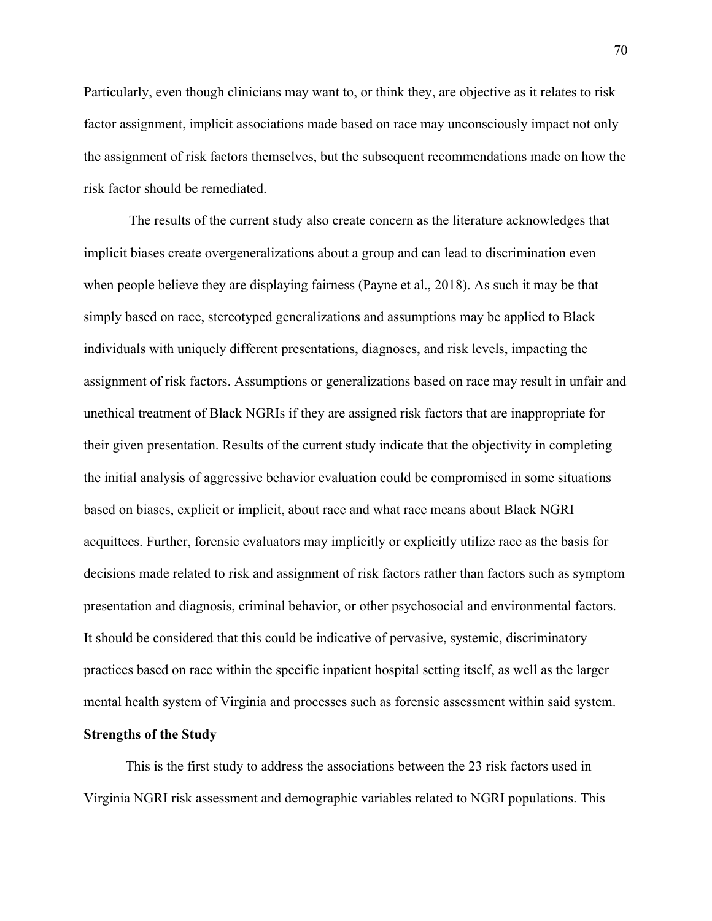Particularly, even though clinicians may want to, or think they, are objective as it relates to risk factor assignment, implicit associations made based on race may unconsciously impact not only the assignment of risk factors themselves, but the subsequent recommendations made on how the risk factor should be remediated.

The results of the current study also create concern as the literature acknowledges that implicit biases create overgeneralizations about a group and can lead to discrimination even when people believe they are displaying fairness (Payne et al., 2018). As such it may be that simply based on race, stereotyped generalizations and assumptions may be applied to Black individuals with uniquely different presentations, diagnoses, and risk levels, impacting the assignment of risk factors. Assumptions or generalizations based on race may result in unfair and unethical treatment of Black NGRIs if they are assigned risk factors that are inappropriate for their given presentation. Results of the current study indicate that the objectivity in completing the initial analysis of aggressive behavior evaluation could be compromised in some situations based on biases, explicit or implicit, about race and what race means about Black NGRI acquittees. Further, forensic evaluators may implicitly or explicitly utilize race as the basis for decisions made related to risk and assignment of risk factors rather than factors such as symptom presentation and diagnosis, criminal behavior, or other psychosocial and environmental factors. It should be considered that this could be indicative of pervasive, systemic, discriminatory practices based on race within the specific inpatient hospital setting itself, as well as the larger mental health system of Virginia and processes such as forensic assessment within said system.

**Strengths of the Study**

This is the first study to address the associations between the 23 risk factors used in Virginia NGRI risk assessment and demographic variables related to NGRI populations. This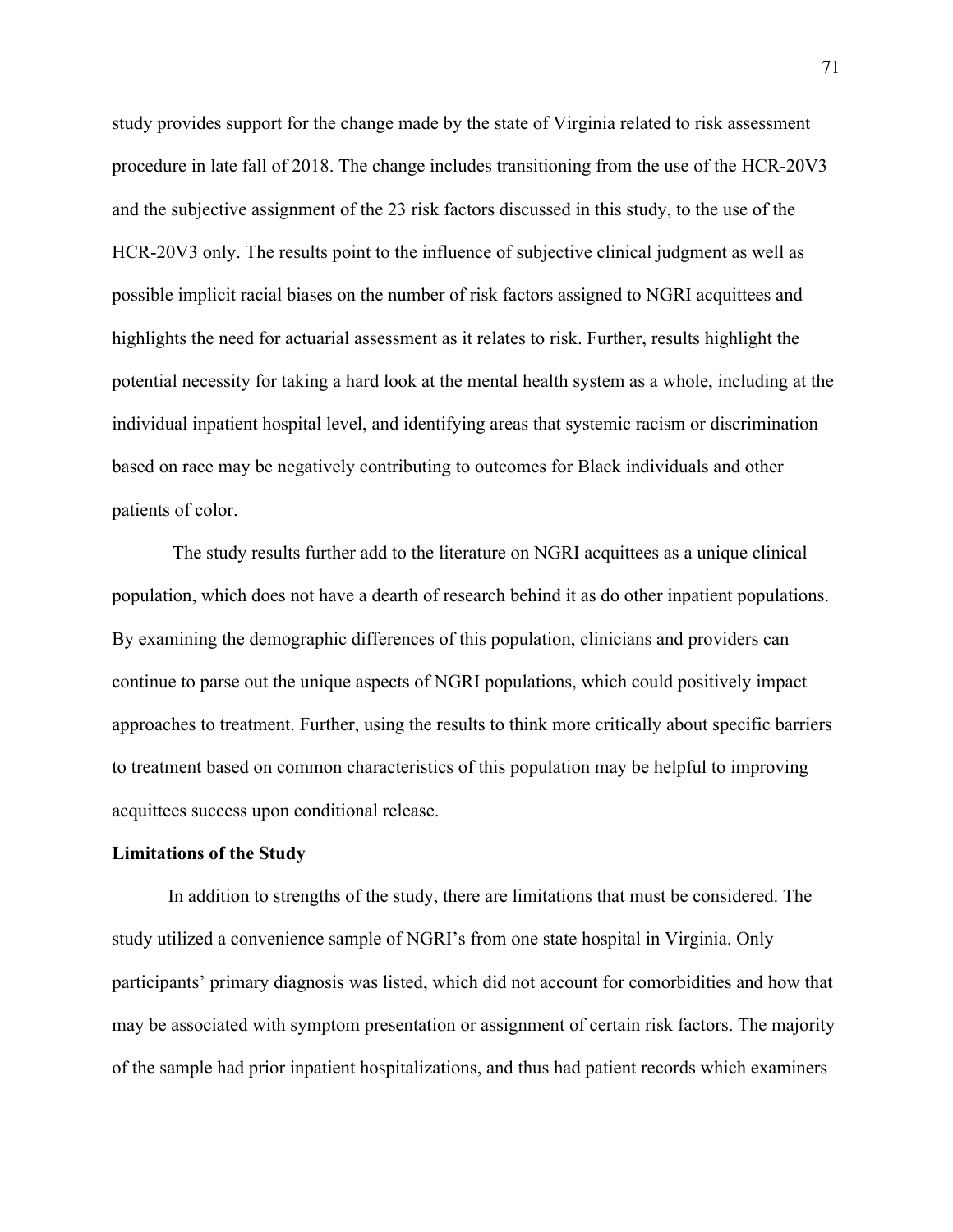study provides support for the change made by the state of Virginia related to risk assessment procedure in late fall of 2018. The change includes transitioning from the use of the HCR-20V3 and the subjective assignment of the 23 risk factors discussed in this study, to the use of the HCR-20V3 only. The results point to the influence of subjective clinical judgment as well as possible implicit racial biases on the number of risk factors assigned to NGRI acquittees and highlights the need for actuarial assessment as it relates to risk. Further, results highlight the potential necessity for taking a hard look at the mental health system as a whole, including at the individual inpatient hospital level, and identifying areas that systemic racism or discrimination based on race may be negatively contributing to outcomes for Black individuals and other patients of color.

The study results further add to the literature on NGRI acquittees as a unique clinical population, which does not have a dearth of research behind it as do other inpatient populations. By examining the demographic differences of this population, clinicians and providers can continue to parse out the unique aspects of NGRI populations, which could positively impact approaches to treatment. Further, using the results to think more critically about specific barriers to treatment based on common characteristics of this population may be helpful to improving acquittees success upon conditional release.

### Limitations of the Study

In addition to strengths of the study, there are limitations that must be considered. The study utilized a convenience sample of NGRI's from one state hospital in Virginia. Only participants' primary diagnosis was listed, which did not account for comorbidities and how that may be associated with symptom presentation or assignment of certain risk factors. The majority of the sample had prior inpatient hospitalizations, and thus had patient records which examiners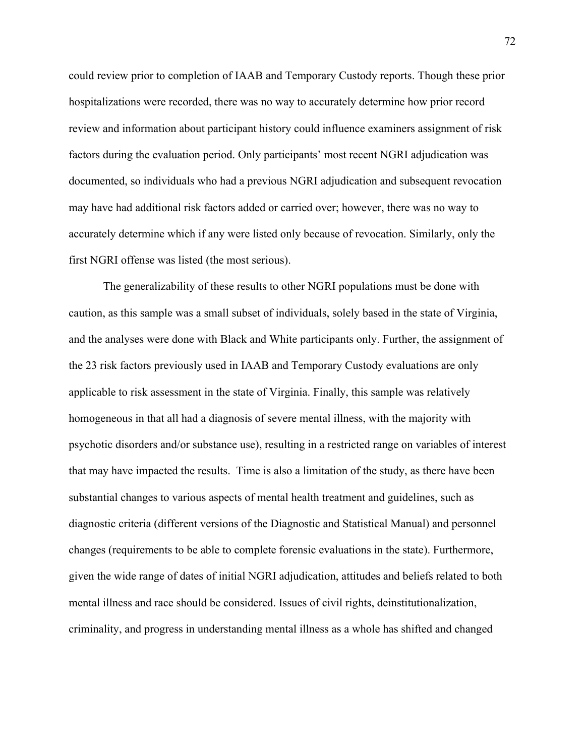could review prior to completion of IAAB and Temporary Custody reports. Though these prior hospitalizations were recorded, there was no way to accurately determine how prior record review and information about participant history could influence examiners assignment of risk factors during the evaluation period. Only participants' most recent NGRI adjudication was documented, so individuals who had a previous NGRI adjudication and subsequent revocation may have had additional risk factors added or carried over; however, there was no way to accurately determine which if any were listed only because of revocation. Similarly, only the first NGRI offense was listed (the most serious).

The generalizability of these results to other NGRI populations must be done with caution, as this sample was a small subset of individuals, solely based in the state of Virginia, and the analyses were done with Black and White participants only. Further, the assignment of the 23 risk factors previously used in IAAB and Temporary Custody evaluations are only applicable to risk assessment in the state of Virginia. Finally, this sample was relatively homogeneous in that all had a diagnosis of severe mental illness, with the majority with psychotic disorders and/or substance use), resulting in a restricted range on variables of interest that may have impacted the results. Time is also a limitation of the study, as there have been substantial changes to various aspects of mental health treatment and guidelines, such as diagnostic criteria (different versions of the Diagnostic and Statistical Manual) and personnel changes (requirements to be able to complete forensic evaluations in the state). Furthermore, given the wide range of dates of initial NGRI adjudication, attitudes and beliefs related to both mental illness and race should be considered. Issues of civil rights, deinstitutionalization, criminality, and progress in understanding mental illness as a whole has shifted and changed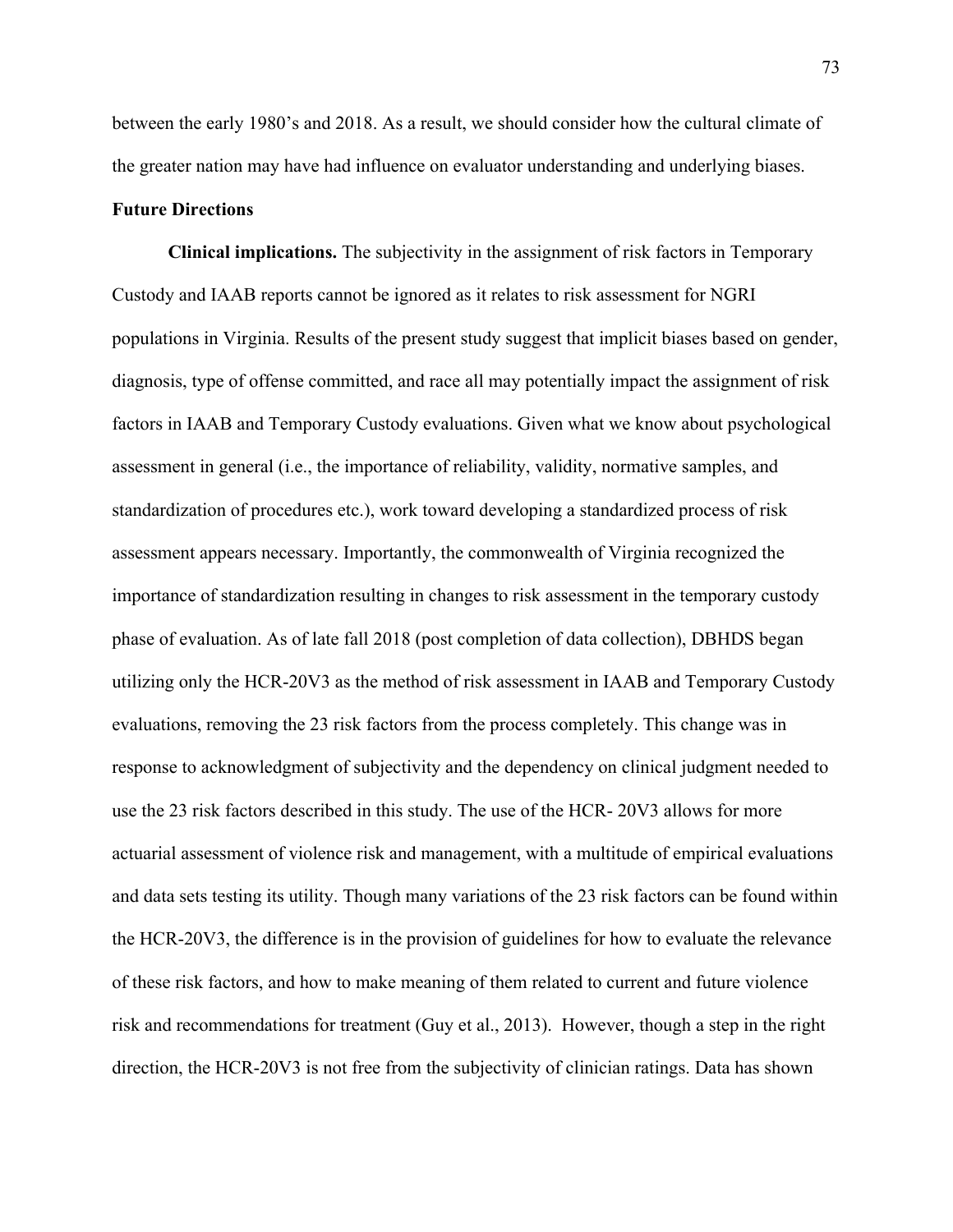between the early 1980's and 2018. As a result, we should consider how the cultural climate of the greater nation may have had influence on evaluator understanding and underlying biases.

## Future Directions

**Clinical implications.** The subjectivity in the assignment of risk factors in Temporary Custody and IAAB reports cannot be ignored as it relates to risk assessment for NGRI populations in Virginia. Results of the present study suggest that implicit biases based on gender, diagnosis, type of offense committed, and race all may potentially impact the assignment of risk factors in IAAB and Temporary Custody evaluations. Given what we know about psychological assessment in general (i.e., the importance of reliability, validity, normative samples, and standardization of procedures etc.), work toward developing a standardized process of risk assessment appears necessary. Importantly, the commonwealth of Virginia recognized the importance of standardization resulting in changes to risk assessment in the temporary custody phase of evaluation. As of late fall 2018 (post completion of data collection), DBHDS began utilizing only the HCR-20V3 as the method of risk assessment in IAAB and Temporary Custody evaluations, removing the 23 risk factors from the process completely. This change was in response to acknowledgment of subjectivity and the dependency on clinical judgment needed to use the 23 risk factors described in this study. The use of the HCR- 20V3 allows for more actuarial assessment of violence risk and management, with a multitude of empirical evaluations and data sets testing its utility. Though many variations of the 23 risk factors can be found within the HCR-20V3, the difference is in the provision of guidelines for how to evaluate the relevance of these risk factors, and how to make meaning of them related to current and future violence risk and recommendations for treatment (Guy et al., 2013). However, though a step in the right direction, the HCR-20V3 is not free from the subjectivity of clinician ratings. Data has shown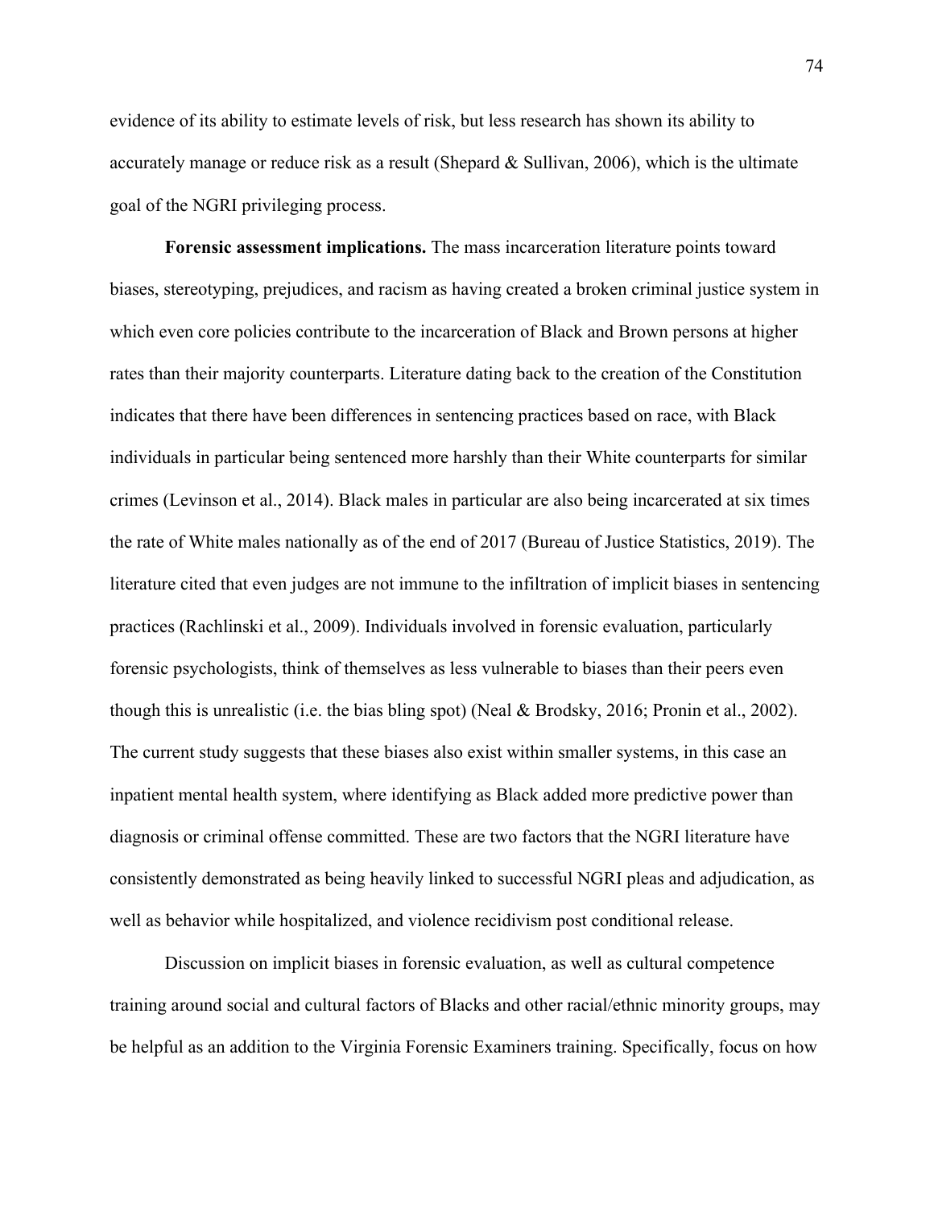evidence of its ability to estimate levels of risk, but less research has shown its ability to accurately manage or reduce risk as a result (Shepard & Sullivan, 2006), which is the ultimate goal of the NGRI privileging process.

**Forensic assessment implications.** The mass incarceration literature points toward biases, stereotyping, prejudices, and racism as having created a broken criminal justice system in which even core policies contribute to the incarceration of Black and Brown persons at higher rates than their majority counterparts. Literature dating back to the creation of the Constitution indicates that there have been differences in sentencing practices based on race, with Black individuals in particular being sentenced more harshly than their White counterparts for similar crimes (Levinson et al., 2014). Black males in particular are also being incarcerated at six times the rate of White males nationally as of the end of 2017 (Bureau of Justice Statistics, 2019). The literature cited that even judges are not immune to the infiltration of implicit biases in sentencing practices (Rachlinski et al., 2009). Individuals involved in forensic evaluation, particularly forensic psychologists, think of themselves as less vulnerable to biases than their peers even though this is unrealistic (i.e. the bias bling spot) (Neal & Brodsky, 2016; Pronin et al., 2002). The current study suggests that these biases also exist within smaller systems, in this case an inpatient mental health system, where identifying as Black added more predictive power than diagnosis or criminal offense committed. These are two factors that the NGRI literature have consistently demonstrated as being heavily linked to successful NGRI pleas and adjudication, as well as behavior while hospitalized, and violence recidivism post conditional release.

Discussion on implicit biases in forensic evaluation, as well as cultural competence training around social and cultural factors of Blacks and other racial/ethnic minority groups, may be helpful as an addition to the Virginia Forensic Examiners training. Specifically, focus on how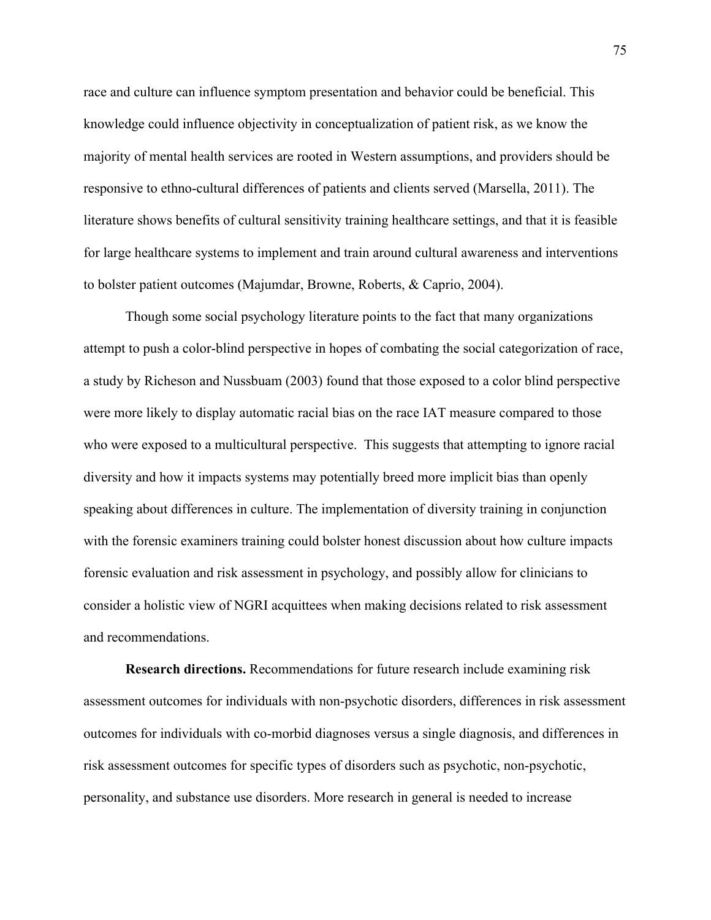race and culture can influence symptom presentation and behavior could be beneficial. This knowledge could influence objectivity in conceptualization of patient risk, as we know the majority of mental health services are rooted in Western assumptions, and providers should be responsive to ethno-cultural differences of patients and clients served (Marsella, 2011). The literature shows benefits of cultural sensitivity training healthcare settings, and that it is feasible for large healthcare systems to implement and train around cultural awareness and interventions to bolster patient outcomes (Majumdar, Browne, Roberts, & Caprio, 2004).

Though some social psychology literature points to the fact that many organizations attempt to push a color-blind perspective in hopes of combating the social categorization of race, a study by Richeson and Nussbuam (2003) found that those exposed to a color blind perspective were more likely to display automatic racial bias on the race IAT measure compared to those who were exposed to a multicultural perspective. This suggests that attempting to ignore racial diversity and how it impacts systems may potentially breed more implicit bias than openly speaking about differences in culture. The implementation of diversity training in conjunction with the forensic examiners training could bolster honest discussion about how culture impacts forensic evaluation and risk assessment in psychology, and possibly allow for clinicians to consider a holistic view of NGRI acquittees when making decisions related to risk assessment and recommendations.

**Research directions.** Recommendations for future research include examining risk assessment outcomes for individuals with non-psychotic disorders, differences in risk assessment outcomes for individuals with co-morbid diagnoses versus a single diagnosis, and differences in risk assessment outcomes for specific types of disorders such as psychotic, non-psychotic, personality, and substance use disorders. More research in general is needed to increase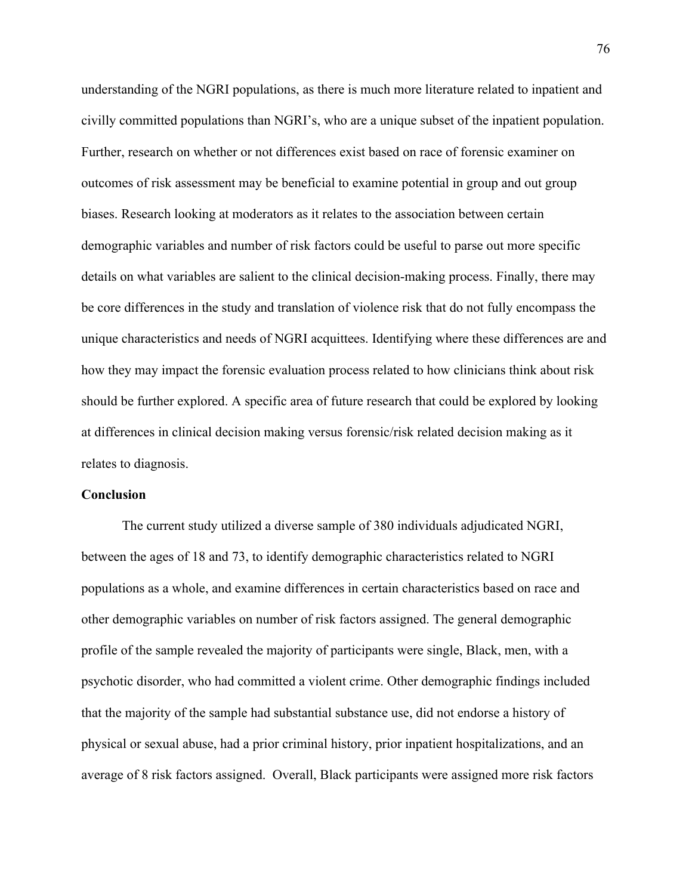understanding of the NGRI populations, as there is much more literature related to inpatient and civilly committed populations than NGRI's, who are a unique subset of the inpatient population. Further, research on whether or not differences exist based on race of forensic examiner on outcomes of risk assessment may be beneficial to examine potential in group and out group biases. Research looking at moderators as it relates to the association between certain demographic variables and number of risk factors could be useful to parse out more specific details on what variables are salient to the clinical decision-making process. Finally, there may be core differences in the study and translation of violence risk that do not fully encompass the unique characteristics and needs of NGRI acquittees. Identifying where these differences are and how they may impact the forensic evaluation process related to how clinicians think about risk should be further explored. A specific area of future research that could be explored by looking at differences in clinical decision making versus forensic/risk related decision making as it relates to diagnosis.

## Conclusion

The current study utilized a diverse sample of 380 individuals adjudicated NGRI, between the ages of 18 and 73, to identify demographic characteristics related to NGRI populations as a whole, and examine differences in certain characteristics based on race and other demographic variables on number of risk factors assigned. The general demographic profile of the sample revealed the majority of participants were single, Black, men, with a psychotic disorder, who had committed a violent crime. Other demographic findings included that the majority of the sample had substantial substance use, did not endorse a history of physical or sexual abuse, had a prior criminal history, prior inpatient hospitalizations, and an average of 8 risk factors assigned. Overall, Black participants were assigned more risk factors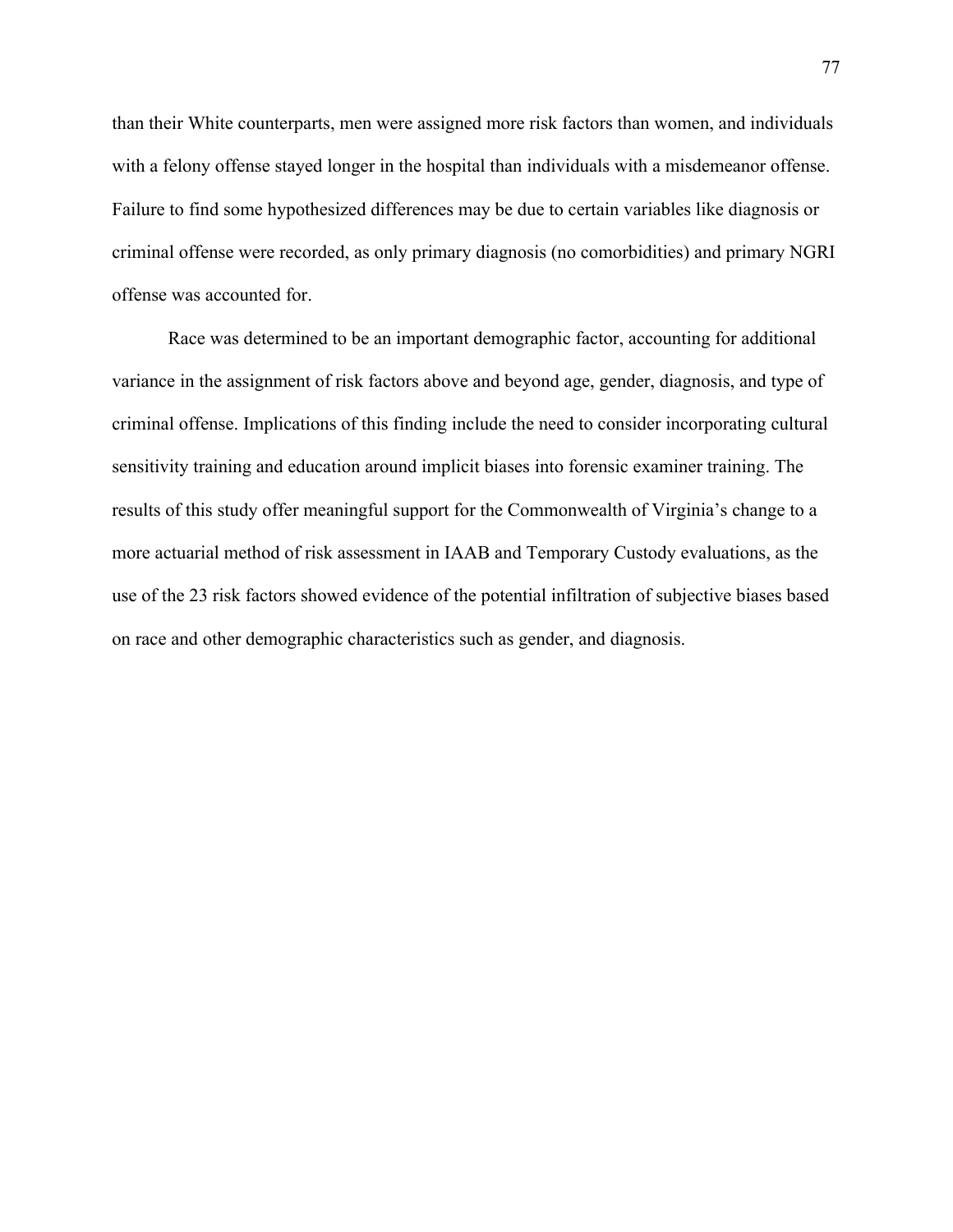than their White counterparts, men were assigned more risk factors than women, and individuals with a felony offense stayed longer in the hospital than individuals with a misdemeanor offense. Failure to find some hypothesized differences may be due to certain variables like diagnosis or criminal offense were recorded, as only primary diagnosis (no comorbidities) and primary NGRI offense was accounted for.

Race was determined to be an important demographic factor, accounting for additional variance in the assignment of risk factors above and beyond age, gender, diagnosis, and type of criminal offense. Implications of this finding include the need to consider incorporating cultural sensitivity training and education around implicit biases into forensic examiner training. The results of this study offer meaningful support for the Commonwealth of Virginia's change to a more actuarial method of risk assessment in IAAB and Temporary Custody evaluations, as the use of the 23 risk factors showed evidence of the potential infiltration of subjective biases based on race and other demographic characteristics such as gender, and diagnosis.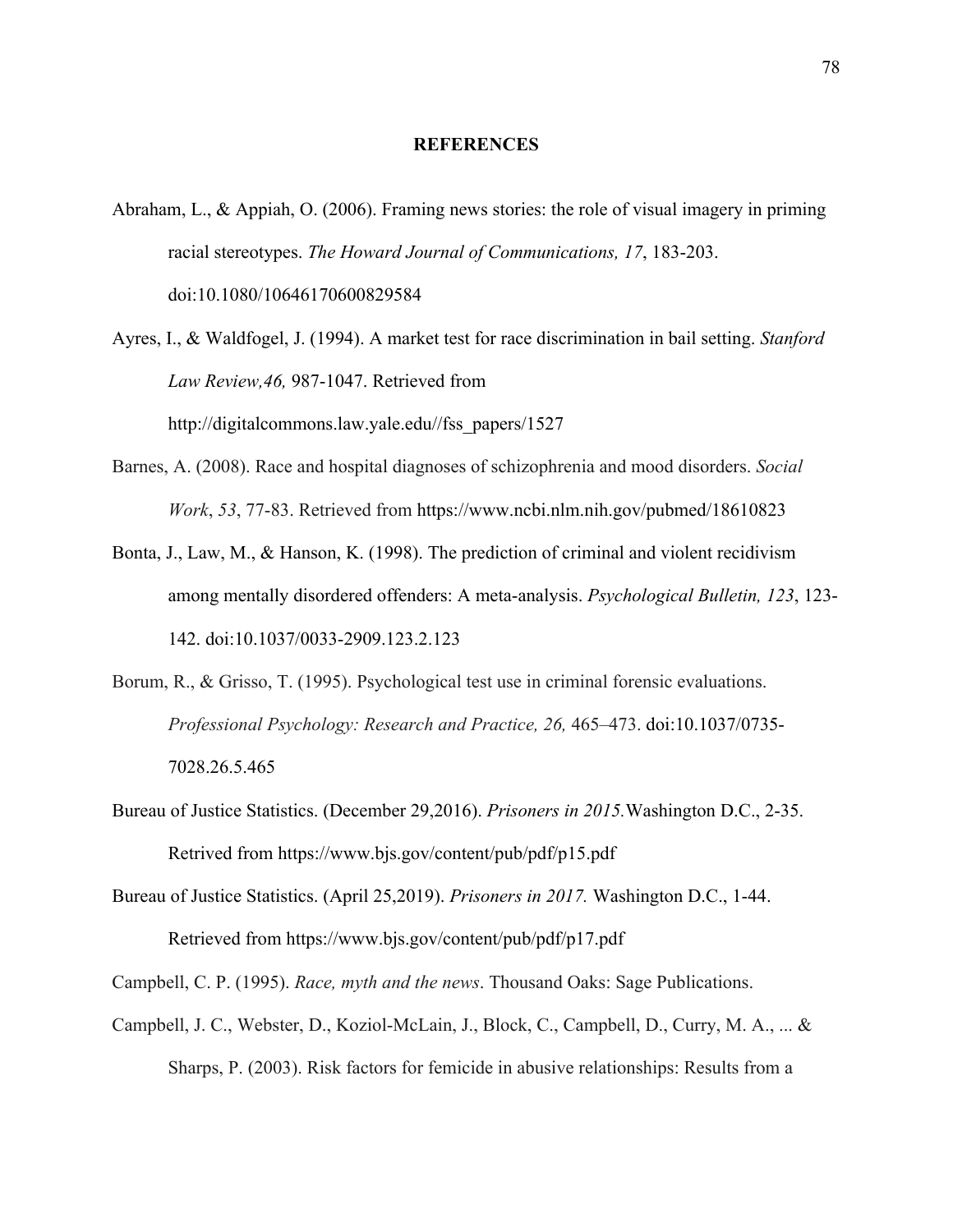# REFERENCES

Abraham, L., & Appiah, O. (2006). Framing news stories: the role of visual imagery in priming racial stereotypes. *The Howard Journal of Communications, 17*, 183-203. doi:10.1080/10646170600829584

Ayres, I., & Waldfogel, J. (1994). A market test for race discrimination in bail setting. *Stanford Law Review,46,* 987-1047. Retrieved from http://digitalcommons.law.yale.edu//fss_papers/1527

Barnes, A. (2008). Race and hospital diagnoses of schizophrenia and mood disorders. *Social Work*, *53*, 77-83. Retrieved from https://www.ncbi.nlm.nih.gov/pubmed/18610823

Bonta, J., Law, M., & Hanson, K. (1998). The prediction of criminal and violent recidivism among mentally disordered offenders: A meta-analysis. *Psychological Bulletin, 123*, 123-142. doi:10.1037/0033-2909.123.2.123

Borum, R., & Grisso, T. (1995). Psychological test use in criminal forensic evaluations. *Professional Psychology: Research and Practice, 26,* 465–473. doi:10.1037/0735-7028.26.5.465

Bureau of Justice Statistics. (December 29,2016). *Prisoners in 2015.*Washington D.C., 2-35. Retrived from https://www.bjs.gov/content/pub/pdf/p15.pdf

Bureau of Justice Statistics. (April 25,2019). *Prisoners in 2017.* Washington D.C., 1-44. Retrieved from https://www.bjs.gov/content/pub/pdf/p17.pdf

Campbell, C. P. (1995). *Race, myth and the news*. Thousand Oaks: Sage Publications.

Campbell, J. C., Webster, D., Koziol-McLain, J., Block, C., Campbell, D., Curry, M. A., ... & Sharps, P. (2003). Risk factors for femicide in abusive relationships: Results from a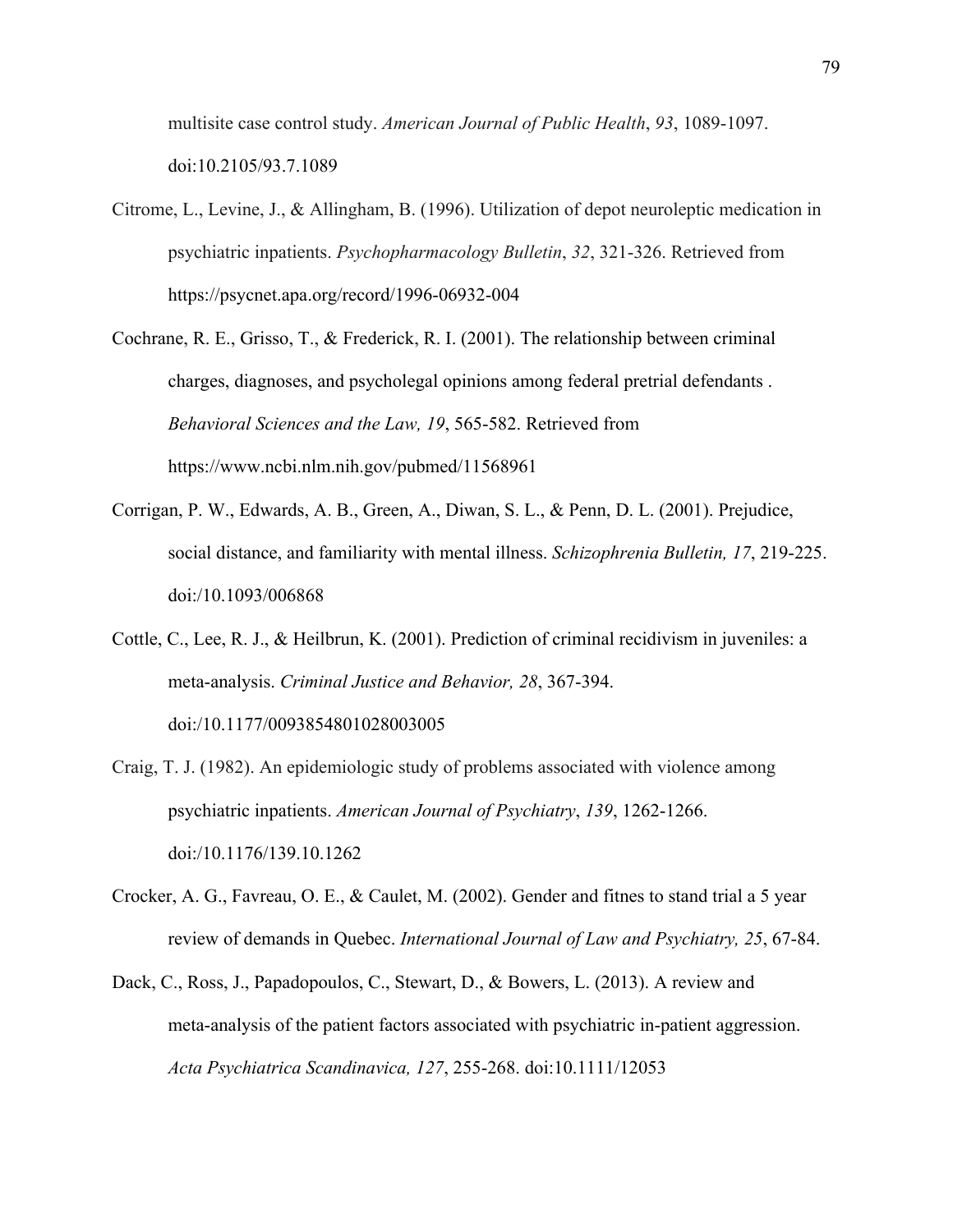multisite case control study. *American Journal of Public Health*, *93*, 1089-1097. doi:10.2105/93.7.1089

Citrome, L., Levine, J., & Allingham, B. (1996). Utilization of depot neuroleptic medication in psychiatric inpatients. *Psychopharmacology Bulletin*, *32*, 321-326. Retrieved from https://psycnet.apa.org/record/1996-06932-004

Cochrane, R. E., Grisso, T., & Frederick, R. I. (2001). The relationship between criminal charges, diagnoses, and psycholegal opinions among federal pretrial defendants . *Behavioral Sciences and the Law, 19*, 565-582. Retrieved from https://www.ncbi.nlm.nih.gov/pubmed/11568961

Corrigan, P. W., Edwards, A. B., Green, A., Diwan, S. L., & Penn, D. L. (2001). Prejudice, social distance, and familiarity with mental illness. *Schizophrenia Bulletin, 17*, 219-225. doi:/10.1093/006868

Cottle, C., Lee, R. J., & Heilbrun, K. (2001). Prediction of criminal recidivism in juveniles: a meta-analysis. *Criminal Justice and Behavior, 28*, 367-394. doi:/10.1177/0093854801028003005

Craig, T. J. (1982). An epidemiologic study of problems associated with violence among psychiatric inpatients. *American Journal of Psychiatry*, *139*, 1262-1266. doi:/10.1176/139.10.1262

Crocker, A. G., Favreau, O. E., & Caulet, M. (2002). Gender and fitnes to stand trial a 5 year review of demands in Quebec. *International Journal of Law and Psychiatry, 25*, 67-84.

Dack, C., Ross, J., Papadopoulos, C., Stewart, D., & Bowers, L. (2013). A review and meta-analysis of the patient factors associated with psychiatric in-patient aggression. *Acta Psychiatrica Scandinavica, 127*, 255-268. doi:10.1111/12053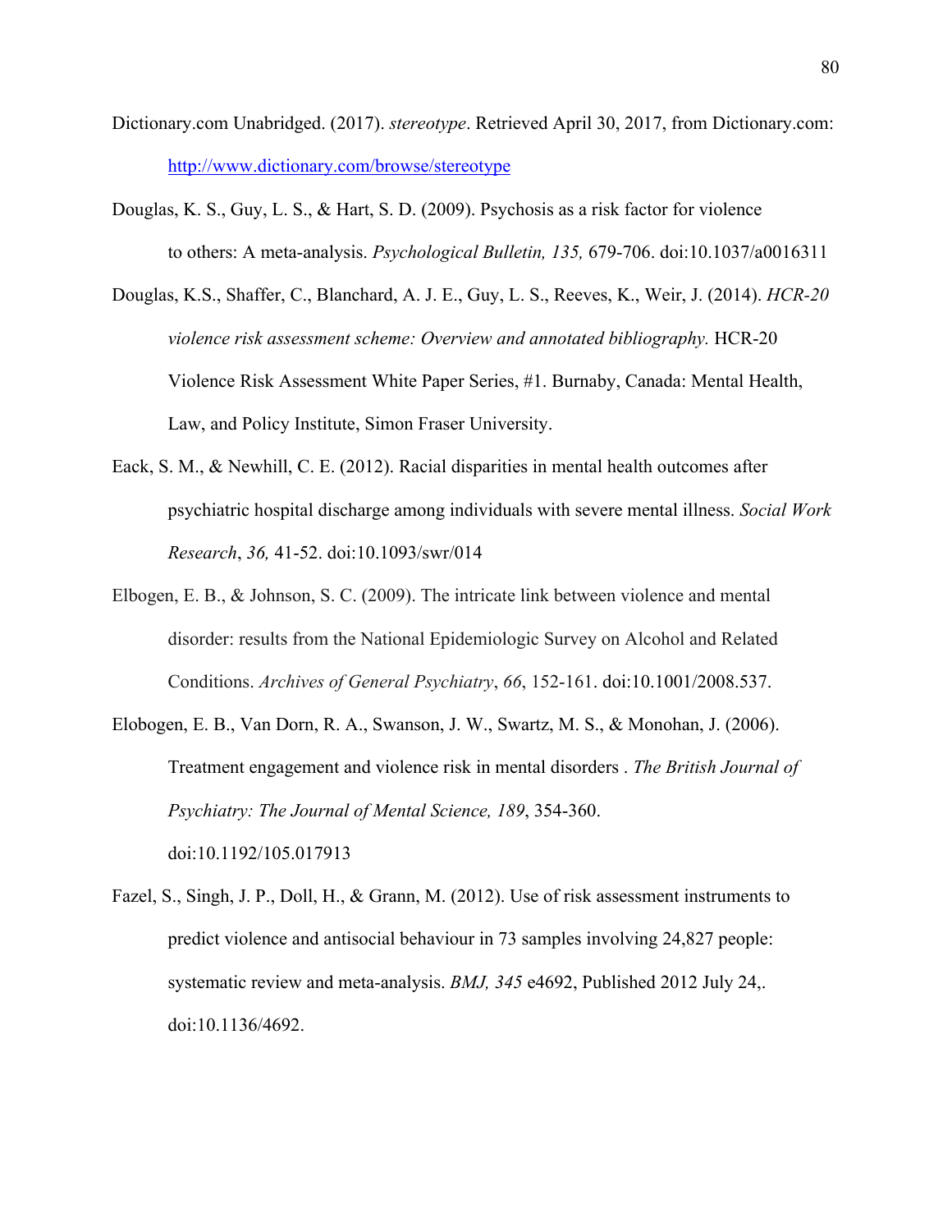Dictionary.com Unabridged. (2017). *stereotype*. Retrieved April 30, 2017, from Dictionary.com: http://www.dictionary.com/browse/stereotype

Douglas, K. S., Guy, L. S., & Hart, S. D. (2009). Psychosis as a risk factor for violence to others: A meta-analysis. *Psychological Bulletin, 135,* 679-706. doi:10.1037/a0016311

Douglas, K.S., Shaffer, C., Blanchard, A. J. E., Guy, L. S., Reeves, K., Weir, J. (2014). *HCR-20 violence risk assessment scheme: Overview and annotated bibliography.* HCR-20 Violence Risk Assessment White Paper Series, #1. Burnaby, Canada: Mental Health, Law, and Policy Institute, Simon Fraser University.

Eack, S. M., & Newhill, C. E. (2012). Racial disparities in mental health outcomes after psychiatric hospital discharge among individuals with severe mental illness. *Social Work Research*, *36,* 41-52. doi:10.1093/swr/014

Elbogen, E. B., & Johnson, S. C. (2009). The intricate link between violence and mental disorder: results from the National Epidemiologic Survey on Alcohol and Related Conditions. *Archives of General Psychiatry*, *66*, 152-161. doi:10.1001/2008.537.

Elobogen, E. B., Van Dorn, R. A., Swanson, J. W., Swartz, M. S., & Monohan, J. (2006). Treatment engagement and violence risk in mental disorders . *The British Journal of Psychiatry: The Journal of Mental Science, 189*, 354-360. doi:10.1192/105.017913

Fazel, S., Singh, J. P., Doll, H., & Grann, M. (2012). Use of risk assessment instruments to predict violence and antisocial behaviour in 73 samples involving 24,827 people: systematic review and meta-analysis. *BMJ, 345* e4692, Published 2012 July 24,. doi:10.1136/4692.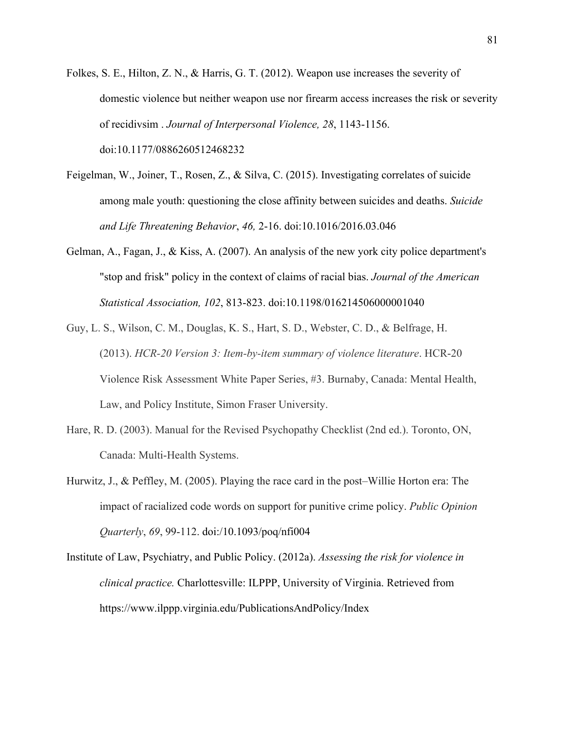Folkes, S. E., Hilton, Z. N., & Harris, G. T. (2012). Weapon use increases the severity of domestic violence but neither weapon use nor firearm access increases the risk or severity of recidivsim . *Journal of Interpersonal Violence, 28*, 1143-1156. doi:10.1177/0886260512468232

Feigelman, W., Joiner, T., Rosen, Z., & Silva, C. (2015). Investigating correlates of suicide among male youth: questioning the close affinity between suicides and deaths. *Suicide and Life Threatening Behavior*, *46,* 2-16. doi:10.1016/2016.03.046

Gelman, A., Fagan, J., & Kiss, A. (2007). An analysis of the new york city police department's "stop and frisk" policy in the context of claims of racial bias. *Journal of the American Statistical Association, 102*, 813-823. doi:10.1198/016214506000001040

Guy, L. S., Wilson, C. M., Douglas, K. S., Hart, S. D., Webster, C. D., & Belfrage, H. (2013). *HCR-20 Version 3: Item-by-item summary of violence literature*. HCR-20 Violence Risk Assessment White Paper Series, #3. Burnaby, Canada: Mental Health, Law, and Policy Institute, Simon Fraser University.

Hare, R. D. (2003). Manual for the Revised Psychopathy Checklist (2nd ed.). Toronto, ON, Canada: Multi-Health Systems.

Hurwitz, J., & Peffley, M. (2005). Playing the race card in the post–Willie Horton era: The impact of racialized code words on support for punitive crime policy. *Public Opinion Quarterly*, *69*, 99-112. doi:/10.1093/poq/nfi004

Institute of Law, Psychiatry, and Public Policy. (2012a). *Assessing the risk for violence in clinical practice.* Charlottesville: ILPPP, University of Virginia. Retrieved from https://www.ilppp.virginia.edu/PublicationsAndPolicy/Index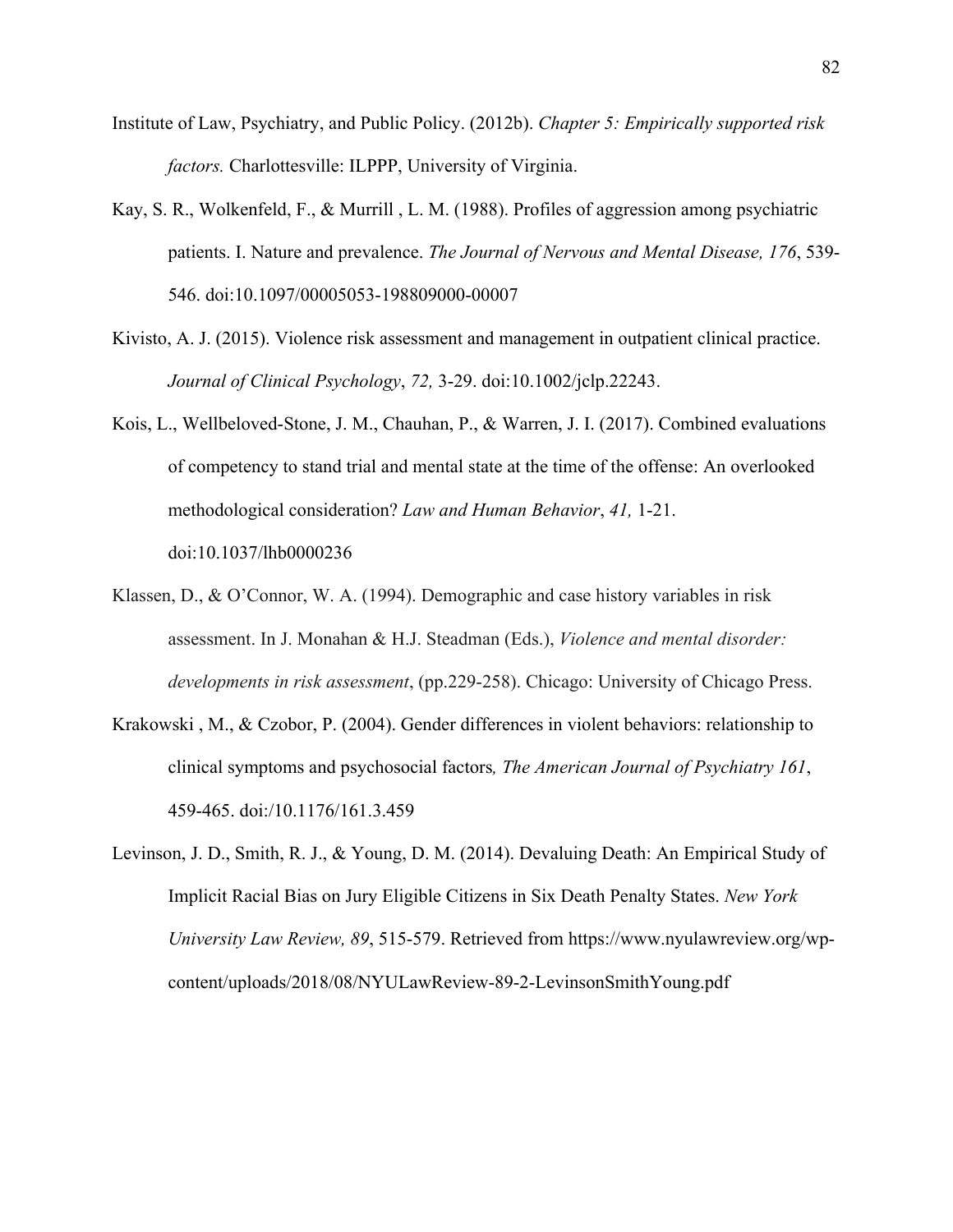Institute of Law, Psychiatry, and Public Policy. (2012b). *Chapter 5: Empirically supported risk factors.* Charlottesville: ILPPP, University of Virginia.

Kay, S. R., Wolkenfeld, F., & Murrill , L. M. (1988). Profiles of aggression among psychiatric patients. I. Nature and prevalence. *The Journal of Nervous and Mental Disease, 176*, 539-546. doi:10.1097/00005053-198809000-00007

Kivisto, A. J. (2015). Violence risk assessment and management in outpatient clinical practice. *Journal of Clinical Psychology*, *72,* 3-29. doi:10.1002/jclp.22243.

Kois, L., Wellbeloved-Stone, J. M., Chauhan, P., & Warren, J. I. (2017). Combined evaluations of competency to stand trial and mental state at the time of the offense: An overlooked methodological consideration? *Law and Human Behavior*, *41,* 1-21. doi:10.1037/lhb0000236

Klassen, D., & O'Connor, W. A. (1994). Demographic and case history variables in risk assessment. In J. Monahan & H.J. Steadman (Eds.), *Violence and mental disorder: developments in risk assessment*, (pp.229-258). Chicago: University of Chicago Press.

Krakowski , M., & Czobor, P. (2004). Gender differences in violent behaviors: relationship to clinical symptoms and psychosocial factors*, The American Journal of Psychiatry 161*, 459-465. doi:/10.1176/161.3.459

Levinson, J. D., Smith, R. J., & Young, D. M. (2014). Devaluing Death: An Empirical Study of Implicit Racial Bias on Jury Eligible Citizens in Six Death Penalty States. *New York University Law Review, 89*, 515-579. Retrieved from https://www.nyulawreview.org/wp-content/uploads/2018/08/NYULawReview-89-2-LevinsonSmithYoung.pdf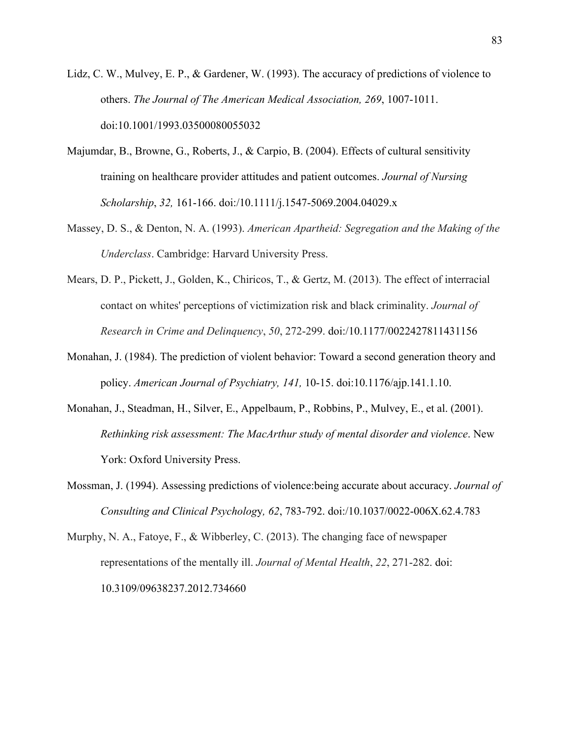Lidz, C. W., Mulvey, E. P., & Gardener, W. (1993). The accuracy of predictions of violence to others. *The Journal of The American Medical Association, 269*, 1007-1011. doi:10.1001/1993.03500080055032

Majumdar, B., Browne, G., Roberts, J., & Carpio, B. (2004). Effects of cultural sensitivity training on healthcare provider attitudes and patient outcomes. *Journal of Nursing Scholarship*, *32,* 161-166. doi:/10.1111/j.1547-5069.2004.04029.x

Massey, D. S., & Denton, N. A. (1993). *American Apartheid: Segregation and the Making of the Underclass*. Cambridge: Harvard University Press.

Mears, D. P., Pickett, J., Golden, K., Chiricos, T., & Gertz, M. (2013). The effect of interracial contact on whites' perceptions of victimization risk and black criminality. *Journal of Research in Crime and Delinquency*, *50*, 272-299. doi:/10.1177/0022427811431156

Monahan, J. (1984). The prediction of violent behavior: Toward a second generation theory and policy. *American Journal of Psychiatry, 141,* 10-15. doi:10.1176/ajp.141.1.10.

Monahan, J., Steadman, H., Silver, E., Appelbaum, P., Robbins, P., Mulvey, E., et al. (2001). *Rethinking risk assessment: The MacArthur study of mental disorder and violence*. New York: Oxford University Press.

Mossman, J. (1994). Assessing predictions of violence:being accurate about accuracy. *Journal of Consulting and Clinical Psychology, 62*, 783-792. doi:/10.1037/0022-006X.62.4.783

Murphy, N. A., Fatoye, F., & Wibberley, C. (2013). The changing face of newspaper representations of the mentally ill. *Journal of Mental Health*, *22*, 271-282. doi: 10.3109/09638237.2012.734660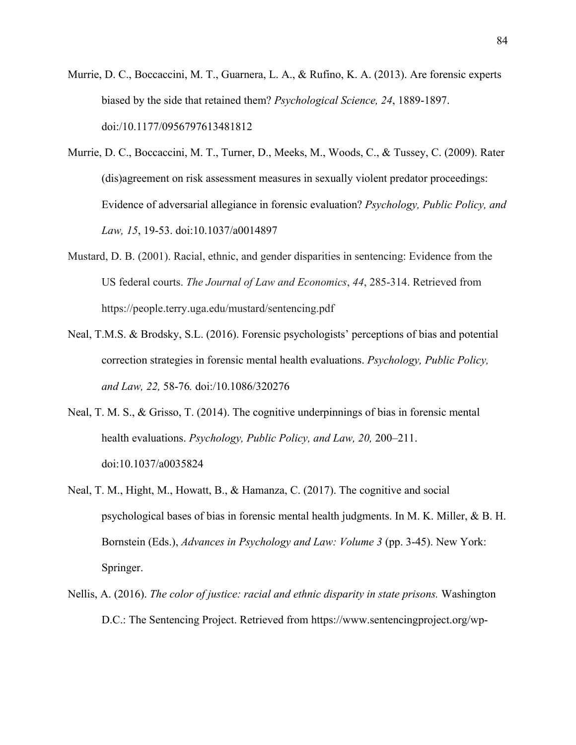Murrie, D. C., Boccaccini, M. T., Guarnera, L. A., & Rufino, K. A. (2013). Are forensic experts biased by the side that retained them? *Psychological Science, 24*, 1889-1897. doi:/10.1177/0956797613481812

Murrie, D. C., Boccaccini, M. T., Turner, D., Meeks, M., Woods, C., & Tussey, C. (2009). Rater (dis)agreement on risk assessment measures in sexually violent predator proceedings: Evidence of adversarial allegiance in forensic evaluation? *Psychology, Public Policy, and Law, 15*, 19-53. doi:10.1037/a0014897

Mustard, D. B. (2001). Racial, ethnic, and gender disparities in sentencing: Evidence from the US federal courts. *The Journal of Law and Economics*, *44*, 285-314. Retrieved from https://people.terry.uga.edu/mustard/sentencing.pdf

Neal, T.M.S. & Brodsky, S.L. (2016). Forensic psychologists' perceptions of bias and potential correction strategies in forensic mental health evaluations. *Psychology, Public Policy, and Law, 22,* 58-76*.* doi:/10.1086/320276

Neal, T. M. S., & Grisso, T. (2014). The cognitive underpinnings of bias in forensic mental health evaluations. *Psychology, Public Policy, and Law, 20,* 200–211. doi:10.1037/a0035824

Neal, T. M., Hight, M., Howatt, B., & Hamanza, C. (2017). The cognitive and social psychological bases of bias in forensic mental health judgments. In M. K. Miller, & B. H. Bornstein (Eds.), *Advances in Psychology and Law: Volume 3* (pp. 3-45). New York: Springer.

Nellis, A. (2016). *The color of justice: racial and ethnic disparity in state prisons.* Washington D.C.: The Sentencing Project. Retrieved from https://www.sentencingproject.org/wp-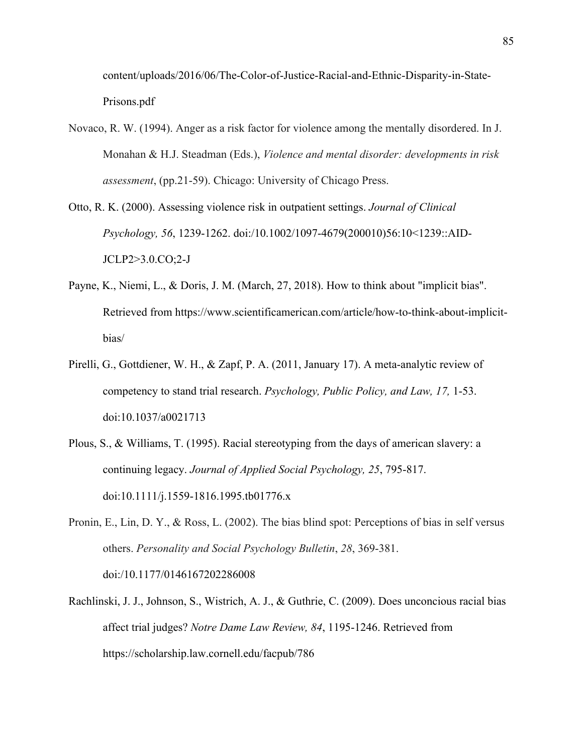content/uploads/2016/06/The-Color-of-Justice-Racial-and-Ethnic-Disparity-in-State-Prisons.pdf

Novaco, R. W. (1994). Anger as a risk factor for violence among the mentally disordered. In J. Monahan & H.J. Steadman (Eds.), *Violence and mental disorder: developments in risk assessment*, (pp.21-59). Chicago: University of Chicago Press.

Otto, R. K. (2000). Assessing violence risk in outpatient settings. *Journal of Clinical Psychology, 56*, 1239-1262. doi:/10.1002/1097-4679(200010)56:10<1239::AID-JCLP2>3.0.CO;2-J

Payne, K., Niemi, L., & Doris, J. M. (March, 27, 2018). How to think about "implicit bias". Retrieved from https://www.scientificamerican.com/article/how-to-think-about-implicit-bias/

Pirelli, G., Gottdiener, W. H., & Zapf, P. A. (2011, January 17). A meta-analytic review of competency to stand trial research. *Psychology, Public Policy, and Law, 17,* 1-53. doi:10.1037/a0021713

Plous, S., & Williams, T. (1995). Racial stereotyping from the days of american slavery: a continuing legacy. *Journal of Applied Social Psychology, 25*, 795-817. doi:10.1111/j.1559-1816.1995.tb01776.x

Pronin, E., Lin, D. Y., & Ross, L. (2002). The bias blind spot: Perceptions of bias in self versus others. *Personality and Social Psychology Bulletin*, *28*, 369-381. doi:/10.1177/0146167202286008

Rachlinski, J. J., Johnson, S., Wistrich, A. J., & Guthrie, C. (2009). Does unconcious racial bias affect trial judges? *Notre Dame Law Review, 84*, 1195-1246. Retrieved from https://scholarship.law.cornell.edu/facpub/786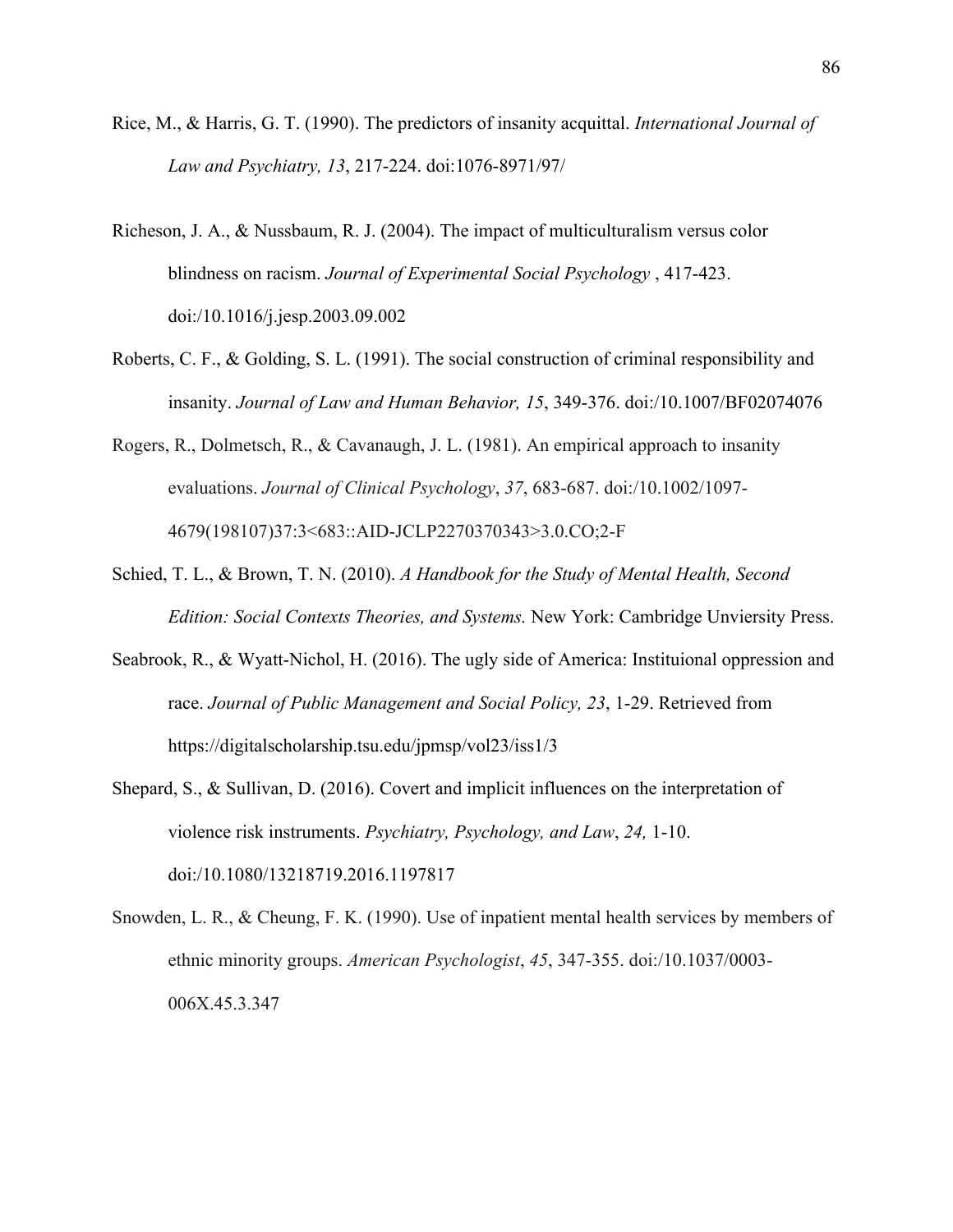Rice, M., & Harris, G. T. (1990). The predictors of insanity acquittal. *International Journal of Law and Psychiatry, 13*, 217-224. doi:1076-8971/97/

Richeson, J. A., & Nussbaum, R. J. (2004). The impact of multiculturalism versus color blindness on racism. *Journal of Experimental Social Psychology* , 417-423. doi:/10.1016/j.jesp.2003.09.002

Roberts, C. F., & Golding, S. L. (1991). The social construction of criminal responsibility and insanity. *Journal of Law and Human Behavior, 15*, 349-376. doi:/10.1007/BF02074076

Rogers, R., Dolmetsch, R., & Cavanaugh, J. L. (1981). An empirical approach to insanity evaluations. *Journal of Clinical Psychology*, *37*, 683-687. doi:/10.1002/1097-4679(198107)37:3<683::AID-JCLP2270370343>3.0.CO;2-F

Schied, T. L., & Brown, T. N. (2010). *A Handbook for the Study of Mental Health, Second Edition: Social Contexts Theories, and Systems.* New York: Cambridge Unviersity Press.

Seabrook, R., & Wyatt-Nichol, H. (2016). The ugly side of America: Instituional oppression and race. *Journal of Public Management and Social Policy, 23*, 1-29. Retrieved from https://digitalscholarship.tsu.edu/jpmsp/vol23/iss1/3

Shepard, S., & Sullivan, D. (2016). Covert and implicit influences on the interpretation of violence risk instruments. *Psychiatry, Psychology, and Law*, *24,* 1-10. doi:/10.1080/13218719.2016.1197817

Snowden, L. R., & Cheung, F. K. (1990). Use of inpatient mental health services by members of ethnic minority groups. *American Psychologist*, *45*, 347-355. doi:/10.1037/0003-006X.45.3.347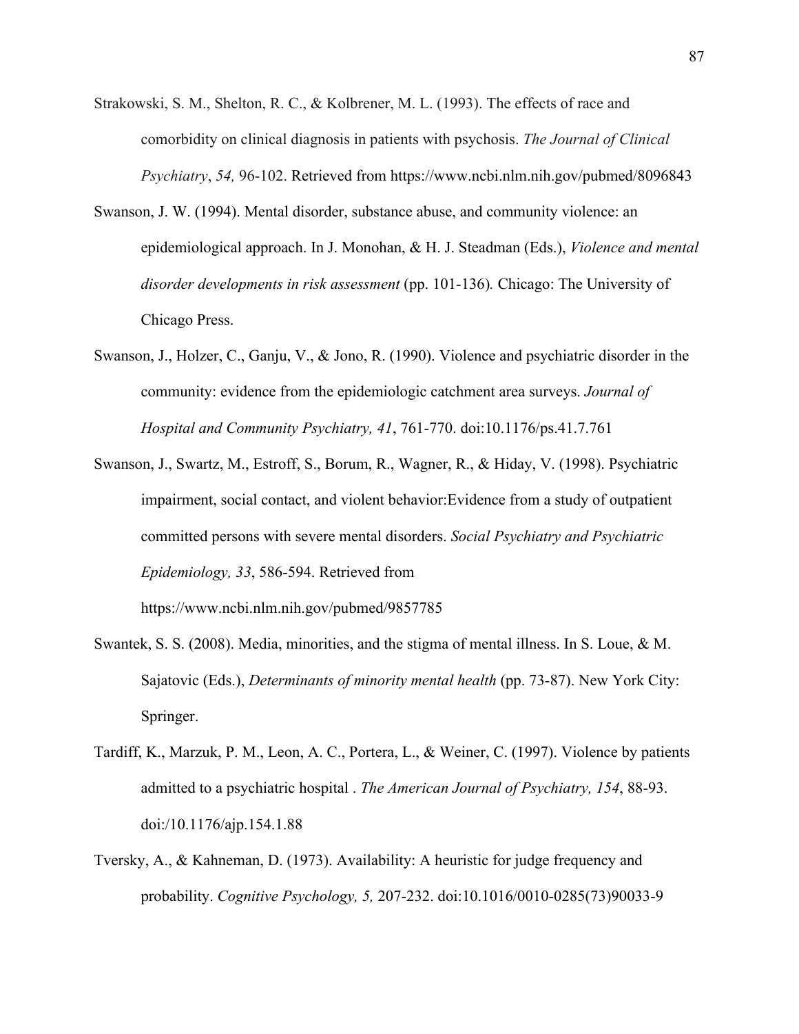Strakowski, S. M., Shelton, R. C., & Kolbrener, M. L. (1993). The effects of race and comorbidity on clinical diagnosis in patients with psychosis. *The Journal of Clinical Psychiatry*, *54,* 96-102. Retrieved from https://www.ncbi.nlm.nih.gov/pubmed/8096843

Swanson, J. W. (1994). Mental disorder, substance abuse, and community violence: an epidemiological approach. In J. Monohan, & H. J. Steadman (Eds.), *Violence and mental disorder developments in risk assessment* (pp. 101-136)*.* Chicago: The University of Chicago Press.

Swanson, J., Holzer, C., Ganju, V., & Jono, R. (1990). Violence and psychiatric disorder in the community: evidence from the epidemiologic catchment area surveys. *Journal of Hospital and Community Psychiatry, 41*, 761-770. doi:10.1176/ps.41.7.761

Swanson, J., Swartz, M., Estroff, S., Borum, R., Wagner, R., & Hiday, V. (1998). Psychiatric impairment, social contact, and violent behavior:Evidence from a study of outpatient committed persons with severe mental disorders. *Social Psychiatry and Psychiatric Epidemiology, 33*, 586-594. Retrieved from https://www.ncbi.nlm.nih.gov/pubmed/9857785

Swantek, S. S. (2008). Media, minorities, and the stigma of mental illness. In S. Loue, & M. Sajatovic (Eds.), *Determinants of minority mental health* (pp. 73-87). New York City: Springer.

Tardiff, K., Marzuk, P. M., Leon, A. C., Portera, L., & Weiner, C. (1997). Violence by patients admitted to a psychiatric hospital . *The American Journal of Psychiatry, 154*, 88-93. doi:/10.1176/ajp.154.1.88

Tversky, A., & Kahneman, D. (1973). Availability: A heuristic for judge frequency and probability. *Cognitive Psychology, 5,* 207-232. doi:10.1016/0010-0285(73)90033-9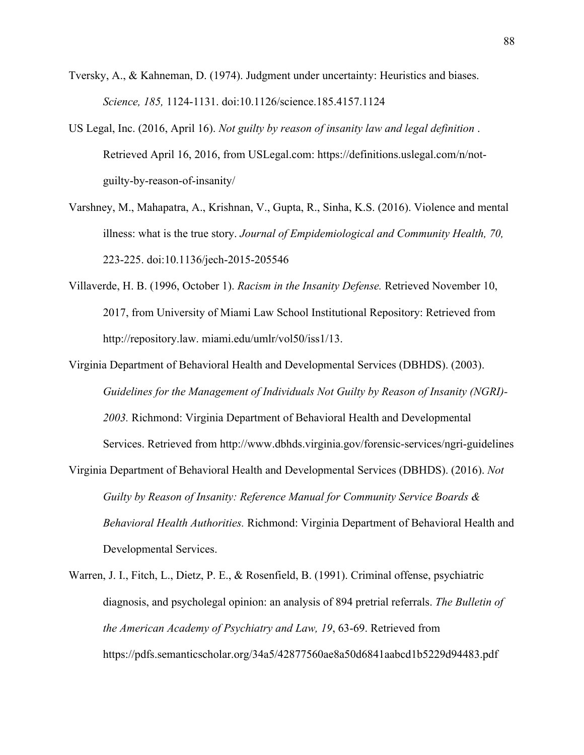Tversky, A., & Kahneman, D. (1974). Judgment under uncertainty: Heuristics and biases. *Science, 185,* 1124-1131. doi:10.1126/science.185.4157.1124

US Legal, Inc. (2016, April 16). *Not guilty by reason of insanity law and legal definition* . Retrieved April 16, 2016, from USLegal.com: https://definitions.uslegal.com/n/not-guilty-by-reason-of-insanity/

Varshney, M., Mahapatra, A., Krishnan, V., Gupta, R., Sinha, K.S. (2016). Violence and mental illness: what is the true story. *Journal of Empidemiological and Community Health, 70,* 223-225. doi:10.1136/jech-2015-205546

Villaverde, H. B. (1996, October 1). *Racism in the Insanity Defense.* Retrieved November 10, 2017, from University of Miami Law School Institutional Repository: Retrieved from http://repository.law. miami.edu/umlr/vol50/iss1/13.

Virginia Department of Behavioral Health and Developmental Services (DBHDS). (2003). *Guidelines for the Management of Individuals Not Guilty by Reason of Insanity (NGRI)-2003.* Richmond: Virginia Department of Behavioral Health and Developmental Services. Retrieved from http://www.dbhds.virginia.gov/forensic-services/ngri-guidelines

Virginia Department of Behavioral Health and Developmental Services (DBHDS). (2016). *Not Guilty by Reason of Insanity: Reference Manual for Community Service Boards & Behavioral Health Authorities.* Richmond: Virginia Department of Behavioral Health and Developmental Services.

Warren, J. I., Fitch, L., Dietz, P. E., & Rosenfield, B. (1991). Criminal offense, psychiatric diagnosis, and psycholegal opinion: an analysis of 894 pretrial referrals. *The Bulletin of the American Academy of Psychiatry and Law, 19*, 63-69. Retrieved from https://pdfs.semanticscholar.org/34a5/42877560ae8a50d6841aabcd1b5229d94483.pdf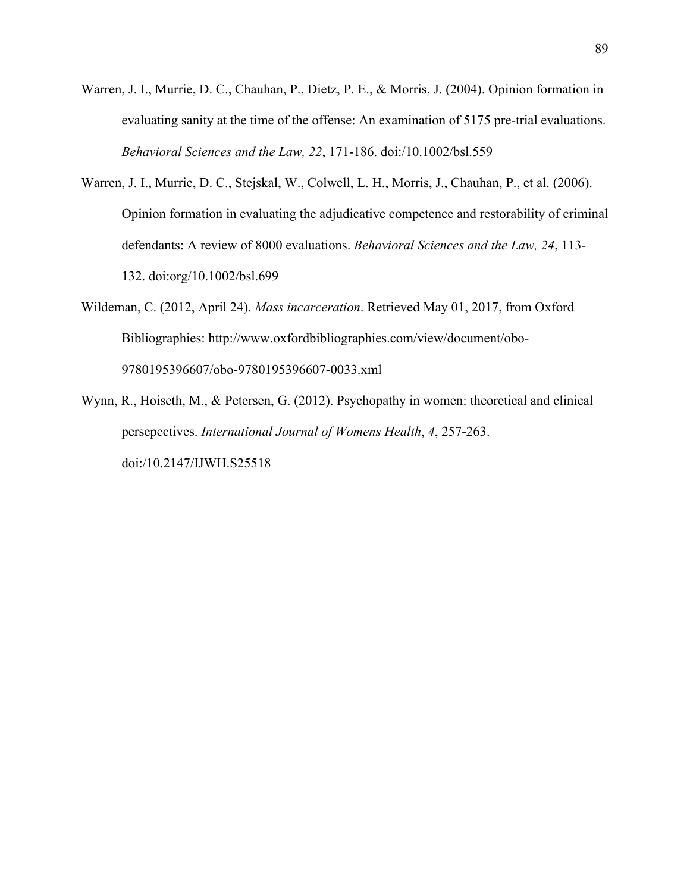Warren, J. I., Murrie, D. C., Chauhan, P., Dietz, P. E., & Morris, J. (2004). Opinion formation in evaluating sanity at the time of the offense: An examination of 5175 pre-trial evaluations. *Behavioral Sciences and the Law, 22*, 171-186. doi:/10.1002/bsl.559

Warren, J. I., Murrie, D. C., Stejskal, W., Colwell, L. H., Morris, J., Chauhan, P., et al. (2006). Opinion formation in evaluating the adjudicative competence and restorability of criminal defendants: A review of 8000 evaluations. *Behavioral Sciences and the Law, 24*, 113-132. doi:org/10.1002/bsl.699

Wildeman, C. (2012, April 24). *Mass incarceration*. Retrieved May 01, 2017, from Oxford Bibliographies: http://www.oxfordbibliographies.com/view/document/obo-9780195396607/obo-9780195396607-0033.xml

Wynn, R., Hoiseth, M., & Petersen, G. (2012). Psychopathy in women: theoretical and clinical persepectives. *International Journal of Womens Health*, *4*, 257-263. doi:/10.2147/IJWH.S25518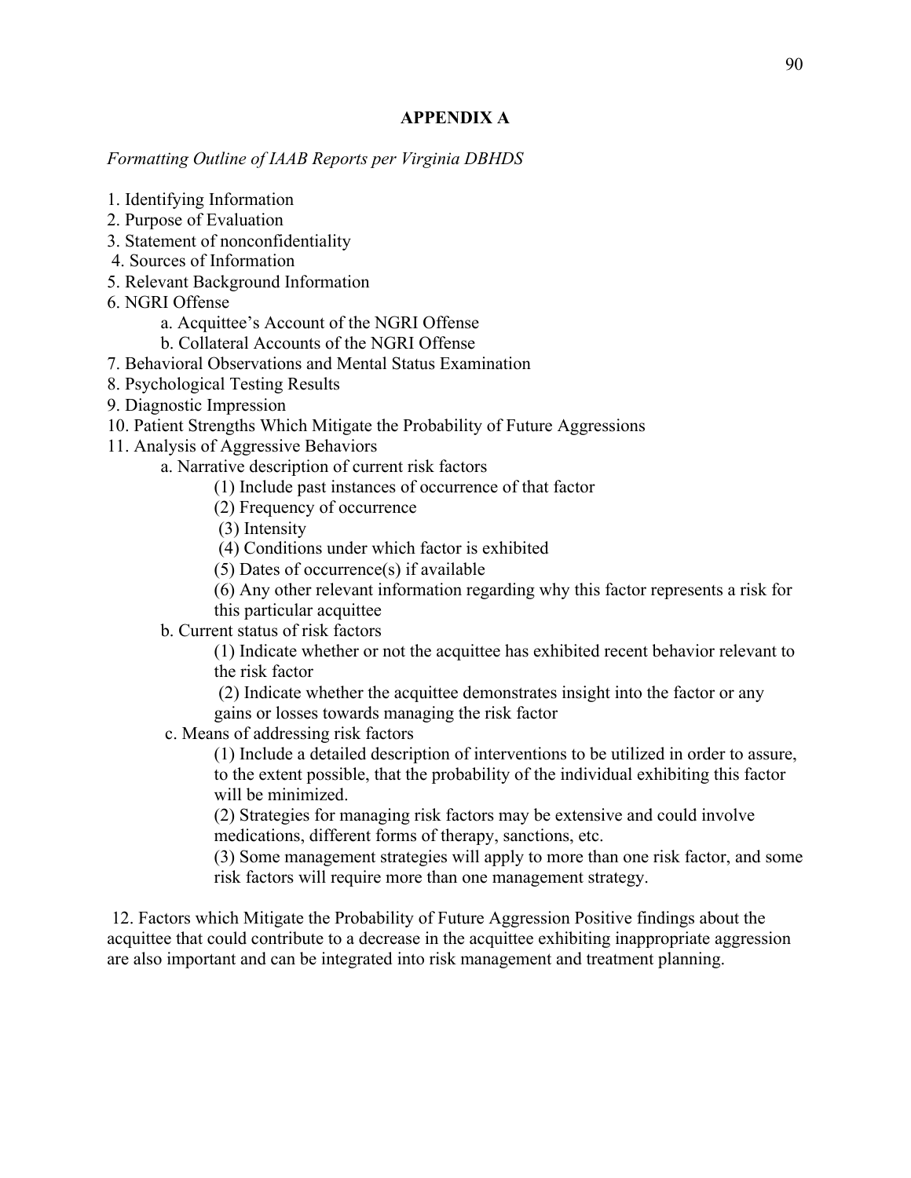## APPENDIX A

*Formatting Outline of IAAB Reports per Virginia DBHDS*

1. Identifying Information
2. Purpose of Evaluation
3. Statement of nonconfidentiality
4. Sources of Information
5. Relevant Background Information
6. NGRI Offense
    - a. Acquittee's Account of the NGRI Offense
    - b. Collateral Accounts of the NGRI Offense
7. Behavioral Observations and Mental Status Examination
8. Psychological Testing Results
9. Diagnostic Impression
10. Patient Strengths Which Mitigate the Probability of Future Aggressions
11. Analysis of Aggressive Behaviors
    - a. Narrative description of current risk factors
        - (1) Include past instances of occurrence of that factor
        - (2) Frequency of occurrence
        - (3) Intensity
        - (4) Conditions under which factor is exhibited
        - (5) Dates of occurrence(s) if available
        - (6) Any other relevant information regarding why this factor represents a risk for this particular acquittee
    - b. Current status of risk factors
        - (1) Indicate whether or not the acquittee has exhibited recent behavior relevant to the risk factor
        - (2) Indicate whether the acquittee demonstrates insight into the factor or any gains or losses towards managing the risk factor
    - c. Means of addressing risk factors
        - (1) Include a detailed description of interventions to be utilized in order to assure, to the extent possible, that the probability of the individual exhibiting this factor will be minimized.
        - (2) Strategies for managing risk factors may be extensive and could involve medications, different forms of therapy, sanctions, etc.
        - (3) Some management strategies will apply to more than one risk factor, and some risk factors will require more than one management strategy.

12. Factors which Mitigate the Probability of Future Aggression Positive findings about the acquittee that could contribute to a decrease in the acquittee exhibiting inappropriate aggression are also important and can be integrated into risk management and treatment planning.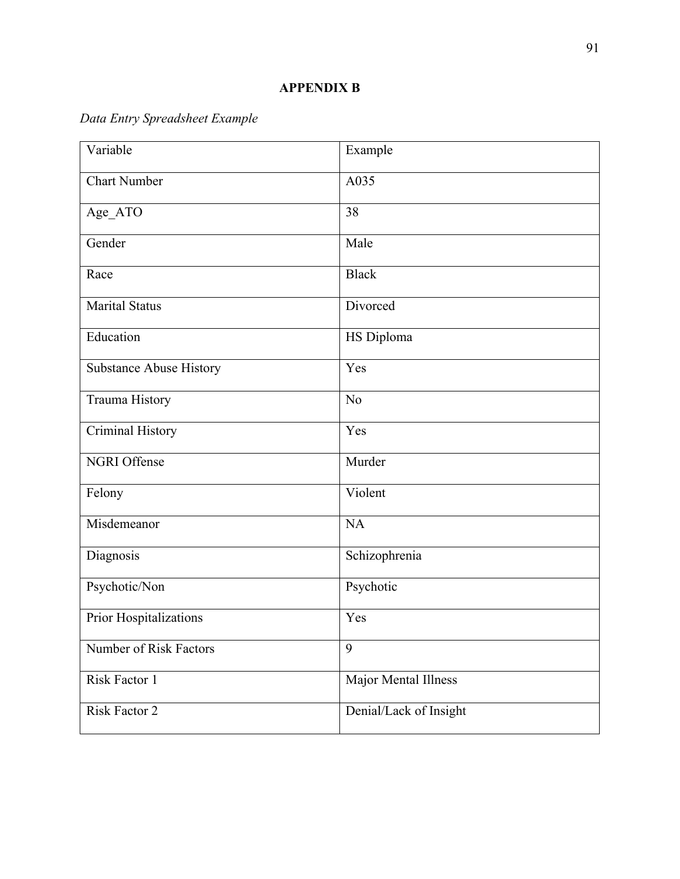## APPENDIX B

*Data Entry Spreadsheet Example*

| Variable | Example |
|---|---|
| Chart Number | A035 |
| Age_ATO | 38 |
| Gender | Male |
| Race | Black |
| Marital Status | Divorced |
| Education | HS Diploma |
| Substance Abuse History | Yes |
| Trauma History | No |
| Criminal History | Yes |
| NGRI Offense | Murder |
| Felony | Violent |
| Misdemeanor | NA |
| Diagnosis | Schizophrenia |
| Psychotic/Non | Psychotic |
| Prior Hospitalizations | Yes |
| Number of Risk Factors | 9 |
| Risk Factor 1 | Major Mental Illness |
| Risk Factor 2 | Denial/Lack of Insight |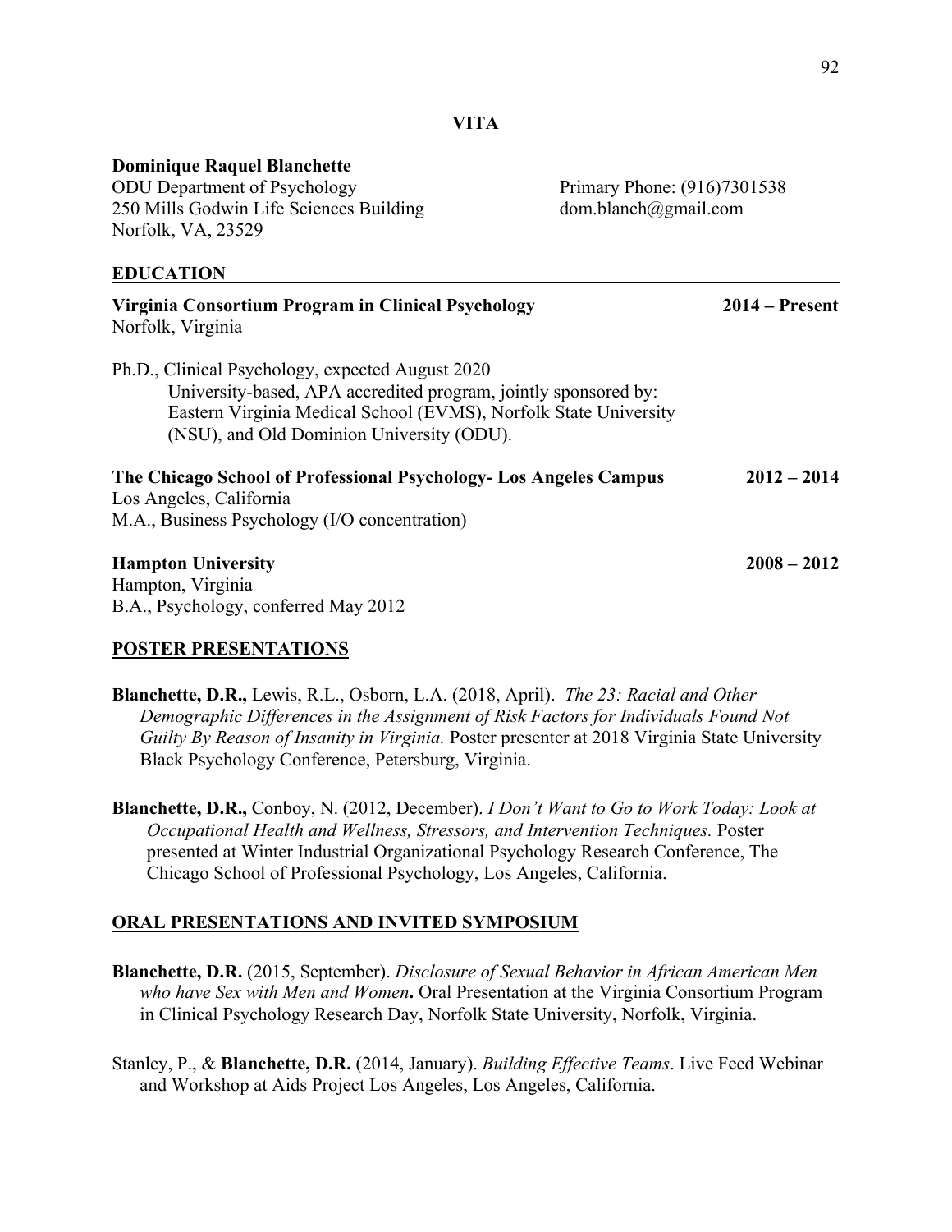# VITA

**Dominique Raquel Blanchette**
ODU Department of Psychology
250 Mills Godwin Life Sciences Building
Norfolk, VA, 23529

Primary Phone: (916)7301538
dom.blanch@gmail.com

## EDUCATION

**Virginia Consortium Program in Clinical Psychology** **2014 – Present**
Norfolk, Virginia

Ph.D., Clinical Psychology, expected August 2020
University-based, APA accredited program, jointly sponsored by: Eastern Virginia Medical School (EVMS), Norfolk State University (NSU), and Old Dominion University (ODU).

**The Chicago School of Professional Psychology- Los Angeles Campus** **2012 – 2014**
Los Angeles, California
M.A., Business Psychology (I/O concentration)

**Hampton University** **2008 – 2012**
Hampton, Virginia
B.A., Psychology, conferred May 2012

## POSTER PRESENTATIONS

**Blanchette, D.R.,** Lewis, R.L., Osborn, L.A. (2018, April). *The 23: Racial and Other Demographic Differences in the Assignment of Risk Factors for Individuals Found Not Guilty By Reason of Insanity in Virginia.* Poster presenter at 2018 Virginia State University Black Psychology Conference, Petersburg, Virginia.

**Blanchette, D.R.,** Conboy, N. (2012, December). *I Don't Want to Go to Work Today: Look at Occupational Health and Wellness, Stressors, and Intervention Techniques.* Poster presented at Winter Industrial Organizational Psychology Research Conference, The Chicago School of Professional Psychology, Los Angeles, California.

## ORAL PRESENTATIONS AND INVITED SYMPOSIUM

**Blanchette, D.R.** (2015, September). *Disclosure of Sexual Behavior in African American Men who have Sex with Men and Women***.** Oral Presentation at the Virginia Consortium Program in Clinical Psychology Research Day, Norfolk State University, Norfolk, Virginia.

Stanley, P., & **Blanchette, D.R.** (2014, January). *Building Effective Teams*. Live Feed Webinar and Workshop at Aids Project Los Angeles, Los Angeles, California.